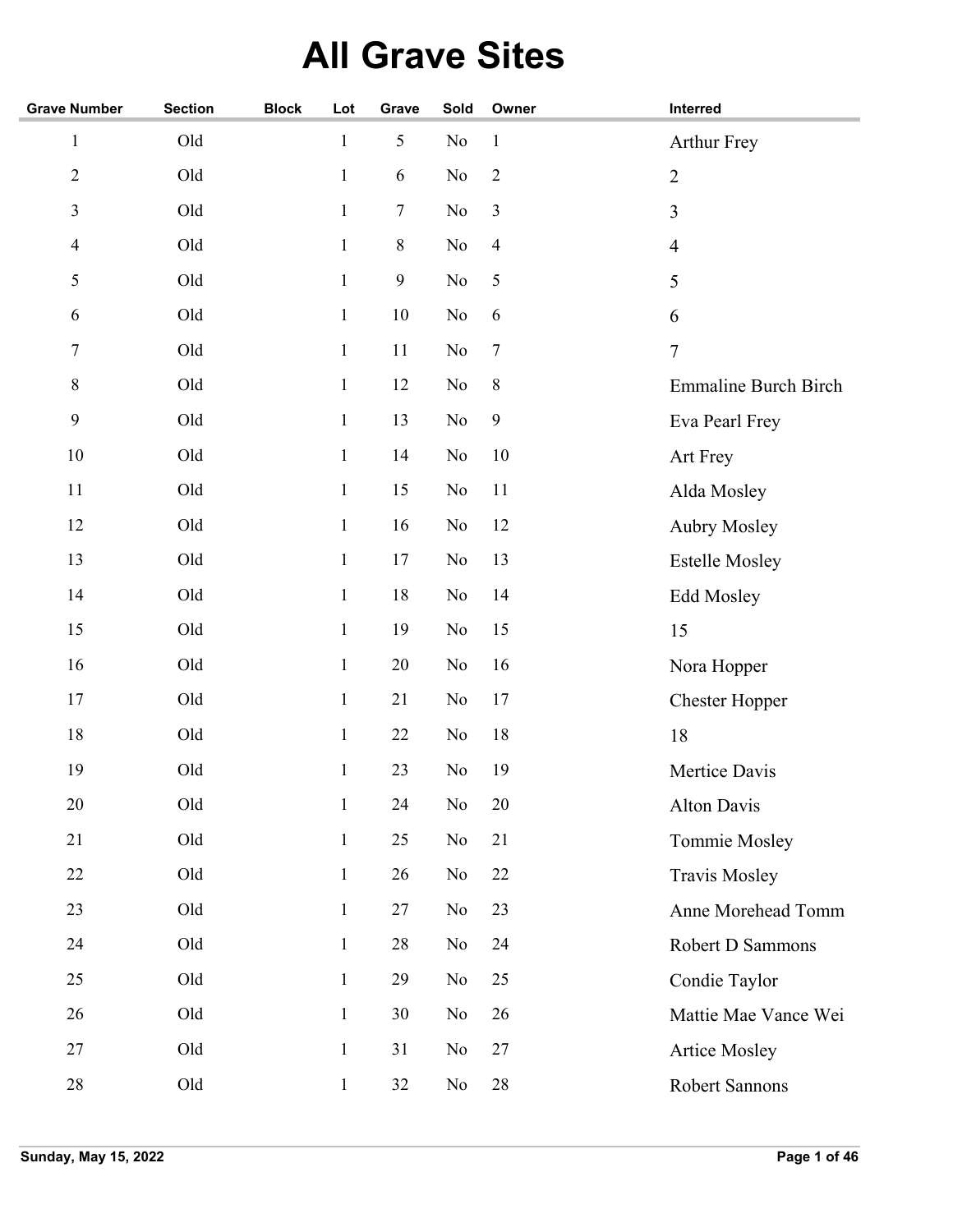# All Grave Sites

| Grave Number | Section | Block | Lot | Grave | Sold | Owner | Interred |
|---|---|---|---|---|---|---|---|
| 1 | Old | | 1 | 5 | No | 1 | Arthur Frey |
| 2 | Old | | 1 | 6 | No | 2 | 2 |
| 3 | Old | | 1 | 7 | No | 3 | 3 |
| 4 | Old | | 1 | 8 | No | 4 | 4 |
| 5 | Old | | 1 | 9 | No | 5 | 5 |
| 6 | Old | | 1 | 10 | No | 6 | 6 |
| 7 | Old | | 1 | 11 | No | 7 | 7 |
| 8 | Old | | 1 | 12 | No | 8 | Emmaline Burch Birch |
| 9 | Old | | 1 | 13 | No | 9 | Eva Pearl Frey |
| 10 | Old | | 1 | 14 | No | 10 | Art Frey |
| 11 | Old | | 1 | 15 | No | 11 | Alda Mosley |
| 12 | Old | | 1 | 16 | No | 12 | Aubry Mosley |
| 13 | Old | | 1 | 17 | No | 13 | Estelle Mosley |
| 14 | Old | | 1 | 18 | No | 14 | Edd Mosley |
| 15 | Old | | 1 | 19 | No | 15 | 15 |
| 16 | Old | | 1 | 20 | No | 16 | Nora Hopper |
| 17 | Old | | 1 | 21 | No | 17 | Chester Hopper |
| 18 | Old | | 1 | 22 | No | 18 | 18 |
| 19 | Old | | 1 | 23 | No | 19 | Mertice Davis |
| 20 | Old | | 1 | 24 | No | 20 | Alton Davis |
| 21 | Old | | 1 | 25 | No | 21 | Tommie Mosley |
| 22 | Old | | 1 | 26 | No | 22 | Travis Mosley |
| 23 | Old | | 1 | 27 | No | 23 | Anne Morehead Tomm |
| 24 | Old | | 1 | 28 | No | 24 | Robert D Sammons |
| 25 | Old | | 1 | 29 | No | 25 | Condie Taylor |
| 26 | Old | | 1 | 30 | No | 26 | Mattie Mae Vance Wei |
| 27 | Old | | 1 | 31 | No | 27 | Artice Mosley |
| 28 | Old | | 1 | 32 | No | 28 | Robert Sannons |

Sunday, May 15, 2022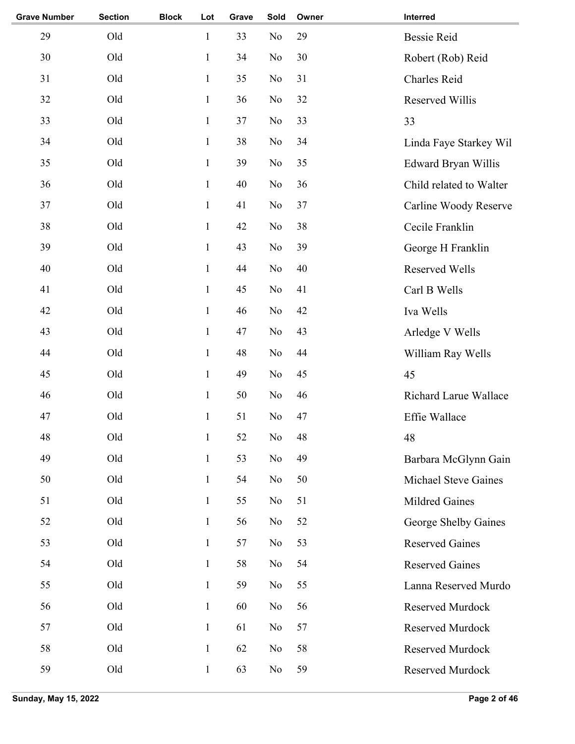| Grave Number | Section | Block | Lot | Grave | Sold | Owner | Interred |
|---|---|---|---|---|---|---|---|
| 29 | Old | | 1 | 33 | No | 29 | Bessie Reid |
| 30 | Old | | 1 | 34 | No | 30 | Robert (Rob) Reid |
| 31 | Old | | 1 | 35 | No | 31 | Charles Reid |
| 32 | Old | | 1 | 36 | No | 32 | Reserved Willis |
| 33 | Old | | 1 | 37 | No | 33 | 33 |
| 34 | Old | | 1 | 38 | No | 34 | Linda Faye Starkey Wil |
| 35 | Old | | 1 | 39 | No | 35 | Edward Bryan Willis |
| 36 | Old | | 1 | 40 | No | 36 | Child related to Walter |
| 37 | Old | | 1 | 41 | No | 37 | Carline Woody Reserve |
| 38 | Old | | 1 | 42 | No | 38 | Cecile Franklin |
| 39 | Old | | 1 | 43 | No | 39 | George H Franklin |
| 40 | Old | | 1 | 44 | No | 40 | Reserved Wells |
| 41 | Old | | 1 | 45 | No | 41 | Carl B Wells |
| 42 | Old | | 1 | 46 | No | 42 | Iva Wells |
| 43 | Old | | 1 | 47 | No | 43 | Arledge V Wells |
| 44 | Old | | 1 | 48 | No | 44 | William Ray Wells |
| 45 | Old | | 1 | 49 | No | 45 | 45 |
| 46 | Old | | 1 | 50 | No | 46 | Richard Larue Wallace |
| 47 | Old | | 1 | 51 | No | 47 | Effie Wallace |
| 48 | Old | | 1 | 52 | No | 48 | 48 |
| 49 | Old | | 1 | 53 | No | 49 | Barbara McGlynn Gain |
| 50 | Old | | 1 | 54 | No | 50 | Michael Steve Gaines |
| 51 | Old | | 1 | 55 | No | 51 | Mildred Gaines |
| 52 | Old | | 1 | 56 | No | 52 | George Shelby Gaines |
| 53 | Old | | 1 | 57 | No | 53 | Reserved Gaines |
| 54 | Old | | 1 | 58 | No | 54 | Reserved Gaines |
| 55 | Old | | 1 | 59 | No | 55 | Lanna Reserved Murdo |
| 56 | Old | | 1 | 60 | No | 56 | Reserved Murdock |
| 57 | Old | | 1 | 61 | No | 57 | Reserved Murdock |
| 58 | Old | | 1 | 62 | No | 58 | Reserved Murdock |
| 59 | Old | | 1 | 63 | No | 59 | Reserved Murdock |

Sunday, May 15, 2022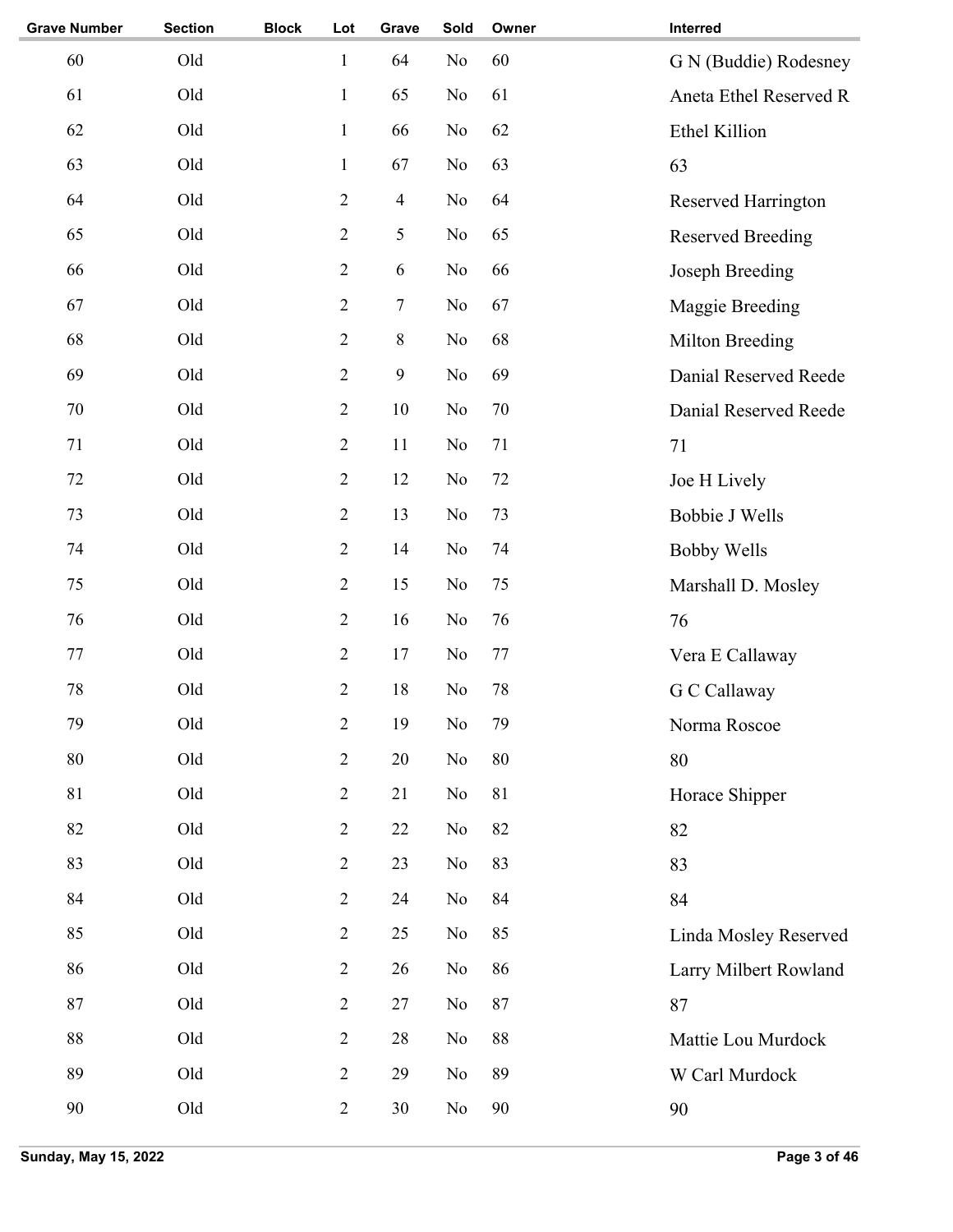| Grave Number | Section | Block | Lot | Grave | Sold | Owner | Interred |
|---|---|---|---|---|---|---|---|
| 60 | Old | | 1 | 64 | No | 60 | G N (Buddie) Rodesney |
| 61 | Old | | 1 | 65 | No | 61 | Aneta Ethel Reserved R |
| 62 | Old | | 1 | 66 | No | 62 | Ethel Killion |
| 63 | Old | | 1 | 67 | No | 63 | 63 |
| 64 | Old | | 2 | 4 | No | 64 | Reserved Harrington |
| 65 | Old | | 2 | 5 | No | 65 | Reserved Breeding |
| 66 | Old | | 2 | 6 | No | 66 | Joseph Breeding |
| 67 | Old | | 2 | 7 | No | 67 | Maggie Breeding |
| 68 | Old | | 2 | 8 | No | 68 | Milton Breeding |
| 69 | Old | | 2 | 9 | No | 69 | Danial Reserved Reede |
| 70 | Old | | 2 | 10 | No | 70 | Danial Reserved Reede |
| 71 | Old | | 2 | 11 | No | 71 | 71 |
| 72 | Old | | 2 | 12 | No | 72 | Joe H Lively |
| 73 | Old | | 2 | 13 | No | 73 | Bobbie J Wells |
| 74 | Old | | 2 | 14 | No | 74 | Bobby Wells |
| 75 | Old | | 2 | 15 | No | 75 | Marshall D. Mosley |
| 76 | Old | | 2 | 16 | No | 76 | 76 |
| 77 | Old | | 2 | 17 | No | 77 | Vera E Callaway |
| 78 | Old | | 2 | 18 | No | 78 | G C Callaway |
| 79 | Old | | 2 | 19 | No | 79 | Norma Roscoe |
| 80 | Old | | 2 | 20 | No | 80 | 80 |
| 81 | Old | | 2 | 21 | No | 81 | Horace Shipper |
| 82 | Old | | 2 | 22 | No | 82 | 82 |
| 83 | Old | | 2 | 23 | No | 83 | 83 |
| 84 | Old | | 2 | 24 | No | 84 | 84 |
| 85 | Old | | 2 | 25 | No | 85 | Linda Mosley Reserved |
| 86 | Old | | 2 | 26 | No | 86 | Larry Milbert Rowland |
| 87 | Old | | 2 | 27 | No | 87 | 87 |
| 88 | Old | | 2 | 28 | No | 88 | Mattie Lou Murdock |
| 89 | Old | | 2 | 29 | No | 89 | W Carl Murdock |
| 90 | Old | | 2 | 30 | No | 90 | 90 |

Sunday, May 15, 2022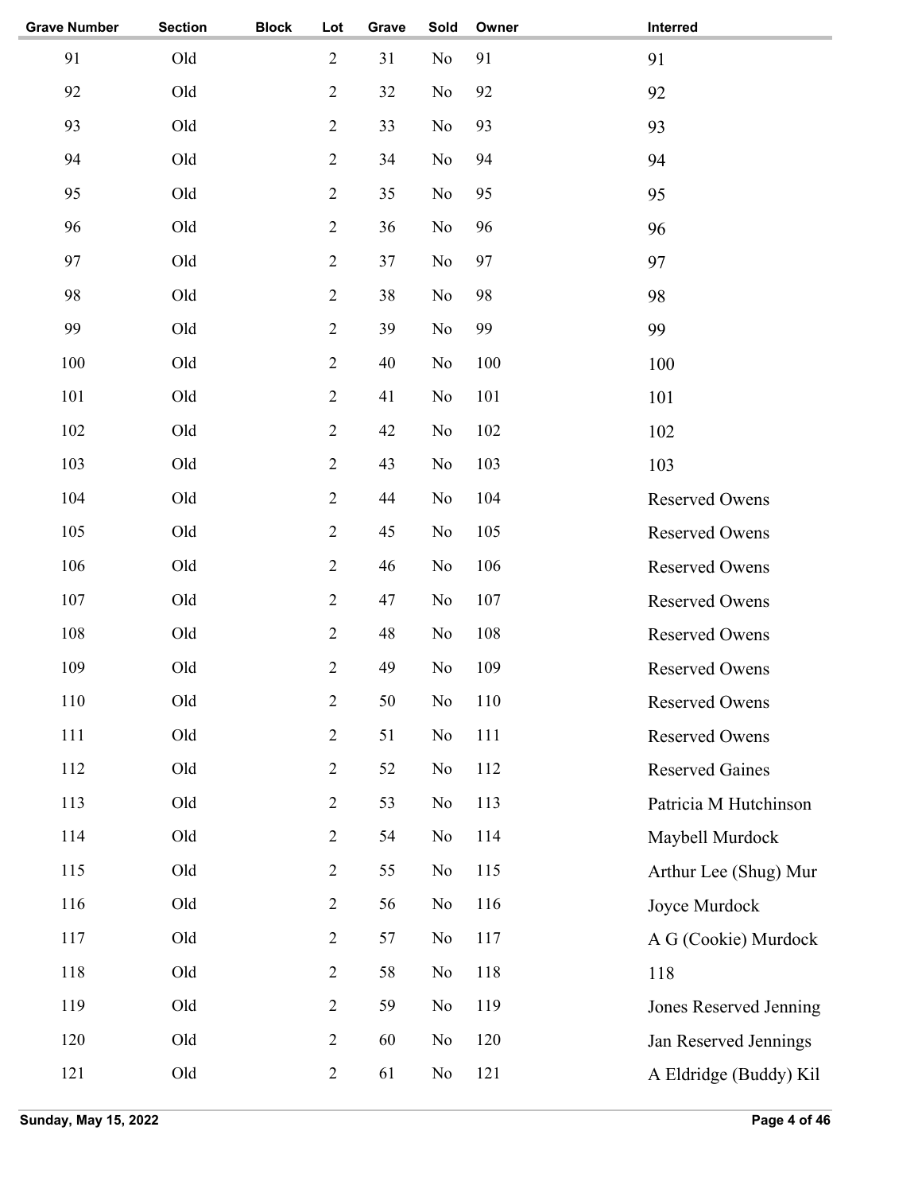| Grave Number | Section | Block | Lot | Grave | Sold | Owner | Interred |
|---|---|---|---|---|---|---|---|
| 91 | Old | | 2 | 31 | No | 91 | 91 |
| 92 | Old | | 2 | 32 | No | 92 | 92 |
| 93 | Old | | 2 | 33 | No | 93 | 93 |
| 94 | Old | | 2 | 34 | No | 94 | 94 |
| 95 | Old | | 2 | 35 | No | 95 | 95 |
| 96 | Old | | 2 | 36 | No | 96 | 96 |
| 97 | Old | | 2 | 37 | No | 97 | 97 |
| 98 | Old | | 2 | 38 | No | 98 | 98 |
| 99 | Old | | 2 | 39 | No | 99 | 99 |
| 100 | Old | | 2 | 40 | No | 100 | 100 |
| 101 | Old | | 2 | 41 | No | 101 | 101 |
| 102 | Old | | 2 | 42 | No | 102 | 102 |
| 103 | Old | | 2 | 43 | No | 103 | 103 |
| 104 | Old | | 2 | 44 | No | 104 | Reserved Owens |
| 105 | Old | | 2 | 45 | No | 105 | Reserved Owens |
| 106 | Old | | 2 | 46 | No | 106 | Reserved Owens |
| 107 | Old | | 2 | 47 | No | 107 | Reserved Owens |
| 108 | Old | | 2 | 48 | No | 108 | Reserved Owens |
| 109 | Old | | 2 | 49 | No | 109 | Reserved Owens |
| 110 | Old | | 2 | 50 | No | 110 | Reserved Owens |
| 111 | Old | | 2 | 51 | No | 111 | Reserved Owens |
| 112 | Old | | 2 | 52 | No | 112 | Reserved Gaines |
| 113 | Old | | 2 | 53 | No | 113 | Patricia M Hutchinson |
| 114 | Old | | 2 | 54 | No | 114 | Maybell Murdock |
| 115 | Old | | 2 | 55 | No | 115 | Arthur Lee (Shug) Mur |
| 116 | Old | | 2 | 56 | No | 116 | Joyce Murdock |
| 117 | Old | | 2 | 57 | No | 117 | A G (Cookie) Murdock |
| 118 | Old | | 2 | 58 | No | 118 | 118 |
| 119 | Old | | 2 | 59 | No | 119 | Jones Reserved Jenning |
| 120 | Old | | 2 | 60 | No | 120 | Jan Reserved Jennings |
| 121 | Old | | 2 | 61 | No | 121 | A Eldridge (Buddy) Kil |

Sunday, May 15, 2022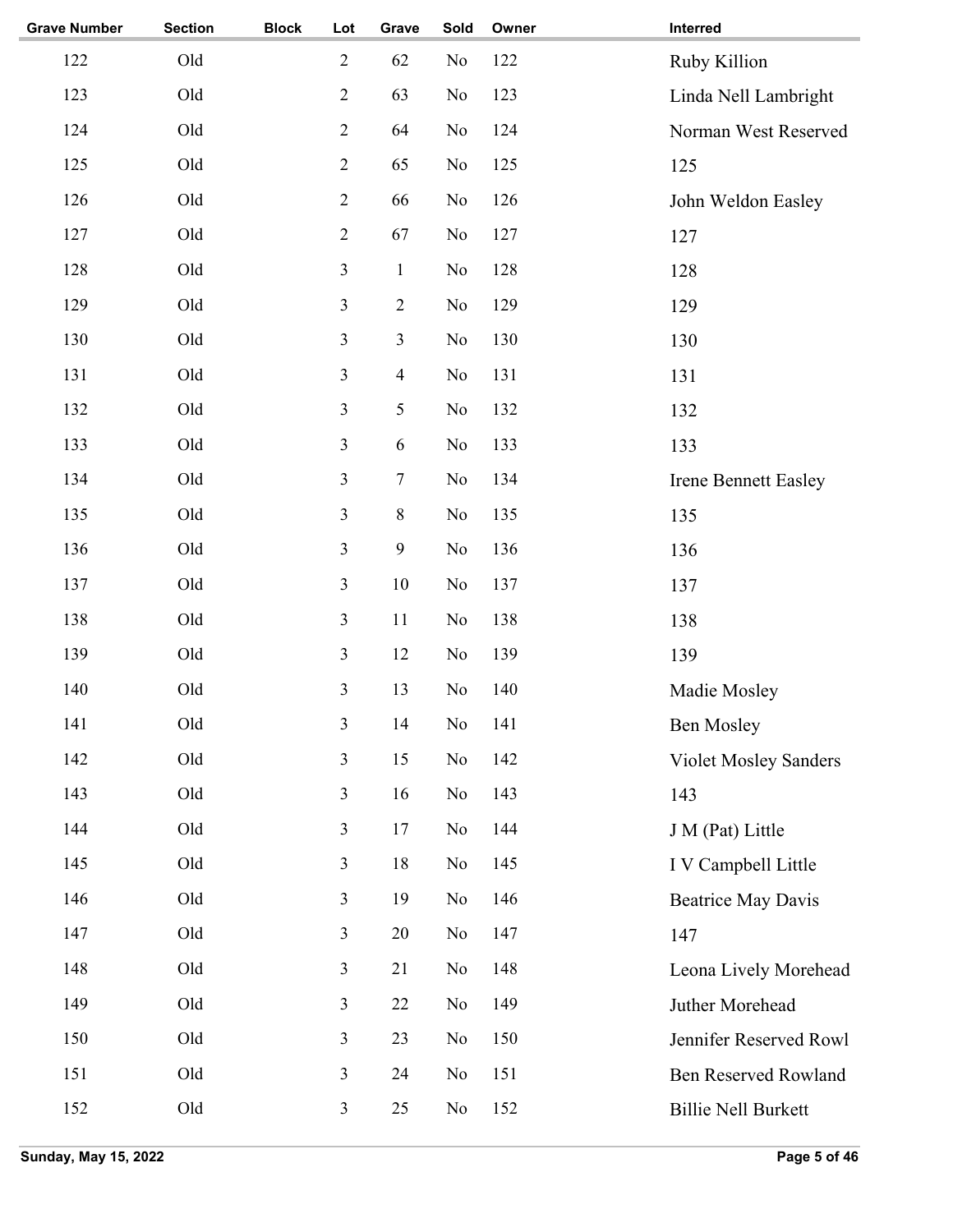| Grave Number | Section | Block | Lot | Grave | Sold | Owner | Interred |
|---|---|---|---|---|---|---|---|
| 122 | Old | | 2 | 62 | No | 122 | Ruby Killion |
| 123 | Old | | 2 | 63 | No | 123 | Linda Nell Lambright |
| 124 | Old | | 2 | 64 | No | 124 | Norman West Reserved |
| 125 | Old | | 2 | 65 | No | 125 | 125 |
| 126 | Old | | 2 | 66 | No | 126 | John Weldon Easley |
| 127 | Old | | 2 | 67 | No | 127 | 127 |
| 128 | Old | | 3 | 1 | No | 128 | 128 |
| 129 | Old | | 3 | 2 | No | 129 | 129 |
| 130 | Old | | 3 | 3 | No | 130 | 130 |
| 131 | Old | | 3 | 4 | No | 131 | 131 |
| 132 | Old | | 3 | 5 | No | 132 | 132 |
| 133 | Old | | 3 | 6 | No | 133 | 133 |
| 134 | Old | | 3 | 7 | No | 134 | Irene Bennett Easley |
| 135 | Old | | 3 | 8 | No | 135 | 135 |
| 136 | Old | | 3 | 9 | No | 136 | 136 |
| 137 | Old | | 3 | 10 | No | 137 | 137 |
| 138 | Old | | 3 | 11 | No | 138 | 138 |
| 139 | Old | | 3 | 12 | No | 139 | 139 |
| 140 | Old | | 3 | 13 | No | 140 | Madie Mosley |
| 141 | Old | | 3 | 14 | No | 141 | Ben Mosley |
| 142 | Old | | 3 | 15 | No | 142 | Violet Mosley Sanders |
| 143 | Old | | 3 | 16 | No | 143 | 143 |
| 144 | Old | | 3 | 17 | No | 144 | J M (Pat) Little |
| 145 | Old | | 3 | 18 | No | 145 | I V Campbell Little |
| 146 | Old | | 3 | 19 | No | 146 | Beatrice May Davis |
| 147 | Old | | 3 | 20 | No | 147 | 147 |
| 148 | Old | | 3 | 21 | No | 148 | Leona Lively Morehead |
| 149 | Old | | 3 | 22 | No | 149 | Juther Morehead |
| 150 | Old | | 3 | 23 | No | 150 | Jennifer Reserved Rowl |
| 151 | Old | | 3 | 24 | No | 151 | Ben Reserved Rowland |
| 152 | Old | | 3 | 25 | No | 152 | Billie Nell Burkett |

**Sunday, May 15, 2022**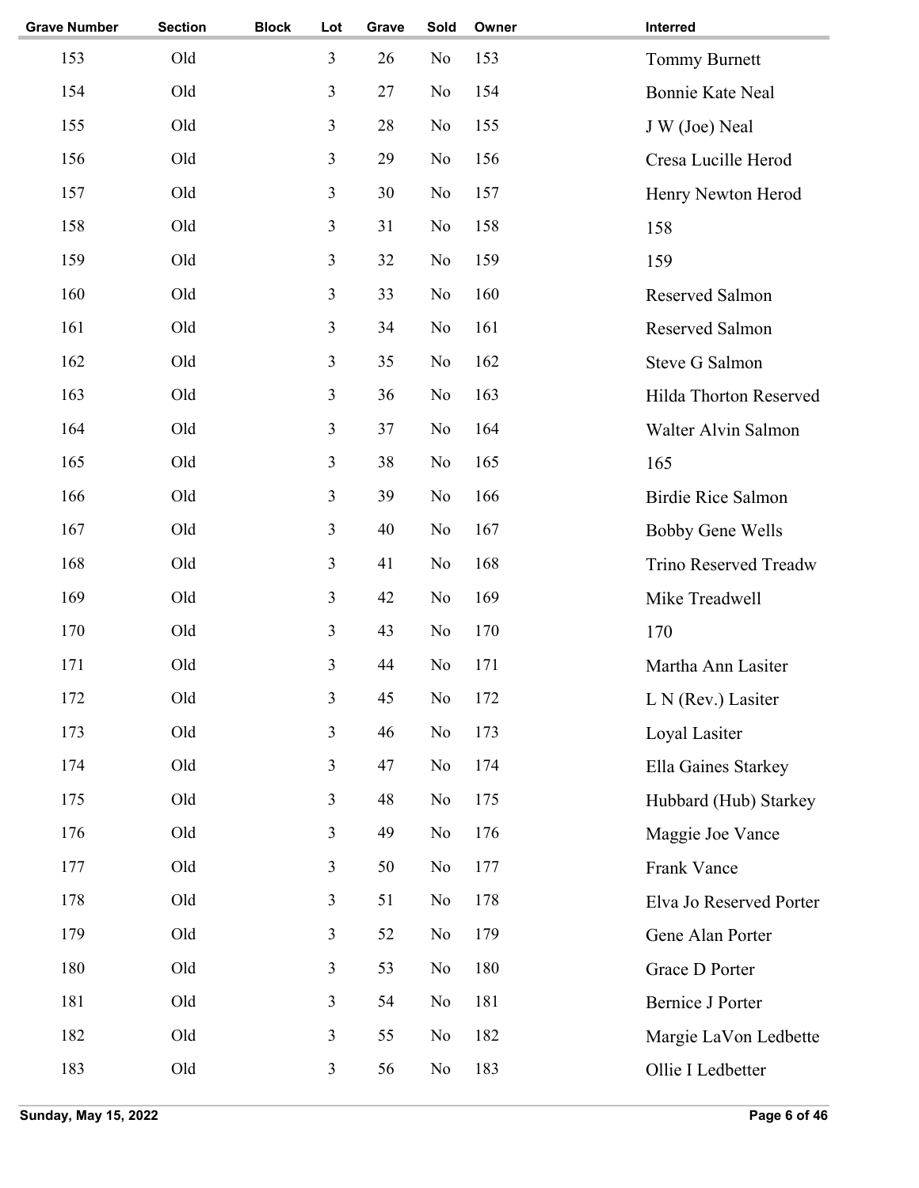| Grave Number | Section | Block | Lot | Grave | Sold | Owner | Interred |
|---|---|---|---|---|---|---|---|
| 153 | Old | | 3 | 26 | No | 153 | Tommy Burnett |
| 154 | Old | | 3 | 27 | No | 154 | Bonnie Kate Neal |
| 155 | Old | | 3 | 28 | No | 155 | J W (Joe) Neal |
| 156 | Old | | 3 | 29 | No | 156 | Cresa Lucille Herod |
| 157 | Old | | 3 | 30 | No | 157 | Henry Newton Herod |
| 158 | Old | | 3 | 31 | No | 158 | 158 |
| 159 | Old | | 3 | 32 | No | 159 | 159 |
| 160 | Old | | 3 | 33 | No | 160 | Reserved Salmon |
| 161 | Old | | 3 | 34 | No | 161 | Reserved Salmon |
| 162 | Old | | 3 | 35 | No | 162 | Steve G Salmon |
| 163 | Old | | 3 | 36 | No | 163 | Hilda Thorton Reserved |
| 164 | Old | | 3 | 37 | No | 164 | Walter Alvin Salmon |
| 165 | Old | | 3 | 38 | No | 165 | 165 |
| 166 | Old | | 3 | 39 | No | 166 | Birdie Rice Salmon |
| 167 | Old | | 3 | 40 | No | 167 | Bobby Gene Wells |
| 168 | Old | | 3 | 41 | No | 168 | Trino Reserved Treadw |
| 169 | Old | | 3 | 42 | No | 169 | Mike Treadwell |
| 170 | Old | | 3 | 43 | No | 170 | 170 |
| 171 | Old | | 3 | 44 | No | 171 | Martha Ann Lasiter |
| 172 | Old | | 3 | 45 | No | 172 | L N (Rev.) Lasiter |
| 173 | Old | | 3 | 46 | No | 173 | Loyal Lasiter |
| 174 | Old | | 3 | 47 | No | 174 | Ella Gaines Starkey |
| 175 | Old | | 3 | 48 | No | 175 | Hubbard (Hub) Starkey |
| 176 | Old | | 3 | 49 | No | 176 | Maggie Joe Vance |
| 177 | Old | | 3 | 50 | No | 177 | Frank Vance |
| 178 | Old | | 3 | 51 | No | 178 | Elva Jo Reserved Porter |
| 179 | Old | | 3 | 52 | No | 179 | Gene Alan Porter |
| 180 | Old | | 3 | 53 | No | 180 | Grace D Porter |
| 181 | Old | | 3 | 54 | No | 181 | Bernice J Porter |
| 182 | Old | | 3 | 55 | No | 182 | Margie LaVon Ledbette |
| 183 | Old | | 3 | 56 | No | 183 | Ollie I Ledbetter |

Sunday, May 15, 2022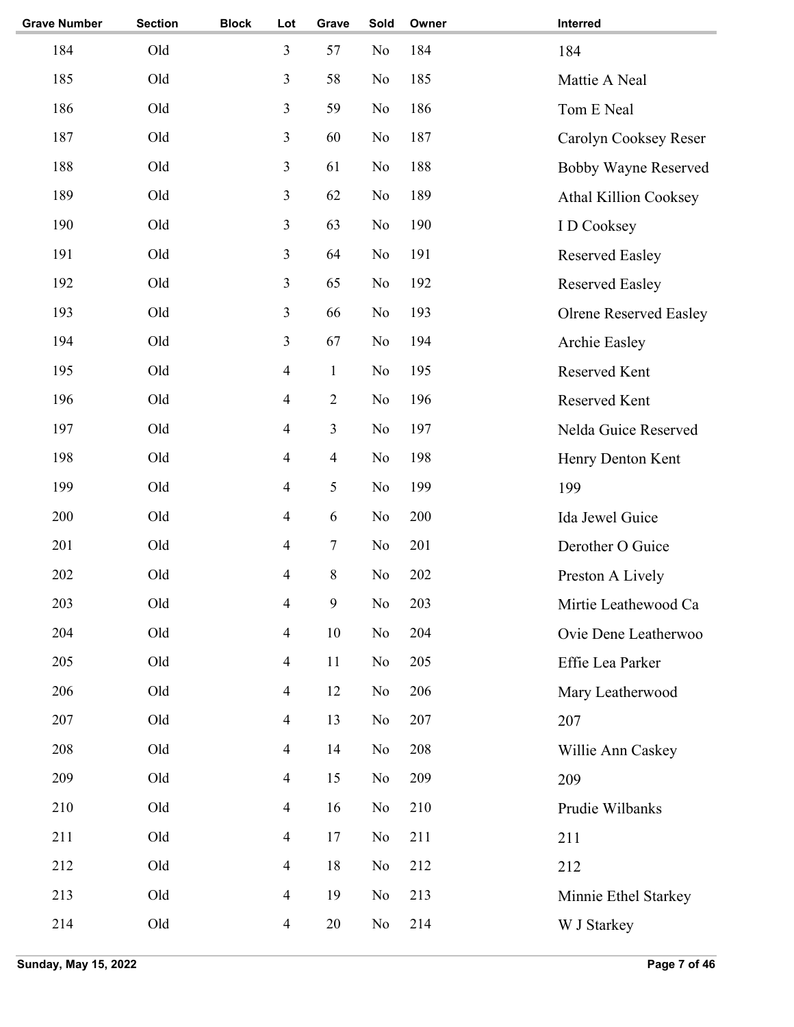| Grave Number | Section | Block | Lot | Grave | Sold | Owner | Interred |
|---|---|---|---|---|---|---|---|
| 184 | Old | | 3 | 57 | No | 184 | 184 |
| 185 | Old | | 3 | 58 | No | 185 | Mattie A Neal |
| 186 | Old | | 3 | 59 | No | 186 | Tom E Neal |
| 187 | Old | | 3 | 60 | No | 187 | Carolyn Cooksey Reser |
| 188 | Old | | 3 | 61 | No | 188 | Bobby Wayne Reserved |
| 189 | Old | | 3 | 62 | No | 189 | Athal Killion Cooksey |
| 190 | Old | | 3 | 63 | No | 190 | I D Cooksey |
| 191 | Old | | 3 | 64 | No | 191 | Reserved Easley |
| 192 | Old | | 3 | 65 | No | 192 | Reserved Easley |
| 193 | Old | | 3 | 66 | No | 193 | Olrene Reserved Easley |
| 194 | Old | | 3 | 67 | No | 194 | Archie Easley |
| 195 | Old | | 4 | 1 | No | 195 | Reserved Kent |
| 196 | Old | | 4 | 2 | No | 196 | Reserved Kent |
| 197 | Old | | 4 | 3 | No | 197 | Nelda Guice Reserved |
| 198 | Old | | 4 | 4 | No | 198 | Henry Denton Kent |
| 199 | Old | | 4 | 5 | No | 199 | 199 |
| 200 | Old | | 4 | 6 | No | 200 | Ida Jewel Guice |
| 201 | Old | | 4 | 7 | No | 201 | Derother O Guice |
| 202 | Old | | 4 | 8 | No | 202 | Preston A Lively |
| 203 | Old | | 4 | 9 | No | 203 | Mirtie Leathewood Ca |
| 204 | Old | | 4 | 10 | No | 204 | Ovie Dene Leatherwoo |
| 205 | Old | | 4 | 11 | No | 205 | Effie Lea Parker |
| 206 | Old | | 4 | 12 | No | 206 | Mary Leatherwood |
| 207 | Old | | 4 | 13 | No | 207 | 207 |
| 208 | Old | | 4 | 14 | No | 208 | Willie Ann Caskey |
| 209 | Old | | 4 | 15 | No | 209 | 209 |
| 210 | Old | | 4 | 16 | No | 210 | Prudie Wilbanks |
| 211 | Old | | 4 | 17 | No | 211 | 211 |
| 212 | Old | | 4 | 18 | No | 212 | 212 |
| 213 | Old | | 4 | 19 | No | 213 | Minnie Ethel Starkey |
| 214 | Old | | 4 | 20 | No | 214 | W J Starkey |

Sunday, May 15, 2022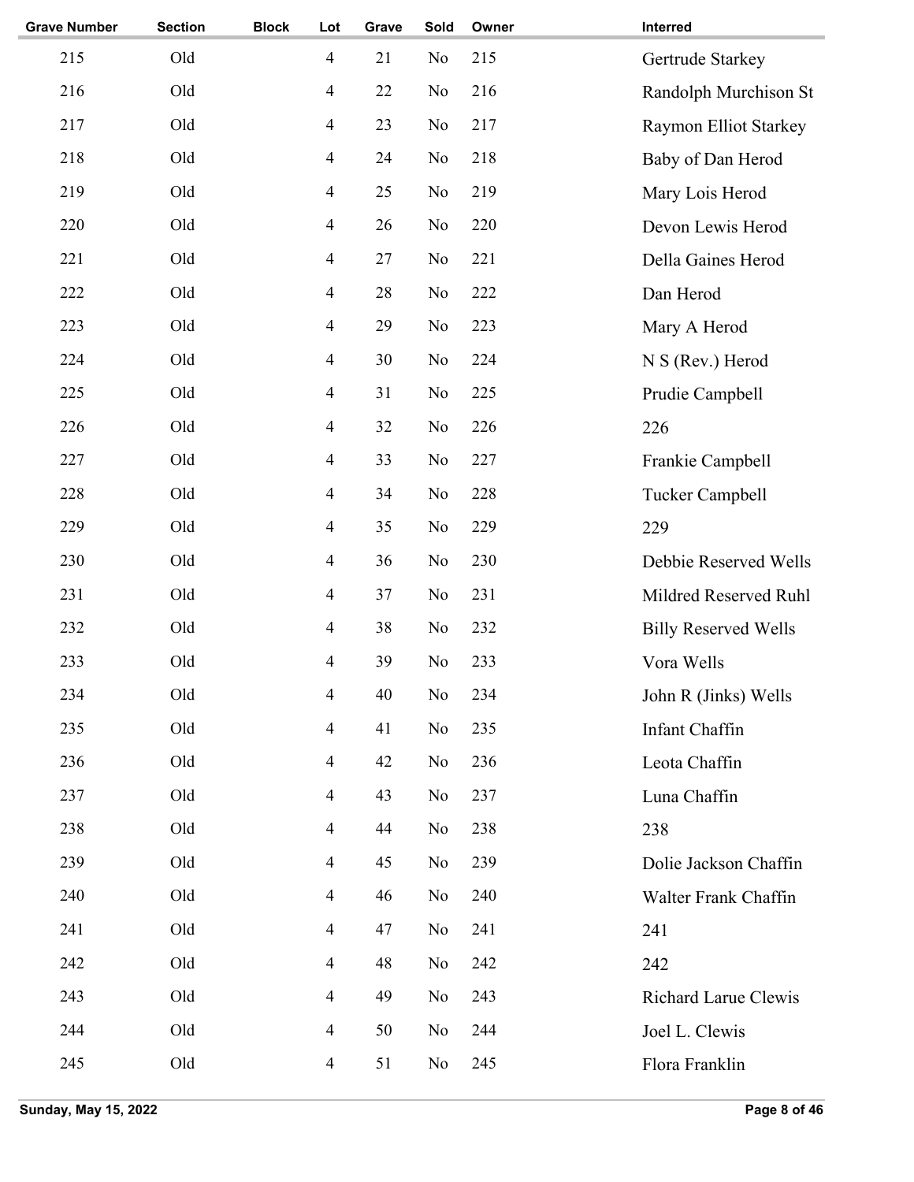| Grave Number | Section | Block | Lot | Grave | Sold | Owner | Interred |
|---|---|---|---|---|---|---|---|
| 215 | Old | | 4 | 21 | No | 215 | Gertrude Starkey |
| 216 | Old | | 4 | 22 | No | 216 | Randolph Murchison St |
| 217 | Old | | 4 | 23 | No | 217 | Raymon Elliot Starkey |
| 218 | Old | | 4 | 24 | No | 218 | Baby of Dan Herod |
| 219 | Old | | 4 | 25 | No | 219 | Mary Lois Herod |
| 220 | Old | | 4 | 26 | No | 220 | Devon Lewis Herod |
| 221 | Old | | 4 | 27 | No | 221 | Della Gaines Herod |
| 222 | Old | | 4 | 28 | No | 222 | Dan Herod |
| 223 | Old | | 4 | 29 | No | 223 | Mary A Herod |
| 224 | Old | | 4 | 30 | No | 224 | N S (Rev.) Herod |
| 225 | Old | | 4 | 31 | No | 225 | Prudie Campbell |
| 226 | Old | | 4 | 32 | No | 226 | 226 |
| 227 | Old | | 4 | 33 | No | 227 | Frankie Campbell |
| 228 | Old | | 4 | 34 | No | 228 | Tucker Campbell |
| 229 | Old | | 4 | 35 | No | 229 | 229 |
| 230 | Old | | 4 | 36 | No | 230 | Debbie Reserved Wells |
| 231 | Old | | 4 | 37 | No | 231 | Mildred Reserved Ruhl |
| 232 | Old | | 4 | 38 | No | 232 | Billy Reserved Wells |
| 233 | Old | | 4 | 39 | No | 233 | Vora Wells |
| 234 | Old | | 4 | 40 | No | 234 | John R (Jinks) Wells |
| 235 | Old | | 4 | 41 | No | 235 | Infant Chaffin |
| 236 | Old | | 4 | 42 | No | 236 | Leota Chaffin |
| 237 | Old | | 4 | 43 | No | 237 | Luna Chaffin |
| 238 | Old | | 4 | 44 | No | 238 | 238 |
| 239 | Old | | 4 | 45 | No | 239 | Dolie Jackson Chaffin |
| 240 | Old | | 4 | 46 | No | 240 | Walter Frank Chaffin |
| 241 | Old | | 4 | 47 | No | 241 | 241 |
| 242 | Old | | 4 | 48 | No | 242 | 242 |
| 243 | Old | | 4 | 49 | No | 243 | Richard Larue Clewis |
| 244 | Old | | 4 | 50 | No | 244 | Joel L. Clewis |
| 245 | Old | | 4 | 51 | No | 245 | Flora Franklin |

Sunday, May 15, 2022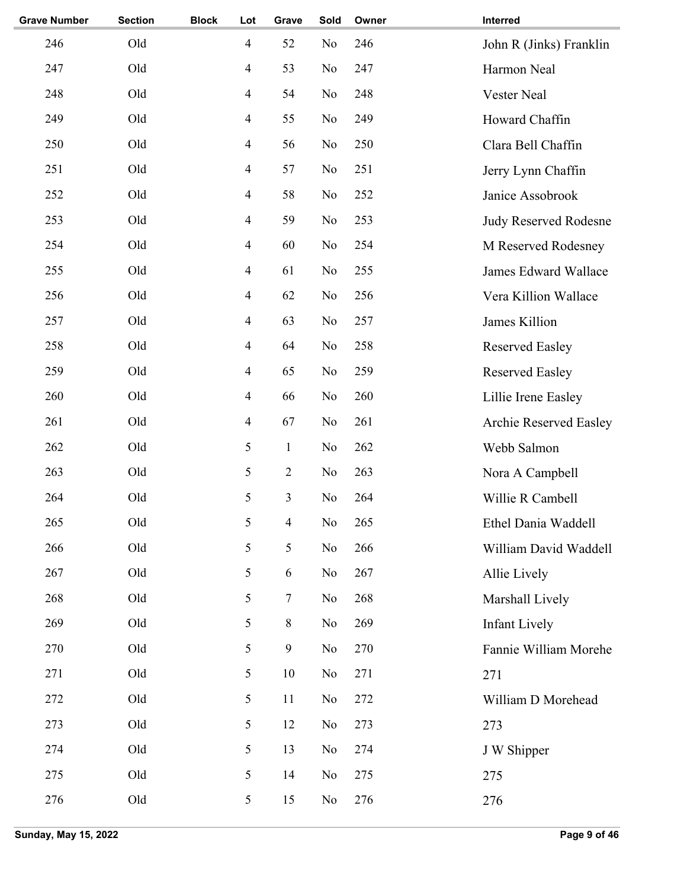| Grave Number | Section | Block | Lot | Grave | Sold | Owner | Interred |
|---|---|---|---|---|---|---|---|
| 246 | Old | | 4 | 52 | No | 246 | John R (Jinks) Franklin |
| 247 | Old | | 4 | 53 | No | 247 | Harmon Neal |
| 248 | Old | | 4 | 54 | No | 248 | Vester Neal |
| 249 | Old | | 4 | 55 | No | 249 | Howard Chaffin |
| 250 | Old | | 4 | 56 | No | 250 | Clara Bell Chaffin |
| 251 | Old | | 4 | 57 | No | 251 | Jerry Lynn Chaffin |
| 252 | Old | | 4 | 58 | No | 252 | Janice Assobrook |
| 253 | Old | | 4 | 59 | No | 253 | Judy Reserved Rodesne |
| 254 | Old | | 4 | 60 | No | 254 | M Reserved Rodesney |
| 255 | Old | | 4 | 61 | No | 255 | James Edward Wallace |
| 256 | Old | | 4 | 62 | No | 256 | Vera Killion Wallace |
| 257 | Old | | 4 | 63 | No | 257 | James Killion |
| 258 | Old | | 4 | 64 | No | 258 | Reserved Easley |
| 259 | Old | | 4 | 65 | No | 259 | Reserved Easley |
| 260 | Old | | 4 | 66 | No | 260 | Lillie Irene Easley |
| 261 | Old | | 4 | 67 | No | 261 | Archie Reserved Easley |
| 262 | Old | | 5 | 1 | No | 262 | Webb Salmon |
| 263 | Old | | 5 | 2 | No | 263 | Nora A Campbell |
| 264 | Old | | 5 | 3 | No | 264 | Willie R Cambell |
| 265 | Old | | 5 | 4 | No | 265 | Ethel Dania Waddell |
| 266 | Old | | 5 | 5 | No | 266 | William David Waddell |
| 267 | Old | | 5 | 6 | No | 267 | Allie Lively |
| 268 | Old | | 5 | 7 | No | 268 | Marshall Lively |
| 269 | Old | | 5 | 8 | No | 269 | Infant Lively |
| 270 | Old | | 5 | 9 | No | 270 | Fannie William Morehe |
| 271 | Old | | 5 | 10 | No | 271 | 271 |
| 272 | Old | | 5 | 11 | No | 272 | William D Morehead |
| 273 | Old | | 5 | 12 | No | 273 | 273 |
| 274 | Old | | 5 | 13 | No | 274 | J W Shipper |
| 275 | Old | | 5 | 14 | No | 275 | 275 |
| 276 | Old | | 5 | 15 | No | 276 | 276 |

Sunday, May 15, 2022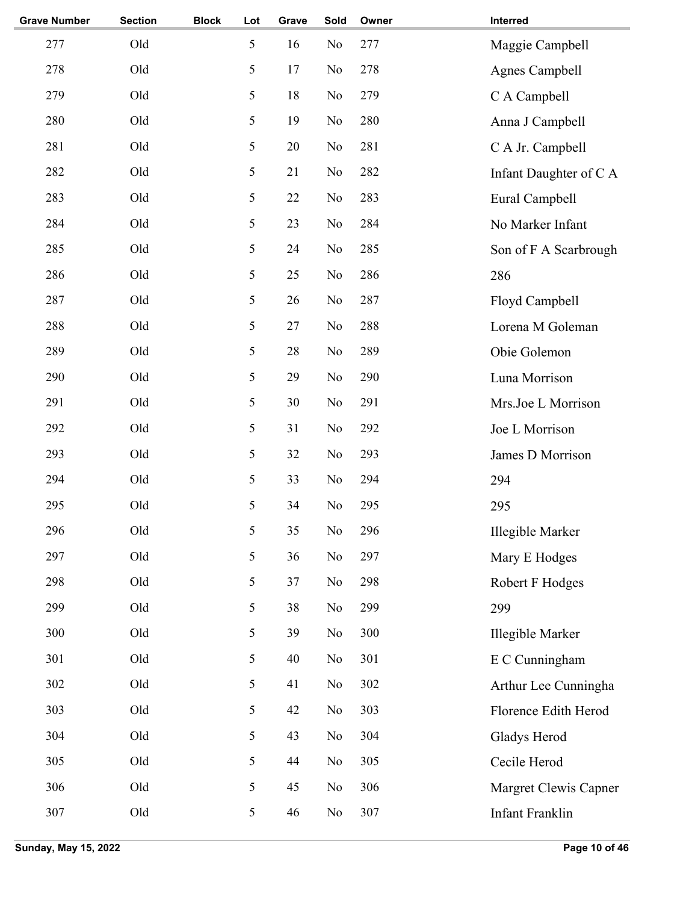| Grave Number | Section | Block | Lot | Grave | Sold | Owner | Interred |
|---|---|---|---|---|---|---|---|
| 277 | Old | | 5 | 16 | No | 277 | Maggie Campbell |
| 278 | Old | | 5 | 17 | No | 278 | Agnes Campbell |
| 279 | Old | | 5 | 18 | No | 279 | C A Campbell |
| 280 | Old | | 5 | 19 | No | 280 | Anna J Campbell |
| 281 | Old | | 5 | 20 | No | 281 | C A Jr. Campbell |
| 282 | Old | | 5 | 21 | No | 282 | Infant Daughter of C A |
| 283 | Old | | 5 | 22 | No | 283 | Eural Campbell |
| 284 | Old | | 5 | 23 | No | 284 | No Marker Infant |
| 285 | Old | | 5 | 24 | No | 285 | Son of F A Scarbrough |
| 286 | Old | | 5 | 25 | No | 286 | 286 |
| 287 | Old | | 5 | 26 | No | 287 | Floyd Campbell |
| 288 | Old | | 5 | 27 | No | 288 | Lorena M Goleman |
| 289 | Old | | 5 | 28 | No | 289 | Obie Golemon |
| 290 | Old | | 5 | 29 | No | 290 | Luna Morrison |
| 291 | Old | | 5 | 30 | No | 291 | Mrs.Joe L Morrison |
| 292 | Old | | 5 | 31 | No | 292 | Joe L Morrison |
| 293 | Old | | 5 | 32 | No | 293 | James D Morrison |
| 294 | Old | | 5 | 33 | No | 294 | 294 |
| 295 | Old | | 5 | 34 | No | 295 | 295 |
| 296 | Old | | 5 | 35 | No | 296 | Illegible Marker |
| 297 | Old | | 5 | 36 | No | 297 | Mary E Hodges |
| 298 | Old | | 5 | 37 | No | 298 | Robert F Hodges |
| 299 | Old | | 5 | 38 | No | 299 | 299 |
| 300 | Old | | 5 | 39 | No | 300 | Illegible Marker |
| 301 | Old | | 5 | 40 | No | 301 | E C Cunningham |
| 302 | Old | | 5 | 41 | No | 302 | Arthur Lee Cunningha |
| 303 | Old | | 5 | 42 | No | 303 | Florence Edith Herod |
| 304 | Old | | 5 | 43 | No | 304 | Gladys Herod |
| 305 | Old | | 5 | 44 | No | 305 | Cecile Herod |
| 306 | Old | | 5 | 45 | No | 306 | Margret Clewis Capner |
| 307 | Old | | 5 | 46 | No | 307 | Infant Franklin |

**Sunday, May 15, 2022**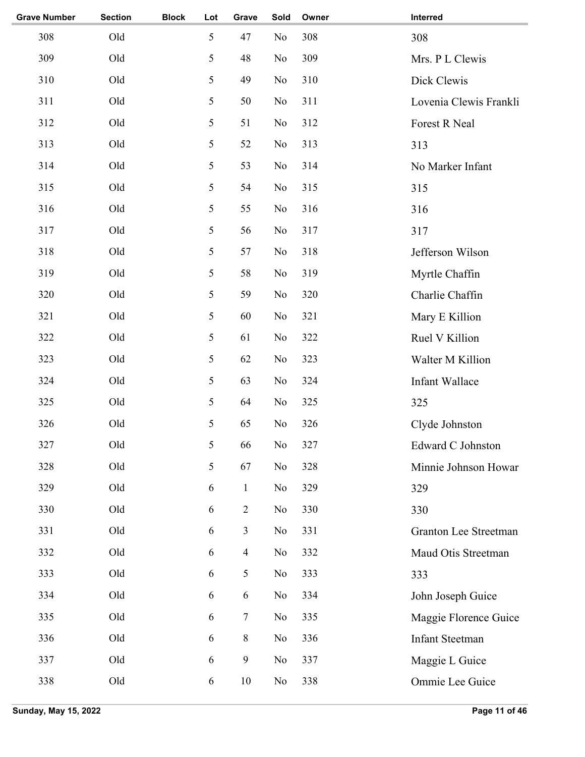| Grave Number | Section | Block | Lot | Grave | Sold | Owner | Interred |
|---|---|---|---|---|---|---|---|
| 308 | Old | | 5 | 47 | No | 308 | 308 |
| 309 | Old | | 5 | 48 | No | 309 | Mrs. P L Clewis |
| 310 | Old | | 5 | 49 | No | 310 | Dick Clewis |
| 311 | Old | | 5 | 50 | No | 311 | Lovenia Clewis Frankli |
| 312 | Old | | 5 | 51 | No | 312 | Forest R Neal |
| 313 | Old | | 5 | 52 | No | 313 | 313 |
| 314 | Old | | 5 | 53 | No | 314 | No Marker Infant |
| 315 | Old | | 5 | 54 | No | 315 | 315 |
| 316 | Old | | 5 | 55 | No | 316 | 316 |
| 317 | Old | | 5 | 56 | No | 317 | 317 |
| 318 | Old | | 5 | 57 | No | 318 | Jefferson Wilson |
| 319 | Old | | 5 | 58 | No | 319 | Myrtle Chaffin |
| 320 | Old | | 5 | 59 | No | 320 | Charlie Chaffin |
| 321 | Old | | 5 | 60 | No | 321 | Mary E Killion |
| 322 | Old | | 5 | 61 | No | 322 | Ruel V Killion |
| 323 | Old | | 5 | 62 | No | 323 | Walter M Killion |
| 324 | Old | | 5 | 63 | No | 324 | Infant Wallace |
| 325 | Old | | 5 | 64 | No | 325 | 325 |
| 326 | Old | | 5 | 65 | No | 326 | Clyde Johnston |
| 327 | Old | | 5 | 66 | No | 327 | Edward C Johnston |
| 328 | Old | | 5 | 67 | No | 328 | Minnie Johnson Howar |
| 329 | Old | | 6 | 1 | No | 329 | 329 |
| 330 | Old | | 6 | 2 | No | 330 | 330 |
| 331 | Old | | 6 | 3 | No | 331 | Granton Lee Streetman |
| 332 | Old | | 6 | 4 | No | 332 | Maud Otis Streetman |
| 333 | Old | | 6 | 5 | No | 333 | 333 |
| 334 | Old | | 6 | 6 | No | 334 | John Joseph Guice |
| 335 | Old | | 6 | 7 | No | 335 | Maggie Florence Guice |
| 336 | Old | | 6 | 8 | No | 336 | Infant Steetman |
| 337 | Old | | 6 | 9 | No | 337 | Maggie L Guice |
| 338 | Old | | 6 | 10 | No | 338 | Ommie Lee Guice |

Sunday, May 15, 2022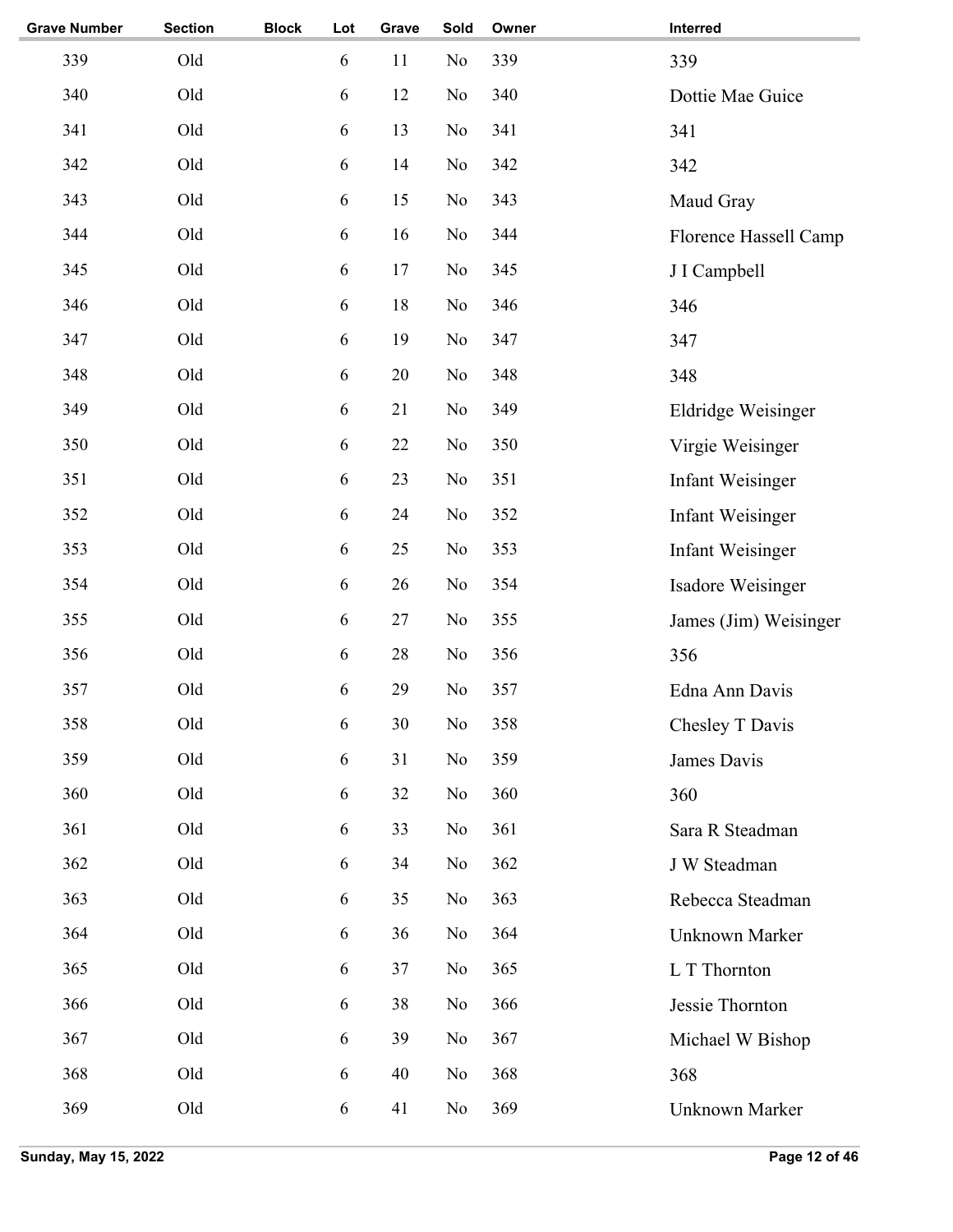| Grave Number | Section | Block | Lot | Grave | Sold | Owner | Interred |
|---|---|---|---|---|---|---|---|
| 339 | Old | | 6 | 11 | No | 339 | 339 |
| 340 | Old | | 6 | 12 | No | 340 | Dottie Mae Guice |
| 341 | Old | | 6 | 13 | No | 341 | 341 |
| 342 | Old | | 6 | 14 | No | 342 | 342 |
| 343 | Old | | 6 | 15 | No | 343 | Maud Gray |
| 344 | Old | | 6 | 16 | No | 344 | Florence Hassell Camp |
| 345 | Old | | 6 | 17 | No | 345 | J I Campbell |
| 346 | Old | | 6 | 18 | No | 346 | 346 |
| 347 | Old | | 6 | 19 | No | 347 | 347 |
| 348 | Old | | 6 | 20 | No | 348 | 348 |
| 349 | Old | | 6 | 21 | No | 349 | Eldridge Weisinger |
| 350 | Old | | 6 | 22 | No | 350 | Virgie Weisinger |
| 351 | Old | | 6 | 23 | No | 351 | Infant Weisinger |
| 352 | Old | | 6 | 24 | No | 352 | Infant Weisinger |
| 353 | Old | | 6 | 25 | No | 353 | Infant Weisinger |
| 354 | Old | | 6 | 26 | No | 354 | Isadore Weisinger |
| 355 | Old | | 6 | 27 | No | 355 | James (Jim) Weisinger |
| 356 | Old | | 6 | 28 | No | 356 | 356 |
| 357 | Old | | 6 | 29 | No | 357 | Edna Ann Davis |
| 358 | Old | | 6 | 30 | No | 358 | Chesley T Davis |
| 359 | Old | | 6 | 31 | No | 359 | James Davis |
| 360 | Old | | 6 | 32 | No | 360 | 360 |
| 361 | Old | | 6 | 33 | No | 361 | Sara R Steadman |
| 362 | Old | | 6 | 34 | No | 362 | J W Steadman |
| 363 | Old | | 6 | 35 | No | 363 | Rebecca Steadman |
| 364 | Old | | 6 | 36 | No | 364 | Unknown Marker |
| 365 | Old | | 6 | 37 | No | 365 | L T Thornton |
| 366 | Old | | 6 | 38 | No | 366 | Jessie Thornton |
| 367 | Old | | 6 | 39 | No | 367 | Michael W Bishop |
| 368 | Old | | 6 | 40 | No | 368 | 368 |
| 369 | Old | | 6 | 41 | No | 369 | Unknown Marker |

Sunday, May 15, 2022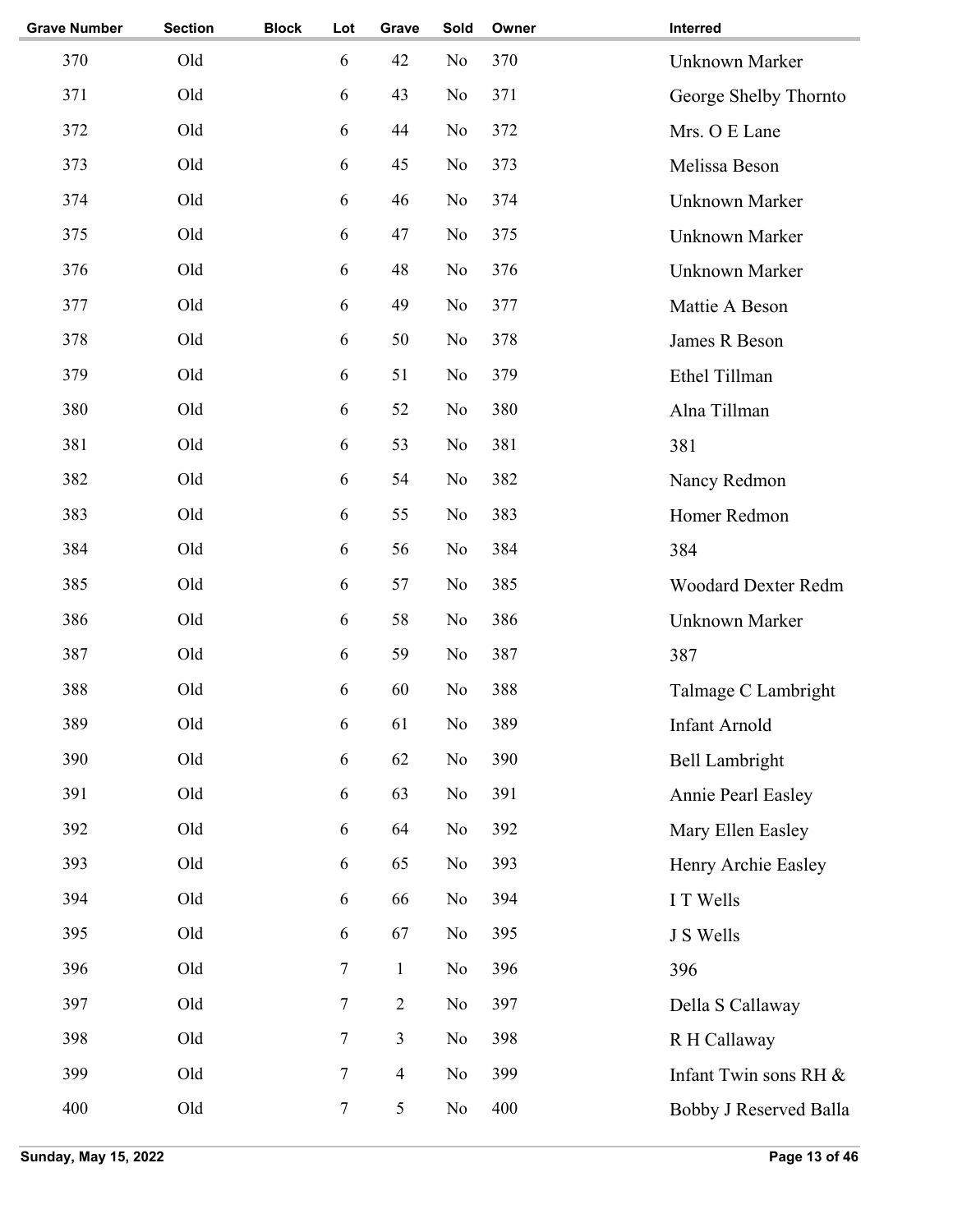| Grave Number | Section | Block | Lot | Grave | Sold | Owner | Interred |
|---|---|---|---|---|---|---|---|
| 370 | Old | | 6 | 42 | No | 370 | Unknown Marker |
| 371 | Old | | 6 | 43 | No | 371 | George Shelby Thornto |
| 372 | Old | | 6 | 44 | No | 372 | Mrs. O E Lane |
| 373 | Old | | 6 | 45 | No | 373 | Melissa Beson |
| 374 | Old | | 6 | 46 | No | 374 | Unknown Marker |
| 375 | Old | | 6 | 47 | No | 375 | Unknown Marker |
| 376 | Old | | 6 | 48 | No | 376 | Unknown Marker |
| 377 | Old | | 6 | 49 | No | 377 | Mattie A Beson |
| 378 | Old | | 6 | 50 | No | 378 | James R Beson |
| 379 | Old | | 6 | 51 | No | 379 | Ethel Tillman |
| 380 | Old | | 6 | 52 | No | 380 | Alna Tillman |
| 381 | Old | | 6 | 53 | No | 381 | 381 |
| 382 | Old | | 6 | 54 | No | 382 | Nancy Redmon |
| 383 | Old | | 6 | 55 | No | 383 | Homer Redmon |
| 384 | Old | | 6 | 56 | No | 384 | 384 |
| 385 | Old | | 6 | 57 | No | 385 | Woodard Dexter Redm |
| 386 | Old | | 6 | 58 | No | 386 | Unknown Marker |
| 387 | Old | | 6 | 59 | No | 387 | 387 |
| 388 | Old | | 6 | 60 | No | 388 | Talmage C Lambright |
| 389 | Old | | 6 | 61 | No | 389 | Infant Arnold |
| 390 | Old | | 6 | 62 | No | 390 | Bell Lambright |
| 391 | Old | | 6 | 63 | No | 391 | Annie Pearl Easley |
| 392 | Old | | 6 | 64 | No | 392 | Mary Ellen Easley |
| 393 | Old | | 6 | 65 | No | 393 | Henry Archie Easley |
| 394 | Old | | 6 | 66 | No | 394 | I T Wells |
| 395 | Old | | 6 | 67 | No | 395 | J S Wells |
| 396 | Old | | 7 | 1 | No | 396 | 396 |
| 397 | Old | | 7 | 2 | No | 397 | Della S Callaway |
| 398 | Old | | 7 | 3 | No | 398 | R H Callaway |
| 399 | Old | | 7 | 4 | No | 399 | Infant Twin sons RH & |
| 400 | Old | | 7 | 5 | No | 400 | Bobby J Reserved Balla |

Sunday, May 15, 2022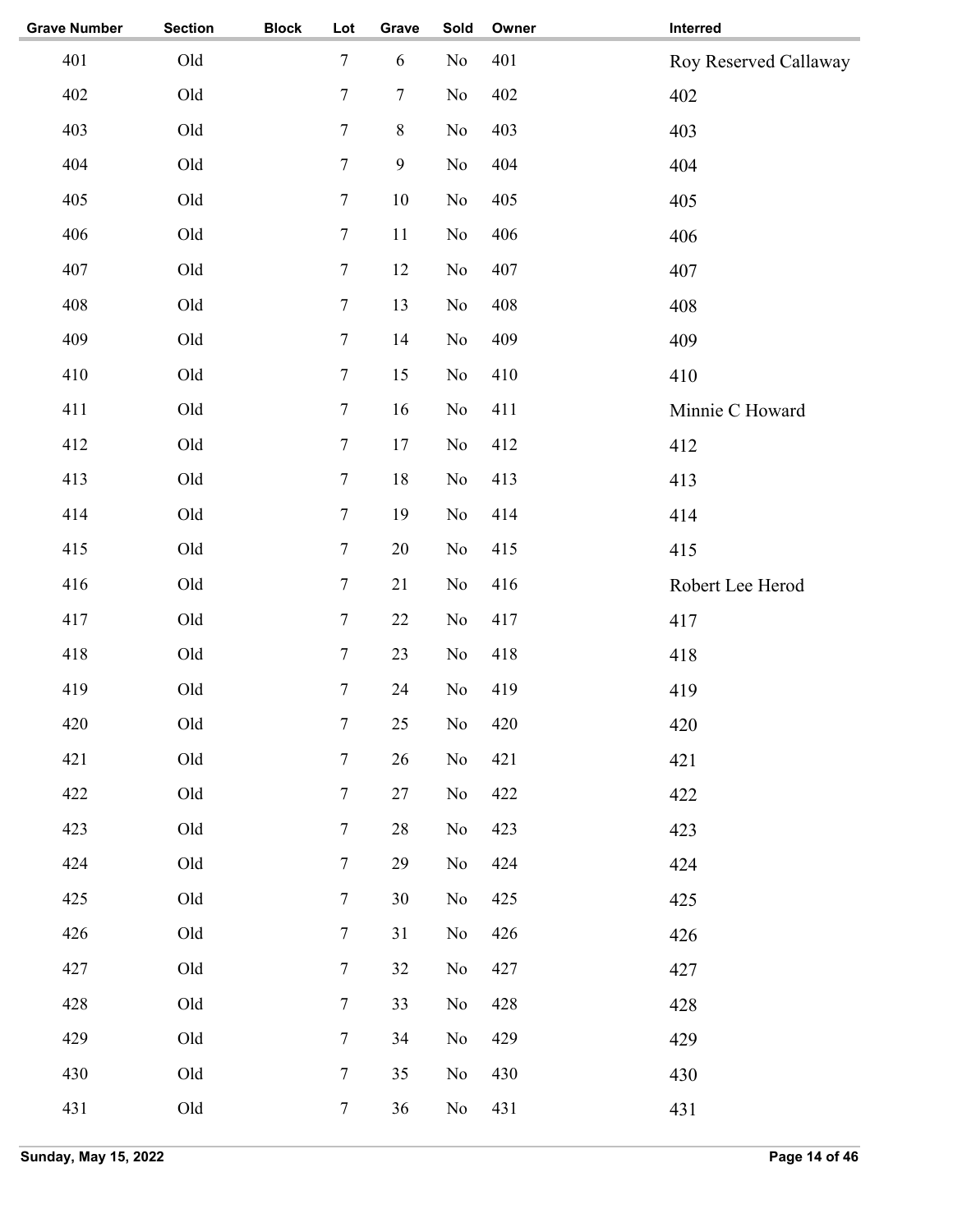| Grave Number | Section | Block | Lot | Grave | Sold | Owner | Interred |
|---|---|---|---|---|---|---|---|
| 401 | Old | | 7 | 6 | No | 401 | Roy Reserved Callaway |
| 402 | Old | | 7 | 7 | No | 402 | 402 |
| 403 | Old | | 7 | 8 | No | 403 | 403 |
| 404 | Old | | 7 | 9 | No | 404 | 404 |
| 405 | Old | | 7 | 10 | No | 405 | 405 |
| 406 | Old | | 7 | 11 | No | 406 | 406 |
| 407 | Old | | 7 | 12 | No | 407 | 407 |
| 408 | Old | | 7 | 13 | No | 408 | 408 |
| 409 | Old | | 7 | 14 | No | 409 | 409 |
| 410 | Old | | 7 | 15 | No | 410 | 410 |
| 411 | Old | | 7 | 16 | No | 411 | Minnie C Howard |
| 412 | Old | | 7 | 17 | No | 412 | 412 |
| 413 | Old | | 7 | 18 | No | 413 | 413 |
| 414 | Old | | 7 | 19 | No | 414 | 414 |
| 415 | Old | | 7 | 20 | No | 415 | 415 |
| 416 | Old | | 7 | 21 | No | 416 | Robert Lee Herod |
| 417 | Old | | 7 | 22 | No | 417 | 417 |
| 418 | Old | | 7 | 23 | No | 418 | 418 |
| 419 | Old | | 7 | 24 | No | 419 | 419 |
| 420 | Old | | 7 | 25 | No | 420 | 420 |
| 421 | Old | | 7 | 26 | No | 421 | 421 |
| 422 | Old | | 7 | 27 | No | 422 | 422 |
| 423 | Old | | 7 | 28 | No | 423 | 423 |
| 424 | Old | | 7 | 29 | No | 424 | 424 |
| 425 | Old | | 7 | 30 | No | 425 | 425 |
| 426 | Old | | 7 | 31 | No | 426 | 426 |
| 427 | Old | | 7 | 32 | No | 427 | 427 |
| 428 | Old | | 7 | 33 | No | 428 | 428 |
| 429 | Old | | 7 | 34 | No | 429 | 429 |
| 430 | Old | | 7 | 35 | No | 430 | 430 |
| 431 | Old | | 7 | 36 | No | 431 | 431 |

Sunday, May 15, 2022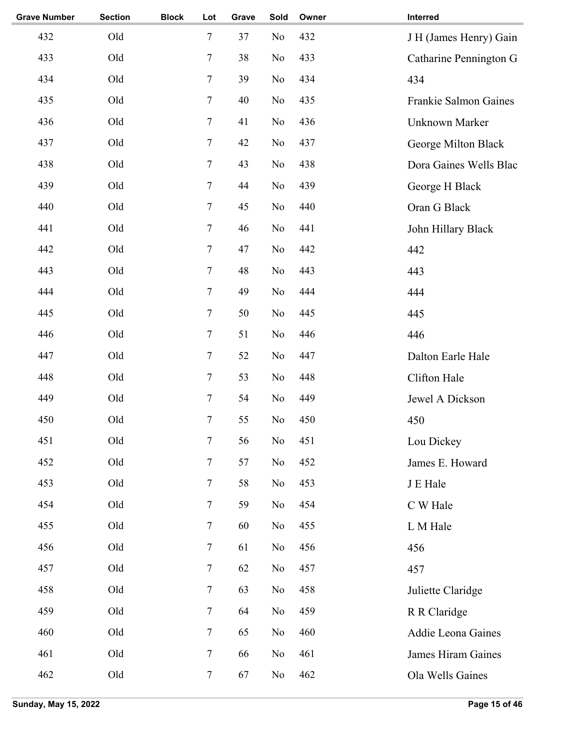| Grave Number | Section | Block | Lot | Grave | Sold | Owner | Interred |
| --- | --- | --- | --- | --- | --- | --- | --- |
| 432 | Old | | 7 | 37 | No | 432 | J H (James Henry) Gain |
| 433 | Old | | 7 | 38 | No | 433 | Catharine Pennington G |
| 434 | Old | | 7 | 39 | No | 434 | 434 |
| 435 | Old | | 7 | 40 | No | 435 | Frankie Salmon Gaines |
| 436 | Old | | 7 | 41 | No | 436 | Unknown Marker |
| 437 | Old | | 7 | 42 | No | 437 | George Milton Black |
| 438 | Old | | 7 | 43 | No | 438 | Dora Gaines Wells Blac |
| 439 | Old | | 7 | 44 | No | 439 | George H Black |
| 440 | Old | | 7 | 45 | No | 440 | Oran G Black |
| 441 | Old | | 7 | 46 | No | 441 | John Hillary Black |
| 442 | Old | | 7 | 47 | No | 442 | 442 |
| 443 | Old | | 7 | 48 | No | 443 | 443 |
| 444 | Old | | 7 | 49 | No | 444 | 444 |
| 445 | Old | | 7 | 50 | No | 445 | 445 |
| 446 | Old | | 7 | 51 | No | 446 | 446 |
| 447 | Old | | 7 | 52 | No | 447 | Dalton Earle Hale |
| 448 | Old | | 7 | 53 | No | 448 | Clifton Hale |
| 449 | Old | | 7 | 54 | No | 449 | Jewel A Dickson |
| 450 | Old | | 7 | 55 | No | 450 | 450 |
| 451 | Old | | 7 | 56 | No | 451 | Lou Dickey |
| 452 | Old | | 7 | 57 | No | 452 | James E. Howard |
| 453 | Old | | 7 | 58 | No | 453 | J E Hale |
| 454 | Old | | 7 | 59 | No | 454 | C W Hale |
| 455 | Old | | 7 | 60 | No | 455 | L M Hale |
| 456 | Old | | 7 | 61 | No | 456 | 456 |
| 457 | Old | | 7 | 62 | No | 457 | 457 |
| 458 | Old | | 7 | 63 | No | 458 | Juliette Claridge |
| 459 | Old | | 7 | 64 | No | 459 | R R Claridge |
| 460 | Old | | 7 | 65 | No | 460 | Addie Leona Gaines |
| 461 | Old | | 7 | 66 | No | 461 | James Hiram Gaines |
| 462 | Old | | 7 | 67 | No | 462 | Ola Wells Gaines |

**Sunday, May 15, 2022**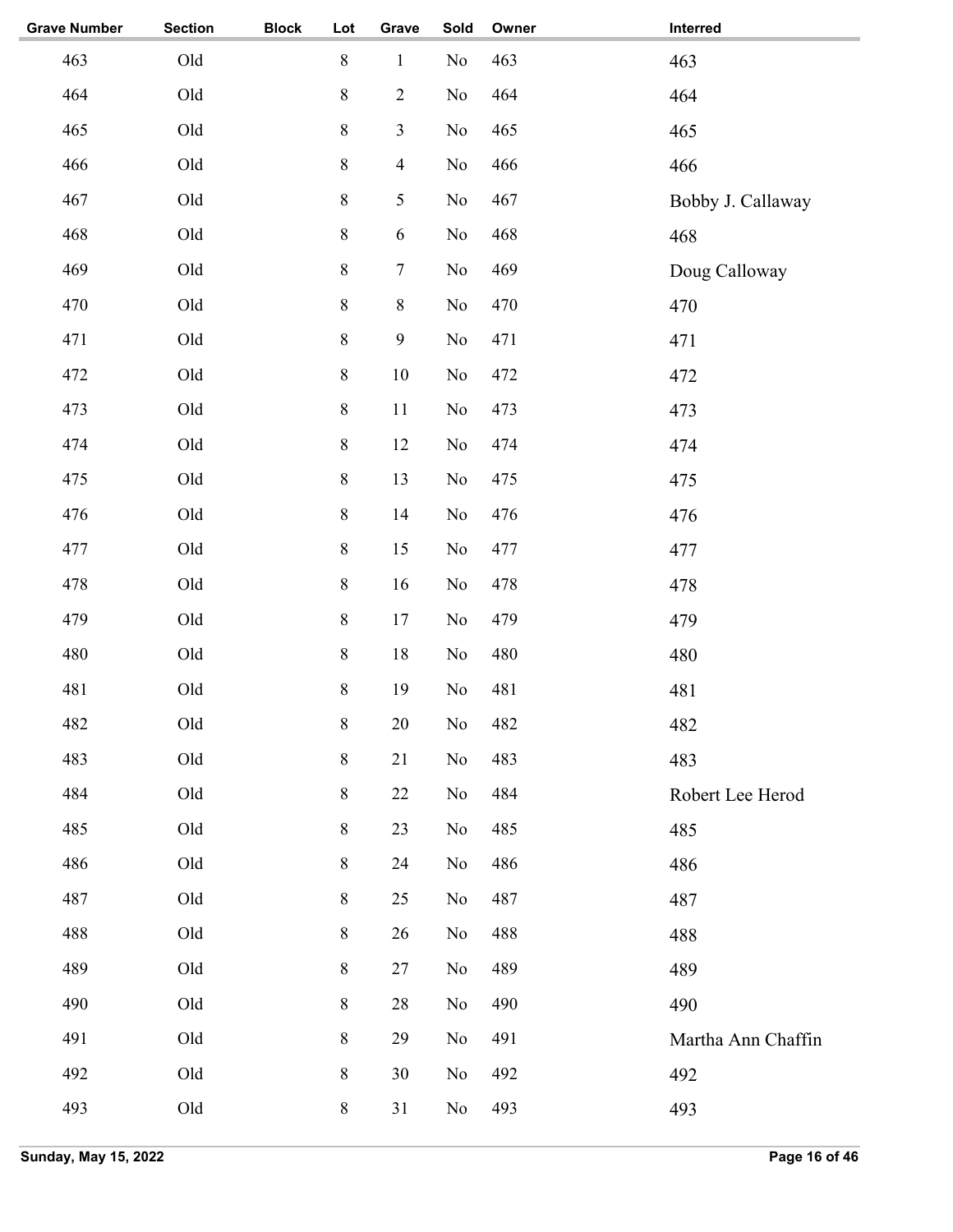| Grave Number | Section | Block | Lot | Grave | Sold | Owner | Interred |
|---|---|---|---|---|---|---|---|
| 463 | Old | | 8 | 1 | No | 463 | 463 |
| 464 | Old | | 8 | 2 | No | 464 | 464 |
| 465 | Old | | 8 | 3 | No | 465 | 465 |
| 466 | Old | | 8 | 4 | No | 466 | 466 |
| 467 | Old | | 8 | 5 | No | 467 | Bobby J. Callaway |
| 468 | Old | | 8 | 6 | No | 468 | 468 |
| 469 | Old | | 8 | 7 | No | 469 | Doug Calloway |
| 470 | Old | | 8 | 8 | No | 470 | 470 |
| 471 | Old | | 8 | 9 | No | 471 | 471 |
| 472 | Old | | 8 | 10 | No | 472 | 472 |
| 473 | Old | | 8 | 11 | No | 473 | 473 |
| 474 | Old | | 8 | 12 | No | 474 | 474 |
| 475 | Old | | 8 | 13 | No | 475 | 475 |
| 476 | Old | | 8 | 14 | No | 476 | 476 |
| 477 | Old | | 8 | 15 | No | 477 | 477 |
| 478 | Old | | 8 | 16 | No | 478 | 478 |
| 479 | Old | | 8 | 17 | No | 479 | 479 |
| 480 | Old | | 8 | 18 | No | 480 | 480 |
| 481 | Old | | 8 | 19 | No | 481 | 481 |
| 482 | Old | | 8 | 20 | No | 482 | 482 |
| 483 | Old | | 8 | 21 | No | 483 | 483 |
| 484 | Old | | 8 | 22 | No | 484 | Robert Lee Herod |
| 485 | Old | | 8 | 23 | No | 485 | 485 |
| 486 | Old | | 8 | 24 | No | 486 | 486 |
| 487 | Old | | 8 | 25 | No | 487 | 487 |
| 488 | Old | | 8 | 26 | No | 488 | 488 |
| 489 | Old | | 8 | 27 | No | 489 | 489 |
| 490 | Old | | 8 | 28 | No | 490 | 490 |
| 491 | Old | | 8 | 29 | No | 491 | Martha Ann Chaffin |
| 492 | Old | | 8 | 30 | No | 492 | 492 |
| 493 | Old | | 8 | 31 | No | 493 | 493 |

Sunday, May 15, 2022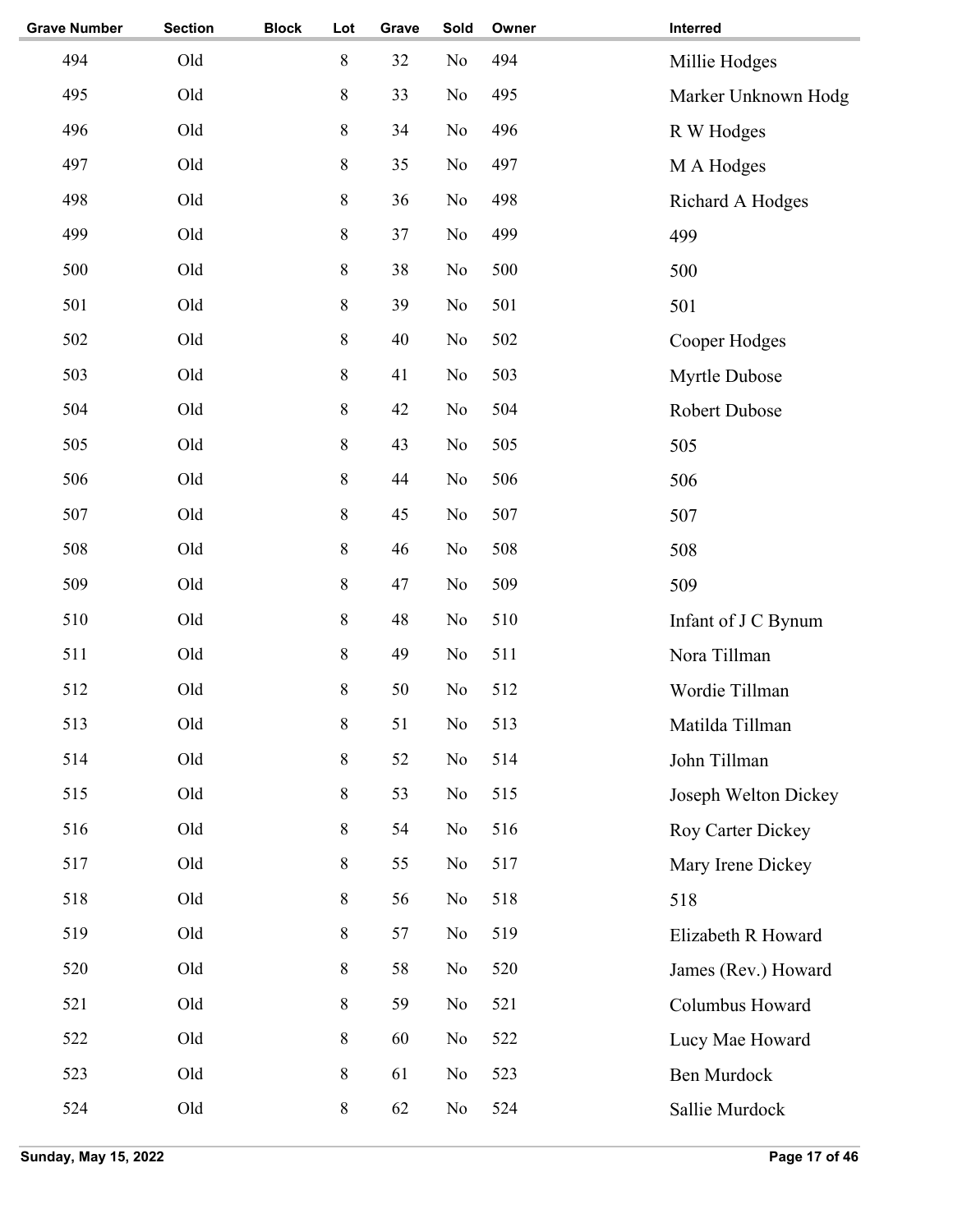| Grave Number | Section | Block | Lot | Grave | Sold | Owner | Interred |
|---|---|---|---|---|---|---|---|
| 494 | Old | | 8 | 32 | No | 494 | Millie Hodges |
| 495 | Old | | 8 | 33 | No | 495 | Marker Unknown Hodg |
| 496 | Old | | 8 | 34 | No | 496 | R W Hodges |
| 497 | Old | | 8 | 35 | No | 497 | M A Hodges |
| 498 | Old | | 8 | 36 | No | 498 | Richard A Hodges |
| 499 | Old | | 8 | 37 | No | 499 | 499 |
| 500 | Old | | 8 | 38 | No | 500 | 500 |
| 501 | Old | | 8 | 39 | No | 501 | 501 |
| 502 | Old | | 8 | 40 | No | 502 | Cooper Hodges |
| 503 | Old | | 8 | 41 | No | 503 | Myrtle Dubose |
| 504 | Old | | 8 | 42 | No | 504 | Robert Dubose |
| 505 | Old | | 8 | 43 | No | 505 | 505 |
| 506 | Old | | 8 | 44 | No | 506 | 506 |
| 507 | Old | | 8 | 45 | No | 507 | 507 |
| 508 | Old | | 8 | 46 | No | 508 | 508 |
| 509 | Old | | 8 | 47 | No | 509 | 509 |
| 510 | Old | | 8 | 48 | No | 510 | Infant of J C Bynum |
| 511 | Old | | 8 | 49 | No | 511 | Nora Tillman |
| 512 | Old | | 8 | 50 | No | 512 | Wordie Tillman |
| 513 | Old | | 8 | 51 | No | 513 | Matilda Tillman |
| 514 | Old | | 8 | 52 | No | 514 | John Tillman |
| 515 | Old | | 8 | 53 | No | 515 | Joseph Welton Dickey |
| 516 | Old | | 8 | 54 | No | 516 | Roy Carter Dickey |
| 517 | Old | | 8 | 55 | No | 517 | Mary Irene Dickey |
| 518 | Old | | 8 | 56 | No | 518 | 518 |
| 519 | Old | | 8 | 57 | No | 519 | Elizabeth R Howard |
| 520 | Old | | 8 | 58 | No | 520 | James (Rev.) Howard |
| 521 | Old | | 8 | 59 | No | 521 | Columbus Howard |
| 522 | Old | | 8 | 60 | No | 522 | Lucy Mae Howard |
| 523 | Old | | 8 | 61 | No | 523 | Ben Murdock |
| 524 | Old | | 8 | 62 | No | 524 | Sallie Murdock |

Sunday, May 15, 2022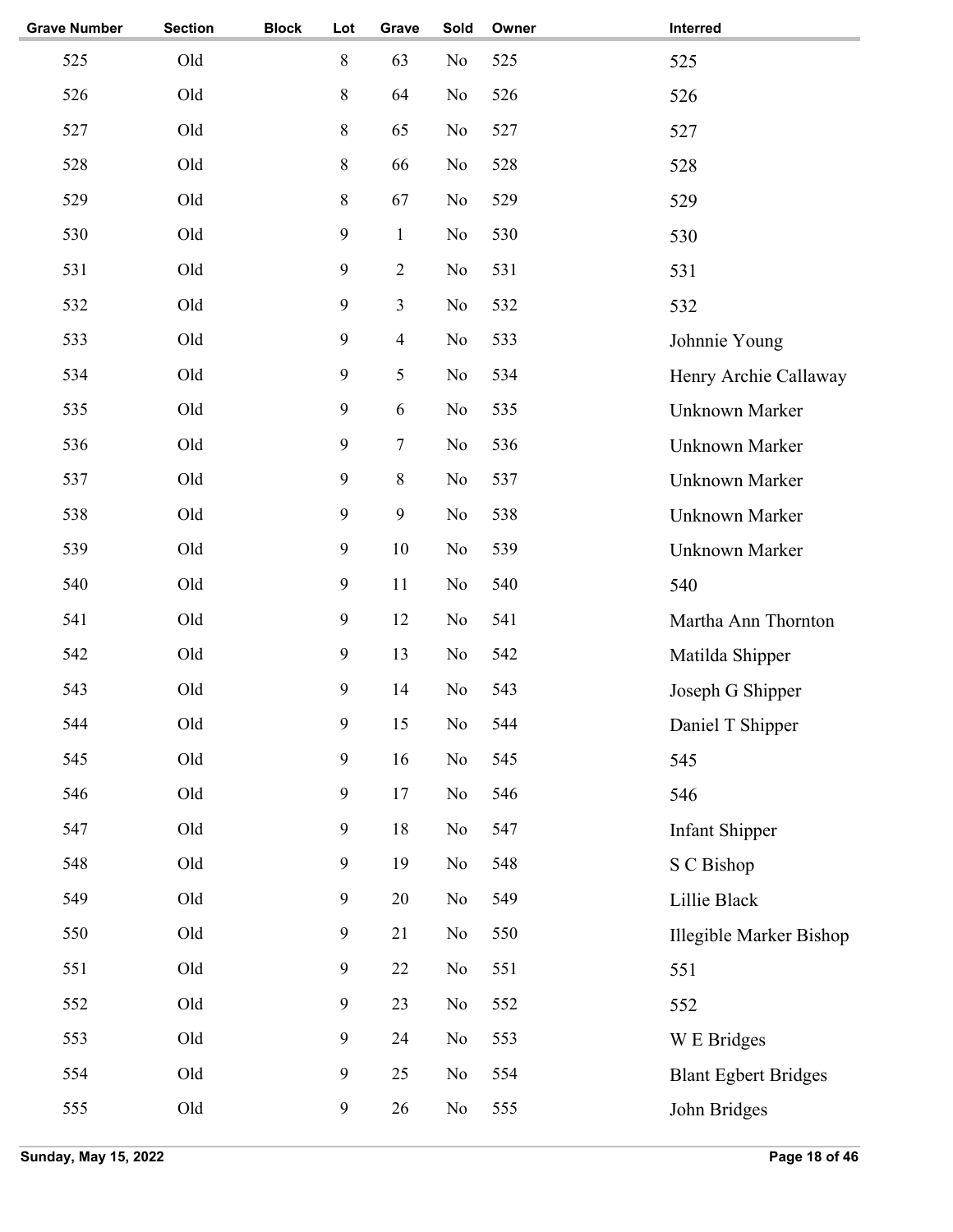| Grave Number | Section | Block | Lot | Grave | Sold | Owner | Interred |
|---|---|---|---|---|---|---|---|
| 525 | Old | | 8 | 63 | No | 525 | 525 |
| 526 | Old | | 8 | 64 | No | 526 | 526 |
| 527 | Old | | 8 | 65 | No | 527 | 527 |
| 528 | Old | | 8 | 66 | No | 528 | 528 |
| 529 | Old | | 8 | 67 | No | 529 | 529 |
| 530 | Old | | 9 | 1 | No | 530 | 530 |
| 531 | Old | | 9 | 2 | No | 531 | 531 |
| 532 | Old | | 9 | 3 | No | 532 | 532 |
| 533 | Old | | 9 | 4 | No | 533 | Johnnie Young |
| 534 | Old | | 9 | 5 | No | 534 | Henry Archie Callaway |
| 535 | Old | | 9 | 6 | No | 535 | Unknown Marker |
| 536 | Old | | 9 | 7 | No | 536 | Unknown Marker |
| 537 | Old | | 9 | 8 | No | 537 | Unknown Marker |
| 538 | Old | | 9 | 9 | No | 538 | Unknown Marker |
| 539 | Old | | 9 | 10 | No | 539 | Unknown Marker |
| 540 | Old | | 9 | 11 | No | 540 | 540 |
| 541 | Old | | 9 | 12 | No | 541 | Martha Ann Thornton |
| 542 | Old | | 9 | 13 | No | 542 | Matilda Shipper |
| 543 | Old | | 9 | 14 | No | 543 | Joseph G Shipper |
| 544 | Old | | 9 | 15 | No | 544 | Daniel T Shipper |
| 545 | Old | | 9 | 16 | No | 545 | 545 |
| 546 | Old | | 9 | 17 | No | 546 | 546 |
| 547 | Old | | 9 | 18 | No | 547 | Infant Shipper |
| 548 | Old | | 9 | 19 | No | 548 | S C Bishop |
| 549 | Old | | 9 | 20 | No | 549 | Lillie Black |
| 550 | Old | | 9 | 21 | No | 550 | Illegible Marker Bishop |
| 551 | Old | | 9 | 22 | No | 551 | 551 |
| 552 | Old | | 9 | 23 | No | 552 | 552 |
| 553 | Old | | 9 | 24 | No | 553 | W E Bridges |
| 554 | Old | | 9 | 25 | No | 554 | Blant Egbert Bridges |
| 555 | Old | | 9 | 26 | No | 555 | John Bridges |

Sunday, May 15, 2022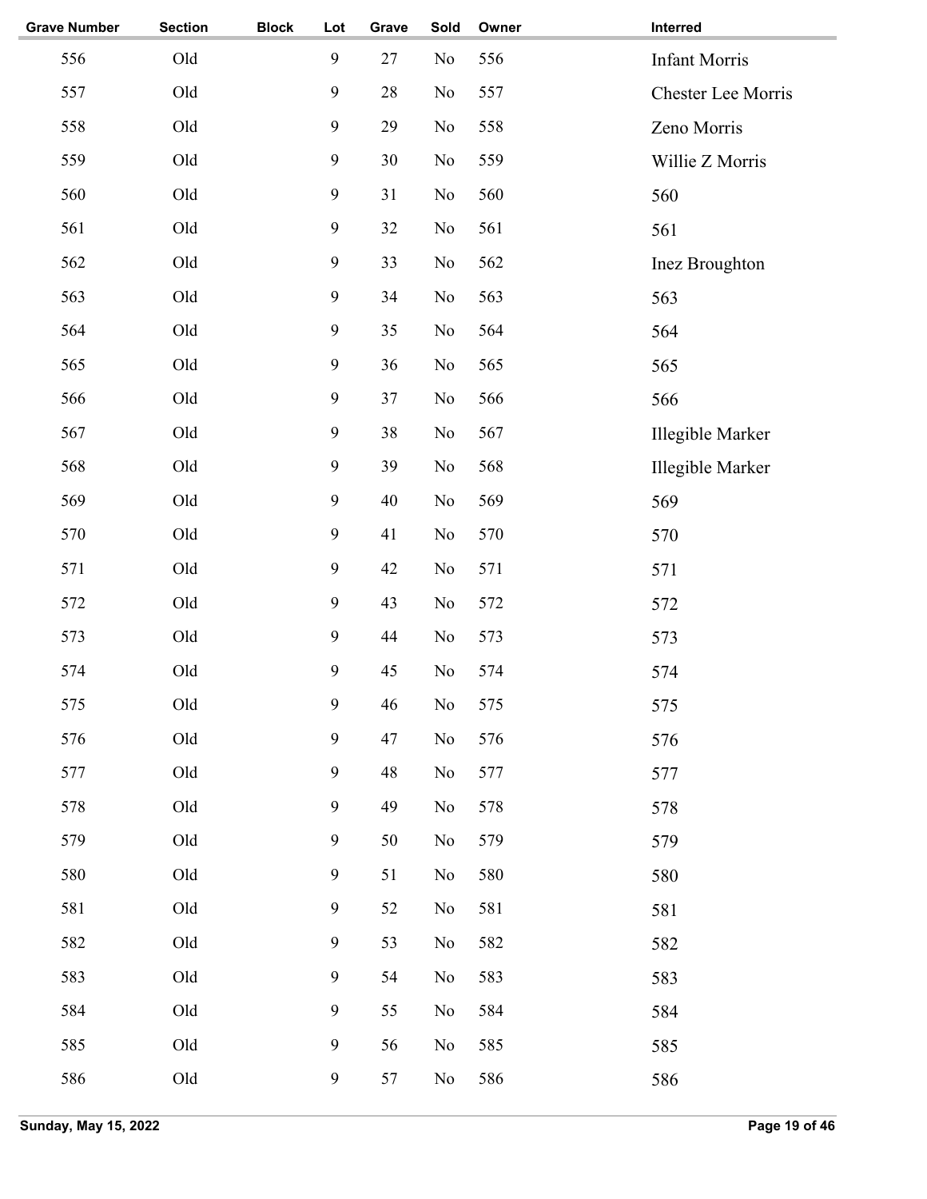| Grave Number | Section | Block | Lot | Grave | Sold | Owner | Interred |
|---|---|---|---|---|---|---|---|
| 556 | Old | | 9 | 27 | No | 556 | Infant Morris |
| 557 | Old | | 9 | 28 | No | 557 | Chester Lee Morris |
| 558 | Old | | 9 | 29 | No | 558 | Zeno Morris |
| 559 | Old | | 9 | 30 | No | 559 | Willie Z Morris |
| 560 | Old | | 9 | 31 | No | 560 | 560 |
| 561 | Old | | 9 | 32 | No | 561 | 561 |
| 562 | Old | | 9 | 33 | No | 562 | Inez Broughton |
| 563 | Old | | 9 | 34 | No | 563 | 563 |
| 564 | Old | | 9 | 35 | No | 564 | 564 |
| 565 | Old | | 9 | 36 | No | 565 | 565 |
| 566 | Old | | 9 | 37 | No | 566 | 566 |
| 567 | Old | | 9 | 38 | No | 567 | Illegible Marker |
| 568 | Old | | 9 | 39 | No | 568 | Illegible Marker |
| 569 | Old | | 9 | 40 | No | 569 | 569 |
| 570 | Old | | 9 | 41 | No | 570 | 570 |
| 571 | Old | | 9 | 42 | No | 571 | 571 |
| 572 | Old | | 9 | 43 | No | 572 | 572 |
| 573 | Old | | 9 | 44 | No | 573 | 573 |
| 574 | Old | | 9 | 45 | No | 574 | 574 |
| 575 | Old | | 9 | 46 | No | 575 | 575 |
| 576 | Old | | 9 | 47 | No | 576 | 576 |
| 577 | Old | | 9 | 48 | No | 577 | 577 |
| 578 | Old | | 9 | 49 | No | 578 | 578 |
| 579 | Old | | 9 | 50 | No | 579 | 579 |
| 580 | Old | | 9 | 51 | No | 580 | 580 |
| 581 | Old | | 9 | 52 | No | 581 | 581 |
| 582 | Old | | 9 | 53 | No | 582 | 582 |
| 583 | Old | | 9 | 54 | No | 583 | 583 |
| 584 | Old | | 9 | 55 | No | 584 | 584 |
| 585 | Old | | 9 | 56 | No | 585 | 585 |
| 586 | Old | | 9 | 57 | No | 586 | 586 |

Sunday, May 15, 2022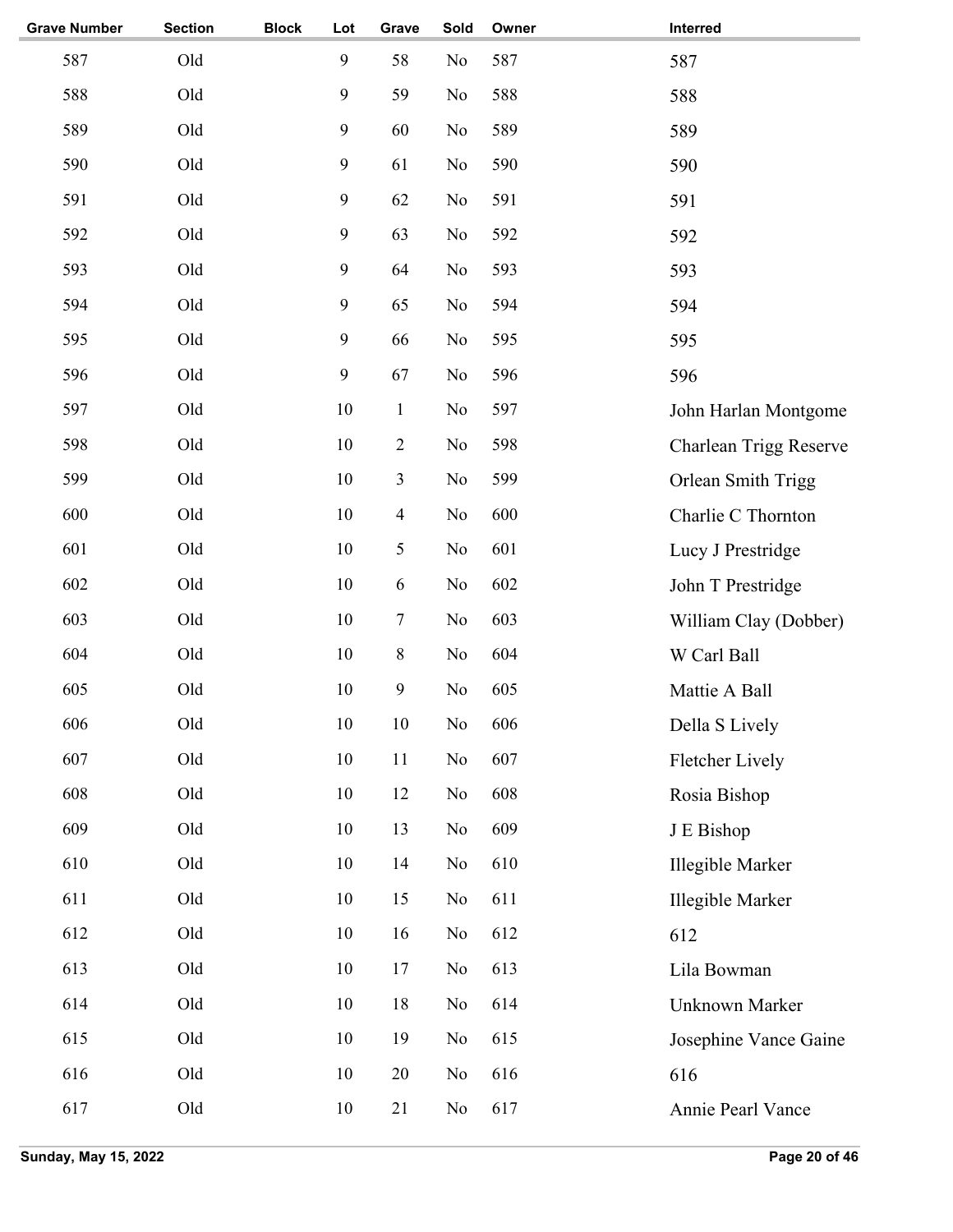| Grave Number | Section | Block | Lot | Grave | Sold | Owner | Interred |
|---|---|---|---|---|---|---|---|
| 587 | Old | | 9 | 58 | No | 587 | 587 |
| 588 | Old | | 9 | 59 | No | 588 | 588 |
| 589 | Old | | 9 | 60 | No | 589 | 589 |
| 590 | Old | | 9 | 61 | No | 590 | 590 |
| 591 | Old | | 9 | 62 | No | 591 | 591 |
| 592 | Old | | 9 | 63 | No | 592 | 592 |
| 593 | Old | | 9 | 64 | No | 593 | 593 |
| 594 | Old | | 9 | 65 | No | 594 | 594 |
| 595 | Old | | 9 | 66 | No | 595 | 595 |
| 596 | Old | | 9 | 67 | No | 596 | 596 |
| 597 | Old | | 10 | 1 | No | 597 | John Harlan Montgome |
| 598 | Old | | 10 | 2 | No | 598 | Charlean Trigg Reserve |
| 599 | Old | | 10 | 3 | No | 599 | Orlean Smith Trigg |
| 600 | Old | | 10 | 4 | No | 600 | Charlie C Thornton |
| 601 | Old | | 10 | 5 | No | 601 | Lucy J Prestridge |
| 602 | Old | | 10 | 6 | No | 602 | John T Prestridge |
| 603 | Old | | 10 | 7 | No | 603 | William Clay (Dobber) |
| 604 | Old | | 10 | 8 | No | 604 | W Carl Ball |
| 605 | Old | | 10 | 9 | No | 605 | Mattie A Ball |
| 606 | Old | | 10 | 10 | No | 606 | Della S Lively |
| 607 | Old | | 10 | 11 | No | 607 | Fletcher Lively |
| 608 | Old | | 10 | 12 | No | 608 | Rosia Bishop |
| 609 | Old | | 10 | 13 | No | 609 | J E Bishop |
| 610 | Old | | 10 | 14 | No | 610 | Illegible Marker |
| 611 | Old | | 10 | 15 | No | 611 | Illegible Marker |
| 612 | Old | | 10 | 16 | No | 612 | 612 |
| 613 | Old | | 10 | 17 | No | 613 | Lila Bowman |
| 614 | Old | | 10 | 18 | No | 614 | Unknown Marker |
| 615 | Old | | 10 | 19 | No | 615 | Josephine Vance Gaine |
| 616 | Old | | 10 | 20 | No | 616 | 616 |
| 617 | Old | | 10 | 21 | No | 617 | Annie Pearl Vance |

Sunday, May 15, 2022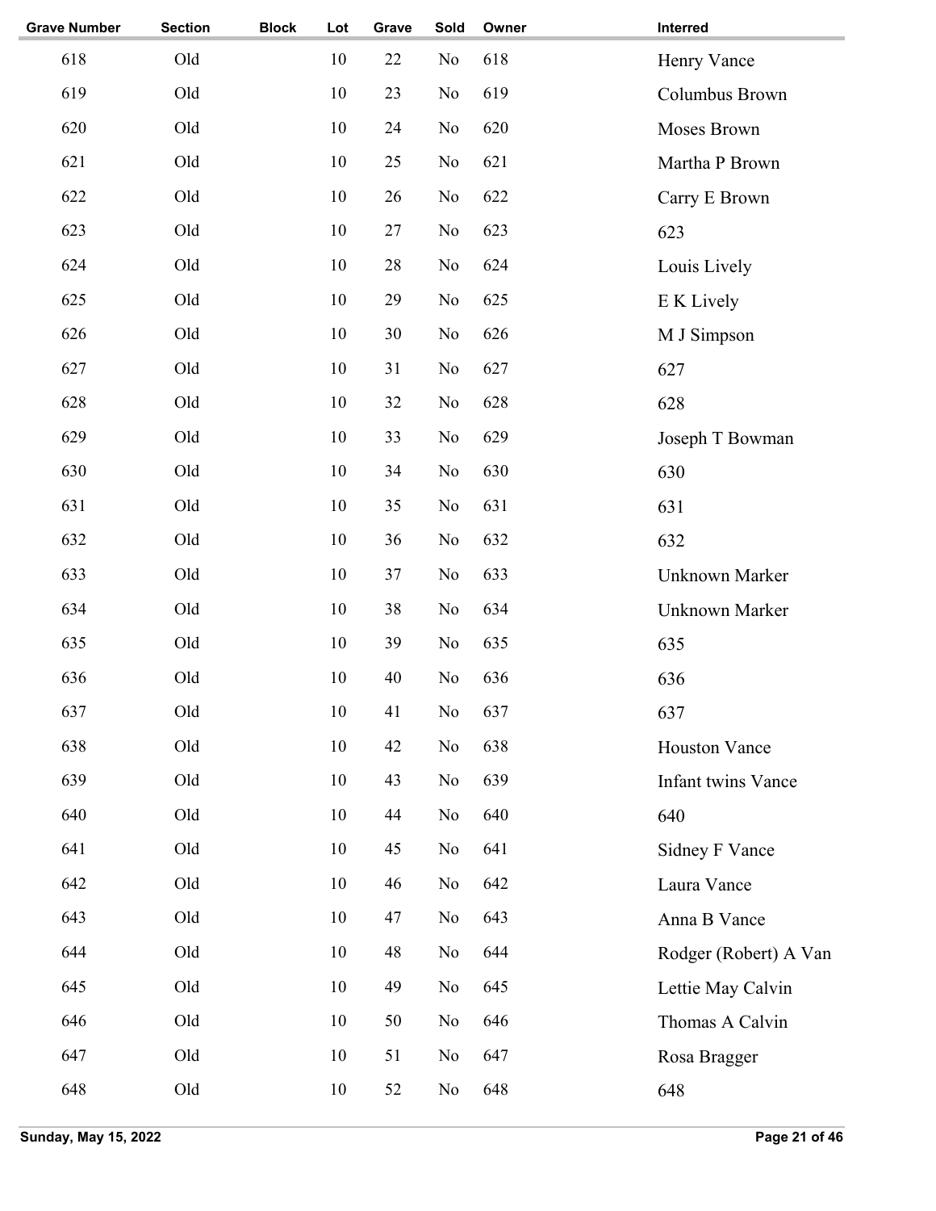| Grave Number | Section | Block | Lot | Grave | Sold | Owner | Interred |
|---|---|---|---|---|---|---|---|
| 618 | Old | | 10 | 22 | No | 618 | Henry Vance |
| 619 | Old | | 10 | 23 | No | 619 | Columbus Brown |
| 620 | Old | | 10 | 24 | No | 620 | Moses Brown |
| 621 | Old | | 10 | 25 | No | 621 | Martha P Brown |
| 622 | Old | | 10 | 26 | No | 622 | Carry E Brown |
| 623 | Old | | 10 | 27 | No | 623 | 623 |
| 624 | Old | | 10 | 28 | No | 624 | Louis Lively |
| 625 | Old | | 10 | 29 | No | 625 | E K Lively |
| 626 | Old | | 10 | 30 | No | 626 | M J Simpson |
| 627 | Old | | 10 | 31 | No | 627 | 627 |
| 628 | Old | | 10 | 32 | No | 628 | 628 |
| 629 | Old | | 10 | 33 | No | 629 | Joseph T Bowman |
| 630 | Old | | 10 | 34 | No | 630 | 630 |
| 631 | Old | | 10 | 35 | No | 631 | 631 |
| 632 | Old | | 10 | 36 | No | 632 | 632 |
| 633 | Old | | 10 | 37 | No | 633 | Unknown Marker |
| 634 | Old | | 10 | 38 | No | 634 | Unknown Marker |
| 635 | Old | | 10 | 39 | No | 635 | 635 |
| 636 | Old | | 10 | 40 | No | 636 | 636 |
| 637 | Old | | 10 | 41 | No | 637 | 637 |
| 638 | Old | | 10 | 42 | No | 638 | Houston Vance |
| 639 | Old | | 10 | 43 | No | 639 | Infant twins Vance |
| 640 | Old | | 10 | 44 | No | 640 | 640 |
| 641 | Old | | 10 | 45 | No | 641 | Sidney F Vance |
| 642 | Old | | 10 | 46 | No | 642 | Laura Vance |
| 643 | Old | | 10 | 47 | No | 643 | Anna B Vance |
| 644 | Old | | 10 | 48 | No | 644 | Rodger (Robert) A Van |
| 645 | Old | | 10 | 49 | No | 645 | Lettie May Calvin |
| 646 | Old | | 10 | 50 | No | 646 | Thomas A Calvin |
| 647 | Old | | 10 | 51 | No | 647 | Rosa Bragger |
| 648 | Old | | 10 | 52 | No | 648 | 648 |

Sunday, May 15, 2022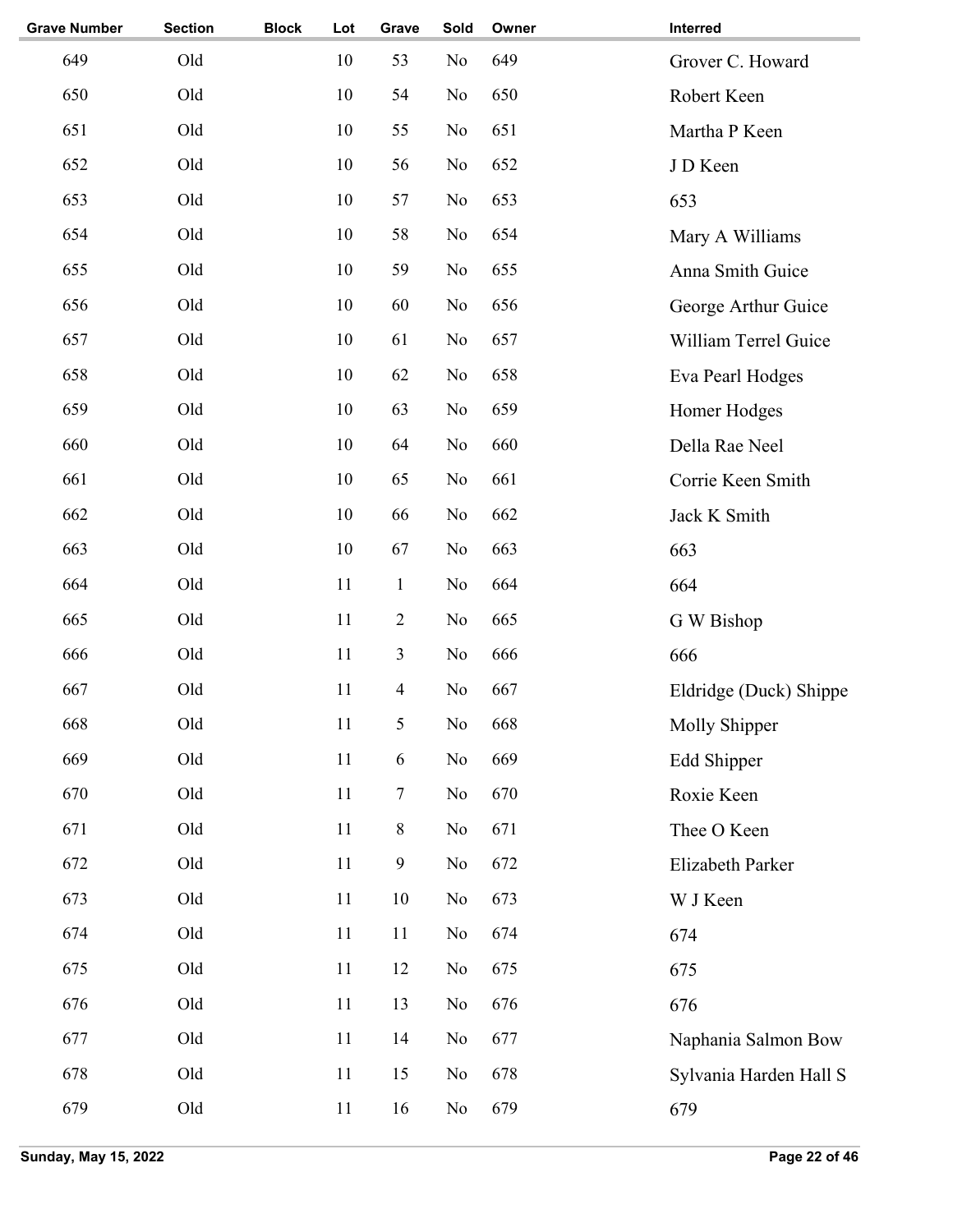| Grave Number | Section | Block | Lot | Grave | Sold | Owner | Interred |
|---|---|---|---|---|---|---|---|
| 649 | Old | | 10 | 53 | No | 649 | Grover C. Howard |
| 650 | Old | | 10 | 54 | No | 650 | Robert Keen |
| 651 | Old | | 10 | 55 | No | 651 | Martha P Keen |
| 652 | Old | | 10 | 56 | No | 652 | J D Keen |
| 653 | Old | | 10 | 57 | No | 653 | 653 |
| 654 | Old | | 10 | 58 | No | 654 | Mary A Williams |
| 655 | Old | | 10 | 59 | No | 655 | Anna Smith Guice |
| 656 | Old | | 10 | 60 | No | 656 | George Arthur Guice |
| 657 | Old | | 10 | 61 | No | 657 | William Terrel Guice |
| 658 | Old | | 10 | 62 | No | 658 | Eva Pearl Hodges |
| 659 | Old | | 10 | 63 | No | 659 | Homer Hodges |
| 660 | Old | | 10 | 64 | No | 660 | Della Rae Neel |
| 661 | Old | | 10 | 65 | No | 661 | Corrie Keen Smith |
| 662 | Old | | 10 | 66 | No | 662 | Jack K Smith |
| 663 | Old | | 10 | 67 | No | 663 | 663 |
| 664 | Old | | 11 | 1 | No | 664 | 664 |
| 665 | Old | | 11 | 2 | No | 665 | G W Bishop |
| 666 | Old | | 11 | 3 | No | 666 | 666 |
| 667 | Old | | 11 | 4 | No | 667 | Eldridge (Duck) Shippe |
| 668 | Old | | 11 | 5 | No | 668 | Molly Shipper |
| 669 | Old | | 11 | 6 | No | 669 | Edd Shipper |
| 670 | Old | | 11 | 7 | No | 670 | Roxie Keen |
| 671 | Old | | 11 | 8 | No | 671 | Thee O Keen |
| 672 | Old | | 11 | 9 | No | 672 | Elizabeth Parker |
| 673 | Old | | 11 | 10 | No | 673 | W J Keen |
| 674 | Old | | 11 | 11 | No | 674 | 674 |
| 675 | Old | | 11 | 12 | No | 675 | 675 |
| 676 | Old | | 11 | 13 | No | 676 | 676 |
| 677 | Old | | 11 | 14 | No | 677 | Naphania Salmon Bow |
| 678 | Old | | 11 | 15 | No | 678 | Sylvania Harden Hall S |
| 679 | Old | | 11 | 16 | No | 679 | 679 |

Sunday, May 15, 2022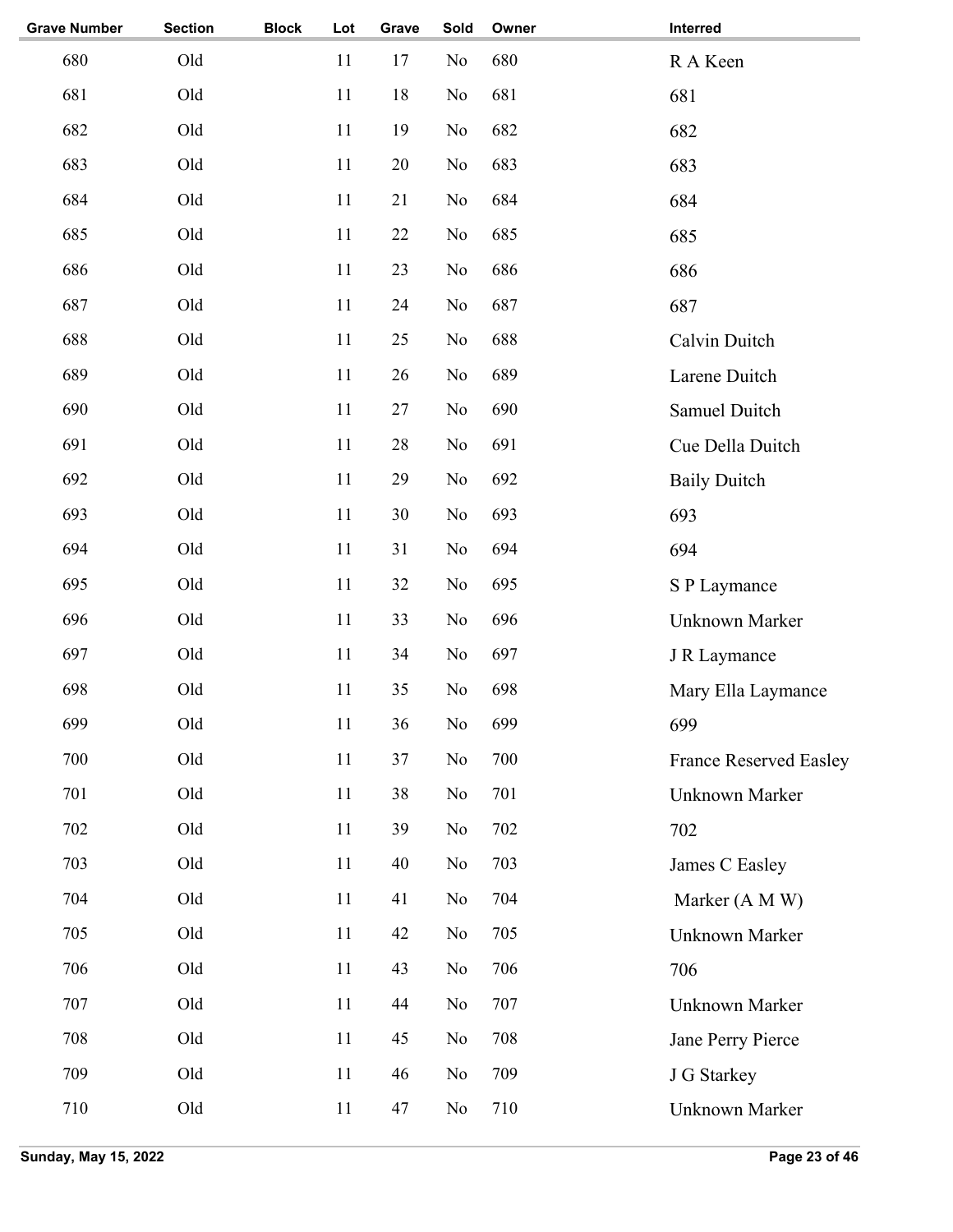| Grave Number | Section | Block | Lot | Grave | Sold | Owner | Interred |
|---|---|---|---|---|---|---|---|
| 680 | Old | | 11 | 17 | No | 680 | R A Keen |
| 681 | Old | | 11 | 18 | No | 681 | 681 |
| 682 | Old | | 11 | 19 | No | 682 | 682 |
| 683 | Old | | 11 | 20 | No | 683 | 683 |
| 684 | Old | | 11 | 21 | No | 684 | 684 |
| 685 | Old | | 11 | 22 | No | 685 | 685 |
| 686 | Old | | 11 | 23 | No | 686 | 686 |
| 687 | Old | | 11 | 24 | No | 687 | 687 |
| 688 | Old | | 11 | 25 | No | 688 | Calvin Duitch |
| 689 | Old | | 11 | 26 | No | 689 | Larene Duitch |
| 690 | Old | | 11 | 27 | No | 690 | Samuel Duitch |
| 691 | Old | | 11 | 28 | No | 691 | Cue Della Duitch |
| 692 | Old | | 11 | 29 | No | 692 | Baily Duitch |
| 693 | Old | | 11 | 30 | No | 693 | 693 |
| 694 | Old | | 11 | 31 | No | 694 | 694 |
| 695 | Old | | 11 | 32 | No | 695 | S P Laymance |
| 696 | Old | | 11 | 33 | No | 696 | Unknown Marker |
| 697 | Old | | 11 | 34 | No | 697 | J R Laymance |
| 698 | Old | | 11 | 35 | No | 698 | Mary Ella Laymance |
| 699 | Old | | 11 | 36 | No | 699 | 699 |
| 700 | Old | | 11 | 37 | No | 700 | France Reserved Easley |
| 701 | Old | | 11 | 38 | No | 701 | Unknown Marker |
| 702 | Old | | 11 | 39 | No | 702 | 702 |
| 703 | Old | | 11 | 40 | No | 703 | James C Easley |
| 704 | Old | | 11 | 41 | No | 704 | Marker (A M W) |
| 705 | Old | | 11 | 42 | No | 705 | Unknown Marker |
| 706 | Old | | 11 | 43 | No | 706 | 706 |
| 707 | Old | | 11 | 44 | No | 707 | Unknown Marker |
| 708 | Old | | 11 | 45 | No | 708 | Jane Perry Pierce |
| 709 | Old | | 11 | 46 | No | 709 | J G Starkey |
| 710 | Old | | 11 | 47 | No | 710 | Unknown Marker |

Sunday, May 15, 2022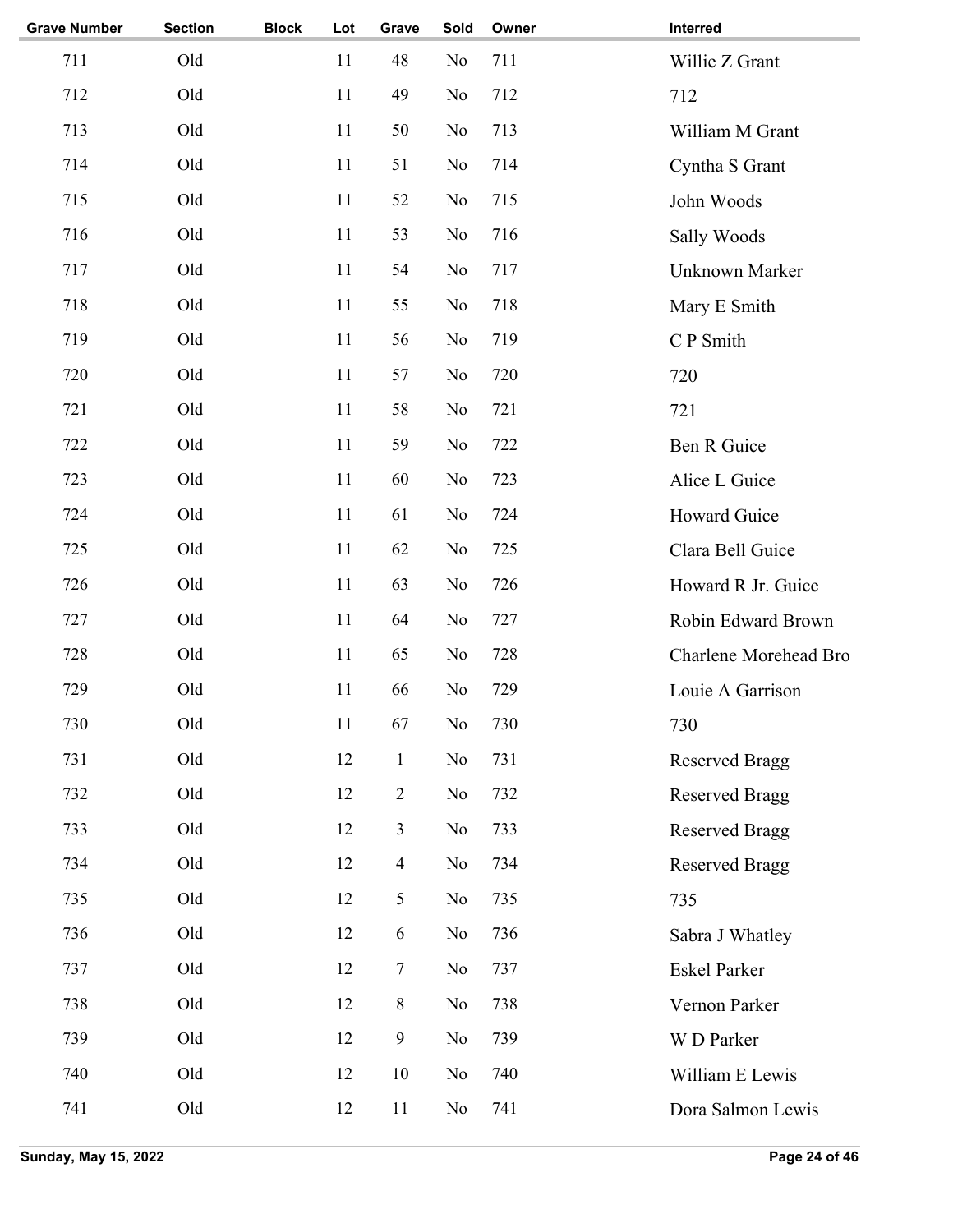| Grave Number | Section | Block | Lot | Grave | Sold | Owner | Interred |
|---|---|---|---|---|---|---|---|
| 711 | Old | | 11 | 48 | No | 711 | Willie Z Grant |
| 712 | Old | | 11 | 49 | No | 712 | 712 |
| 713 | Old | | 11 | 50 | No | 713 | William M Grant |
| 714 | Old | | 11 | 51 | No | 714 | Cyntha S Grant |
| 715 | Old | | 11 | 52 | No | 715 | John Woods |
| 716 | Old | | 11 | 53 | No | 716 | Sally Woods |
| 717 | Old | | 11 | 54 | No | 717 | Unknown Marker |
| 718 | Old | | 11 | 55 | No | 718 | Mary E Smith |
| 719 | Old | | 11 | 56 | No | 719 | C P Smith |
| 720 | Old | | 11 | 57 | No | 720 | 720 |
| 721 | Old | | 11 | 58 | No | 721 | 721 |
| 722 | Old | | 11 | 59 | No | 722 | Ben R Guice |
| 723 | Old | | 11 | 60 | No | 723 | Alice L Guice |
| 724 | Old | | 11 | 61 | No | 724 | Howard Guice |
| 725 | Old | | 11 | 62 | No | 725 | Clara Bell Guice |
| 726 | Old | | 11 | 63 | No | 726 | Howard R Jr. Guice |
| 727 | Old | | 11 | 64 | No | 727 | Robin Edward Brown |
| 728 | Old | | 11 | 65 | No | 728 | Charlene Morehead Bro |
| 729 | Old | | 11 | 66 | No | 729 | Louie A Garrison |
| 730 | Old | | 11 | 67 | No | 730 | 730 |
| 731 | Old | | 12 | 1 | No | 731 | Reserved Bragg |
| 732 | Old | | 12 | 2 | No | 732 | Reserved Bragg |
| 733 | Old | | 12 | 3 | No | 733 | Reserved Bragg |
| 734 | Old | | 12 | 4 | No | 734 | Reserved Bragg |
| 735 | Old | | 12 | 5 | No | 735 | 735 |
| 736 | Old | | 12 | 6 | No | 736 | Sabra J Whatley |
| 737 | Old | | 12 | 7 | No | 737 | Eskel Parker |
| 738 | Old | | 12 | 8 | No | 738 | Vernon Parker |
| 739 | Old | | 12 | 9 | No | 739 | W D Parker |
| 740 | Old | | 12 | 10 | No | 740 | William E Lewis |
| 741 | Old | | 12 | 11 | No | 741 | Dora Salmon Lewis |

Sunday, May 15, 2022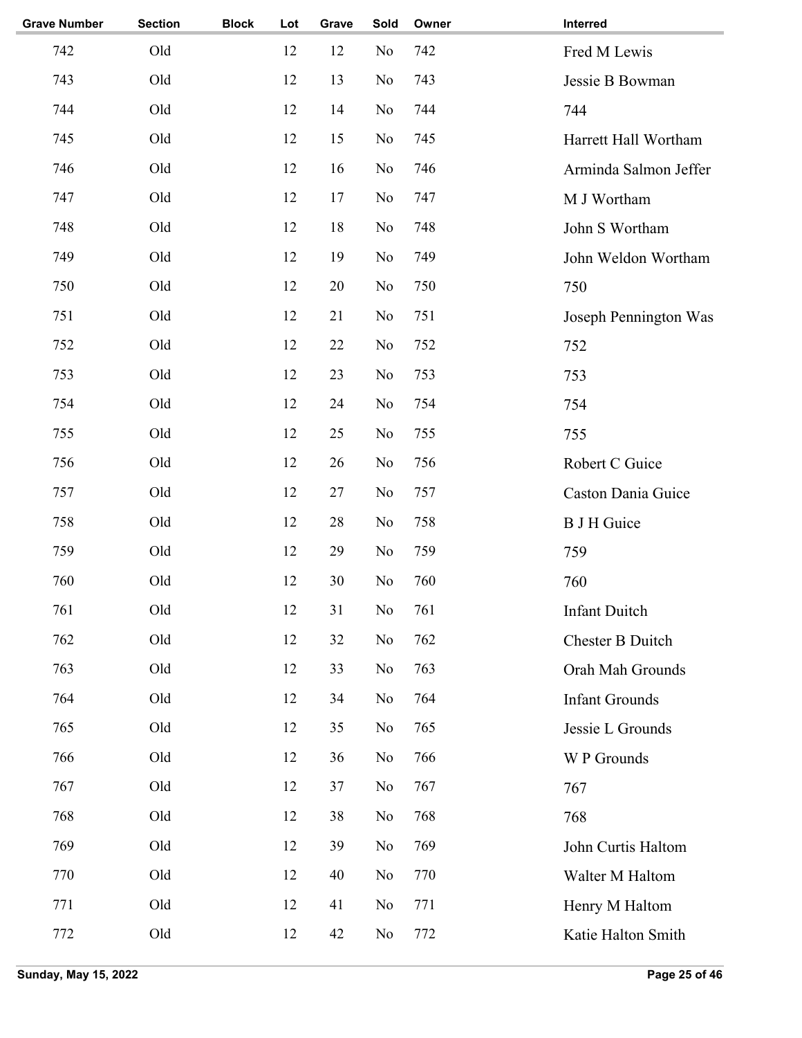| Grave Number | Section | Block | Lot | Grave | Sold | Owner | Interred |
|---|---|---|---|---|---|---|---|
| 742 | Old | | 12 | 12 | No | 742 | Fred M Lewis |
| 743 | Old | | 12 | 13 | No | 743 | Jessie B Bowman |
| 744 | Old | | 12 | 14 | No | 744 | 744 |
| 745 | Old | | 12 | 15 | No | 745 | Harrett Hall Wortham |
| 746 | Old | | 12 | 16 | No | 746 | Arminda Salmon Jeffer |
| 747 | Old | | 12 | 17 | No | 747 | M J Wortham |
| 748 | Old | | 12 | 18 | No | 748 | John S Wortham |
| 749 | Old | | 12 | 19 | No | 749 | John Weldon Wortham |
| 750 | Old | | 12 | 20 | No | 750 | 750 |
| 751 | Old | | 12 | 21 | No | 751 | Joseph Pennington Was |
| 752 | Old | | 12 | 22 | No | 752 | 752 |
| 753 | Old | | 12 | 23 | No | 753 | 753 |
| 754 | Old | | 12 | 24 | No | 754 | 754 |
| 755 | Old | | 12 | 25 | No | 755 | 755 |
| 756 | Old | | 12 | 26 | No | 756 | Robert C Guice |
| 757 | Old | | 12 | 27 | No | 757 | Caston Dania Guice |
| 758 | Old | | 12 | 28 | No | 758 | B J H Guice |
| 759 | Old | | 12 | 29 | No | 759 | 759 |
| 760 | Old | | 12 | 30 | No | 760 | 760 |
| 761 | Old | | 12 | 31 | No | 761 | Infant Duitch |
| 762 | Old | | 12 | 32 | No | 762 | Chester B Duitch |
| 763 | Old | | 12 | 33 | No | 763 | Orah Mah Grounds |
| 764 | Old | | 12 | 34 | No | 764 | Infant Grounds |
| 765 | Old | | 12 | 35 | No | 765 | Jessie L Grounds |
| 766 | Old | | 12 | 36 | No | 766 | W P Grounds |
| 767 | Old | | 12 | 37 | No | 767 | 767 |
| 768 | Old | | 12 | 38 | No | 768 | 768 |
| 769 | Old | | 12 | 39 | No | 769 | John Curtis Haltom |
| 770 | Old | | 12 | 40 | No | 770 | Walter M Haltom |
| 771 | Old | | 12 | 41 | No | 771 | Henry M Haltom |
| 772 | Old | | 12 | 42 | No | 772 | Katie Halton Smith |

Sunday, May 15, 2022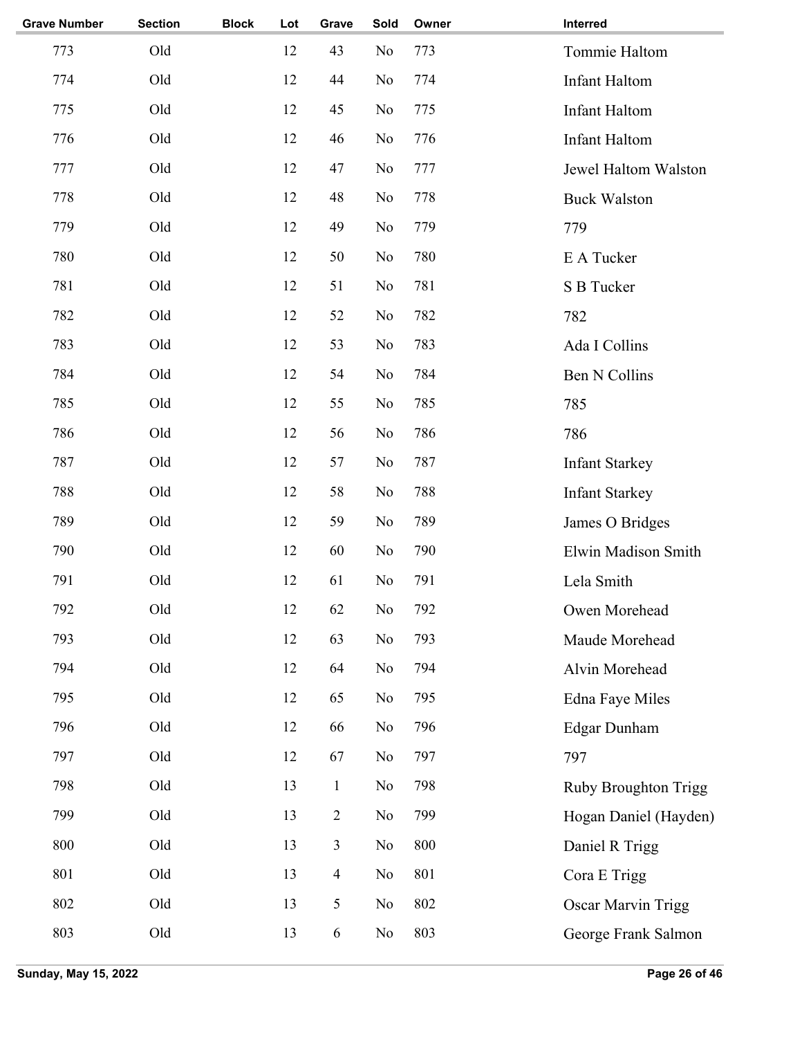| Grave Number | Section | Block | Lot | Grave | Sold | Owner | Interred |
|---|---|---|---|---|---|---|---|
| 773 | Old | | 12 | 43 | No | 773 | Tommie Haltom |
| 774 | Old | | 12 | 44 | No | 774 | Infant Haltom |
| 775 | Old | | 12 | 45 | No | 775 | Infant Haltom |
| 776 | Old | | 12 | 46 | No | 776 | Infant Haltom |
| 777 | Old | | 12 | 47 | No | 777 | Jewel Haltom Walston |
| 778 | Old | | 12 | 48 | No | 778 | Buck Walston |
| 779 | Old | | 12 | 49 | No | 779 | 779 |
| 780 | Old | | 12 | 50 | No | 780 | E A Tucker |
| 781 | Old | | 12 | 51 | No | 781 | S B Tucker |
| 782 | Old | | 12 | 52 | No | 782 | 782 |
| 783 | Old | | 12 | 53 | No | 783 | Ada I Collins |
| 784 | Old | | 12 | 54 | No | 784 | Ben N Collins |
| 785 | Old | | 12 | 55 | No | 785 | 785 |
| 786 | Old | | 12 | 56 | No | 786 | 786 |
| 787 | Old | | 12 | 57 | No | 787 | Infant Starkey |
| 788 | Old | | 12 | 58 | No | 788 | Infant Starkey |
| 789 | Old | | 12 | 59 | No | 789 | James O Bridges |
| 790 | Old | | 12 | 60 | No | 790 | Elwin Madison Smith |
| 791 | Old | | 12 | 61 | No | 791 | Lela Smith |
| 792 | Old | | 12 | 62 | No | 792 | Owen Morehead |
| 793 | Old | | 12 | 63 | No | 793 | Maude Morehead |
| 794 | Old | | 12 | 64 | No | 794 | Alvin Morehead |
| 795 | Old | | 12 | 65 | No | 795 | Edna Faye Miles |
| 796 | Old | | 12 | 66 | No | 796 | Edgar Dunham |
| 797 | Old | | 12 | 67 | No | 797 | 797 |
| 798 | Old | | 13 | 1 | No | 798 | Ruby Broughton Trigg |
| 799 | Old | | 13 | 2 | No | 799 | Hogan Daniel (Hayden) |
| 800 | Old | | 13 | 3 | No | 800 | Daniel R Trigg |
| 801 | Old | | 13 | 4 | No | 801 | Cora E Trigg |
| 802 | Old | | 13 | 5 | No | 802 | Oscar Marvin Trigg |
| 803 | Old | | 13 | 6 | No | 803 | George Frank Salmon |

Sunday, May 15, 2022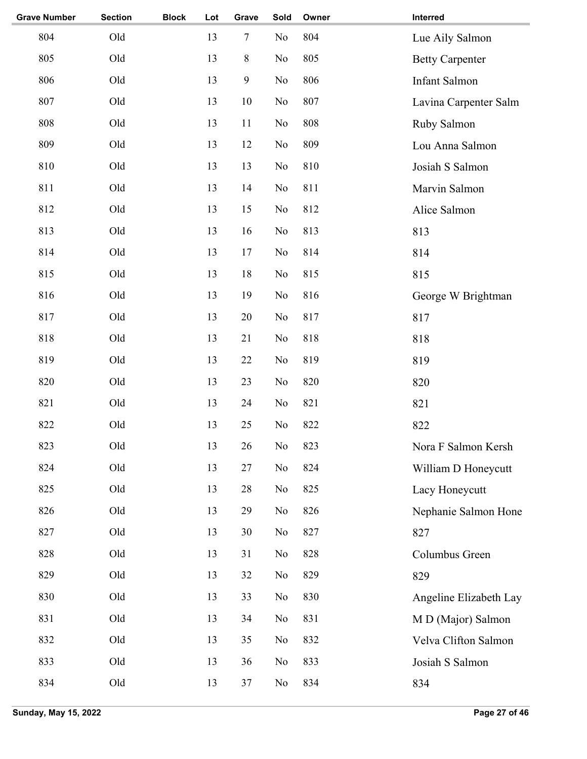| Grave Number | Section | Block | Lot | Grave | Sold | Owner | Interred |
|---|---|---|---|---|---|---|---|
| 804 | Old | | 13 | 7 | No | 804 | Lue Aily Salmon |
| 805 | Old | | 13 | 8 | No | 805 | Betty Carpenter |
| 806 | Old | | 13 | 9 | No | 806 | Infant Salmon |
| 807 | Old | | 13 | 10 | No | 807 | Lavina Carpenter Salm |
| 808 | Old | | 13 | 11 | No | 808 | Ruby Salmon |
| 809 | Old | | 13 | 12 | No | 809 | Lou Anna Salmon |
| 810 | Old | | 13 | 13 | No | 810 | Josiah S Salmon |
| 811 | Old | | 13 | 14 | No | 811 | Marvin Salmon |
| 812 | Old | | 13 | 15 | No | 812 | Alice Salmon |
| 813 | Old | | 13 | 16 | No | 813 | 813 |
| 814 | Old | | 13 | 17 | No | 814 | 814 |
| 815 | Old | | 13 | 18 | No | 815 | 815 |
| 816 | Old | | 13 | 19 | No | 816 | George W Brightman |
| 817 | Old | | 13 | 20 | No | 817 | 817 |
| 818 | Old | | 13 | 21 | No | 818 | 818 |
| 819 | Old | | 13 | 22 | No | 819 | 819 |
| 820 | Old | | 13 | 23 | No | 820 | 820 |
| 821 | Old | | 13 | 24 | No | 821 | 821 |
| 822 | Old | | 13 | 25 | No | 822 | 822 |
| 823 | Old | | 13 | 26 | No | 823 | Nora F Salmon Kersh |
| 824 | Old | | 13 | 27 | No | 824 | William D Honeycutt |
| 825 | Old | | 13 | 28 | No | 825 | Lacy Honeycutt |
| 826 | Old | | 13 | 29 | No | 826 | Nephanie Salmon Hone |
| 827 | Old | | 13 | 30 | No | 827 | 827 |
| 828 | Old | | 13 | 31 | No | 828 | Columbus Green |
| 829 | Old | | 13 | 32 | No | 829 | 829 |
| 830 | Old | | 13 | 33 | No | 830 | Angeline Elizabeth Lay |
| 831 | Old | | 13 | 34 | No | 831 | M D (Major) Salmon |
| 832 | Old | | 13 | 35 | No | 832 | Velva Clifton Salmon |
| 833 | Old | | 13 | 36 | No | 833 | Josiah S Salmon |
| 834 | Old | | 13 | 37 | No | 834 | 834 |

Sunday, May 15, 2022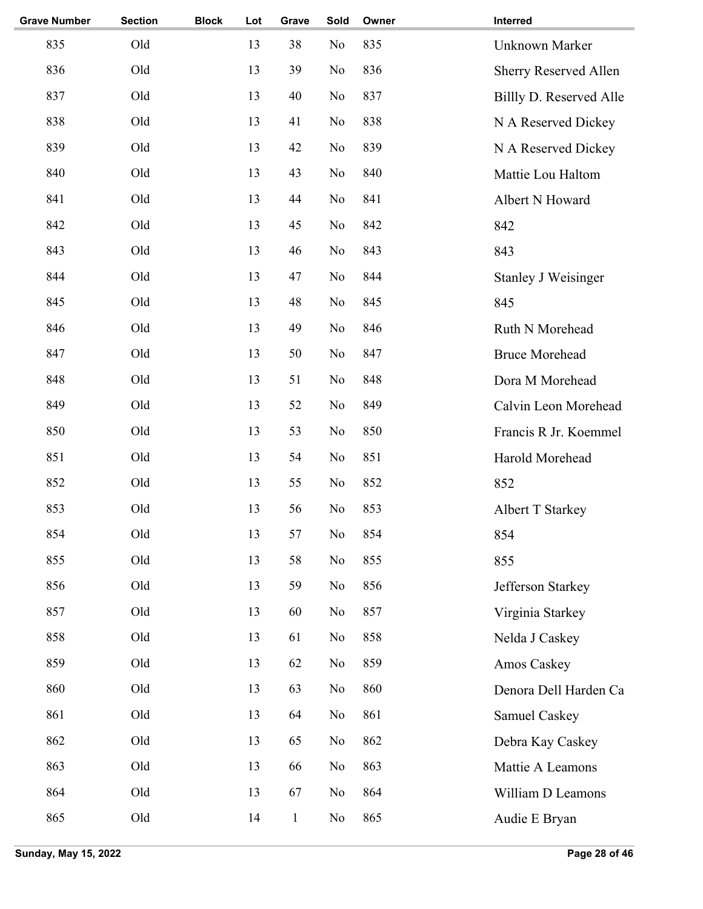| Grave Number | Section | Block | Lot | Grave | Sold | Owner | Interred |
|---|---|---|---|---|---|---|---|
| 835 | Old | | 13 | 38 | No | 835 | Unknown Marker |
| 836 | Old | | 13 | 39 | No | 836 | Sherry Reserved Allen |
| 837 | Old | | 13 | 40 | No | 837 | Billly D. Reserved Alle |
| 838 | Old | | 13 | 41 | No | 838 | N A Reserved Dickey |
| 839 | Old | | 13 | 42 | No | 839 | N A Reserved Dickey |
| 840 | Old | | 13 | 43 | No | 840 | Mattie Lou Haltom |
| 841 | Old | | 13 | 44 | No | 841 | Albert N Howard |
| 842 | Old | | 13 | 45 | No | 842 | 842 |
| 843 | Old | | 13 | 46 | No | 843 | 843 |
| 844 | Old | | 13 | 47 | No | 844 | Stanley J Weisinger |
| 845 | Old | | 13 | 48 | No | 845 | 845 |
| 846 | Old | | 13 | 49 | No | 846 | Ruth N Morehead |
| 847 | Old | | 13 | 50 | No | 847 | Bruce Morehead |
| 848 | Old | | 13 | 51 | No | 848 | Dora M Morehead |
| 849 | Old | | 13 | 52 | No | 849 | Calvin Leon Morehead |
| 850 | Old | | 13 | 53 | No | 850 | Francis R Jr. Koemmel |
| 851 | Old | | 13 | 54 | No | 851 | Harold Morehead |
| 852 | Old | | 13 | 55 | No | 852 | 852 |
| 853 | Old | | 13 | 56 | No | 853 | Albert T Starkey |
| 854 | Old | | 13 | 57 | No | 854 | 854 |
| 855 | Old | | 13 | 58 | No | 855 | 855 |
| 856 | Old | | 13 | 59 | No | 856 | Jefferson Starkey |
| 857 | Old | | 13 | 60 | No | 857 | Virginia Starkey |
| 858 | Old | | 13 | 61 | No | 858 | Nelda J Caskey |
| 859 | Old | | 13 | 62 | No | 859 | Amos Caskey |
| 860 | Old | | 13 | 63 | No | 860 | Denora Dell Harden Ca |
| 861 | Old | | 13 | 64 | No | 861 | Samuel Caskey |
| 862 | Old | | 13 | 65 | No | 862 | Debra Kay Caskey |
| 863 | Old | | 13 | 66 | No | 863 | Mattie A Leamons |
| 864 | Old | | 13 | 67 | No | 864 | William D Leamons |
| 865 | Old | | 14 | 1 | No | 865 | Audie E Bryan |

Sunday, May 15, 2022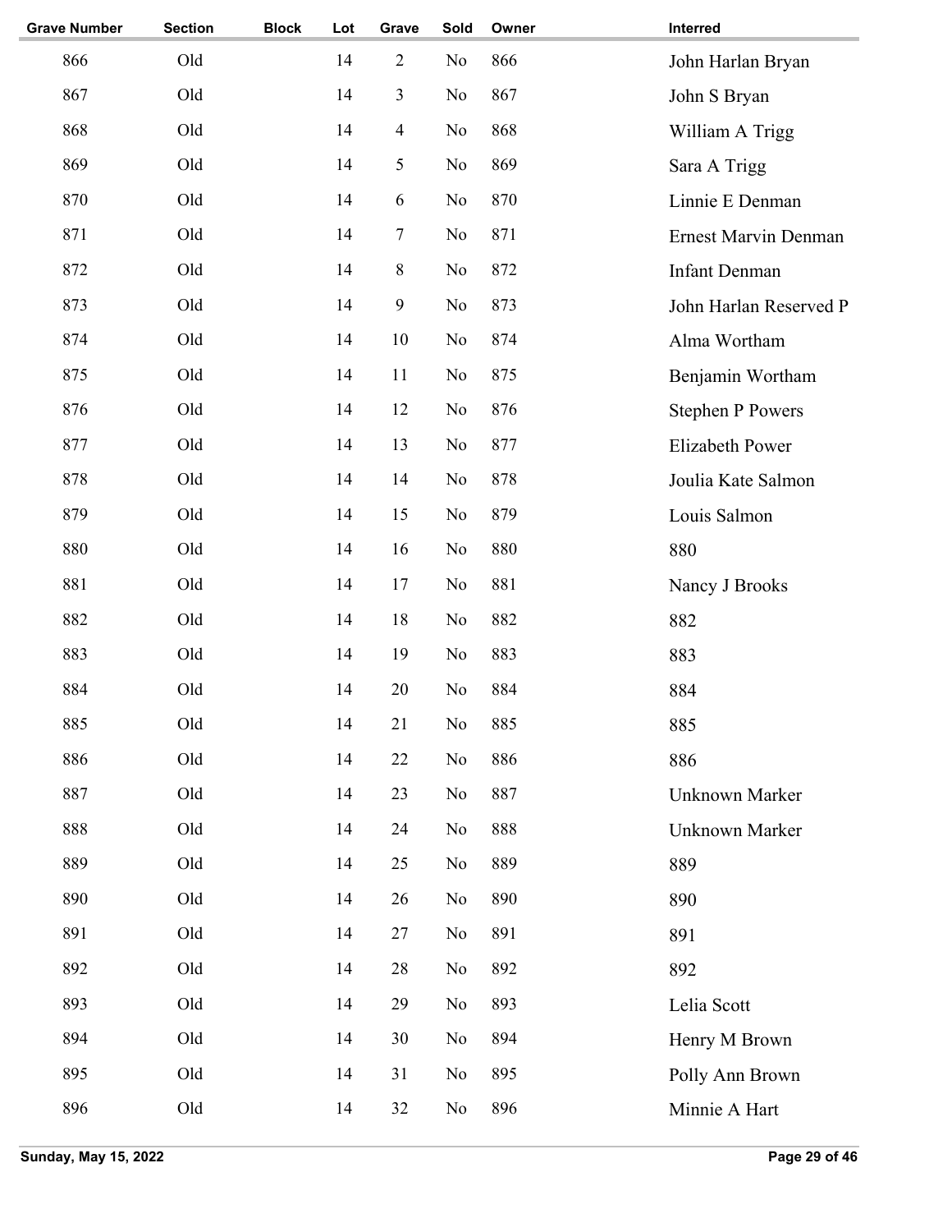| Grave Number | Section | Block | Lot | Grave | Sold | Owner | Interred |
|---|---|---|---|---|---|---|---|
| 866 | Old | | 14 | 2 | No | 866 | John Harlan Bryan |
| 867 | Old | | 14 | 3 | No | 867 | John S Bryan |
| 868 | Old | | 14 | 4 | No | 868 | William A Trigg |
| 869 | Old | | 14 | 5 | No | 869 | Sara A Trigg |
| 870 | Old | | 14 | 6 | No | 870 | Linnie E Denman |
| 871 | Old | | 14 | 7 | No | 871 | Ernest Marvin Denman |
| 872 | Old | | 14 | 8 | No | 872 | Infant Denman |
| 873 | Old | | 14 | 9 | No | 873 | John Harlan Reserved P |
| 874 | Old | | 14 | 10 | No | 874 | Alma Wortham |
| 875 | Old | | 14 | 11 | No | 875 | Benjamin Wortham |
| 876 | Old | | 14 | 12 | No | 876 | Stephen P Powers |
| 877 | Old | | 14 | 13 | No | 877 | Elizabeth Power |
| 878 | Old | | 14 | 14 | No | 878 | Joulia Kate Salmon |
| 879 | Old | | 14 | 15 | No | 879 | Louis Salmon |
| 880 | Old | | 14 | 16 | No | 880 | 880 |
| 881 | Old | | 14 | 17 | No | 881 | Nancy J Brooks |
| 882 | Old | | 14 | 18 | No | 882 | 882 |
| 883 | Old | | 14 | 19 | No | 883 | 883 |
| 884 | Old | | 14 | 20 | No | 884 | 884 |
| 885 | Old | | 14 | 21 | No | 885 | 885 |
| 886 | Old | | 14 | 22 | No | 886 | 886 |
| 887 | Old | | 14 | 23 | No | 887 | Unknown Marker |
| 888 | Old | | 14 | 24 | No | 888 | Unknown Marker |
| 889 | Old | | 14 | 25 | No | 889 | 889 |
| 890 | Old | | 14 | 26 | No | 890 | 890 |
| 891 | Old | | 14 | 27 | No | 891 | 891 |
| 892 | Old | | 14 | 28 | No | 892 | 892 |
| 893 | Old | | 14 | 29 | No | 893 | Lelia Scott |
| 894 | Old | | 14 | 30 | No | 894 | Henry M Brown |
| 895 | Old | | 14 | 31 | No | 895 | Polly Ann Brown |
| 896 | Old | | 14 | 32 | No | 896 | Minnie A Hart |

Sunday, May 15, 2022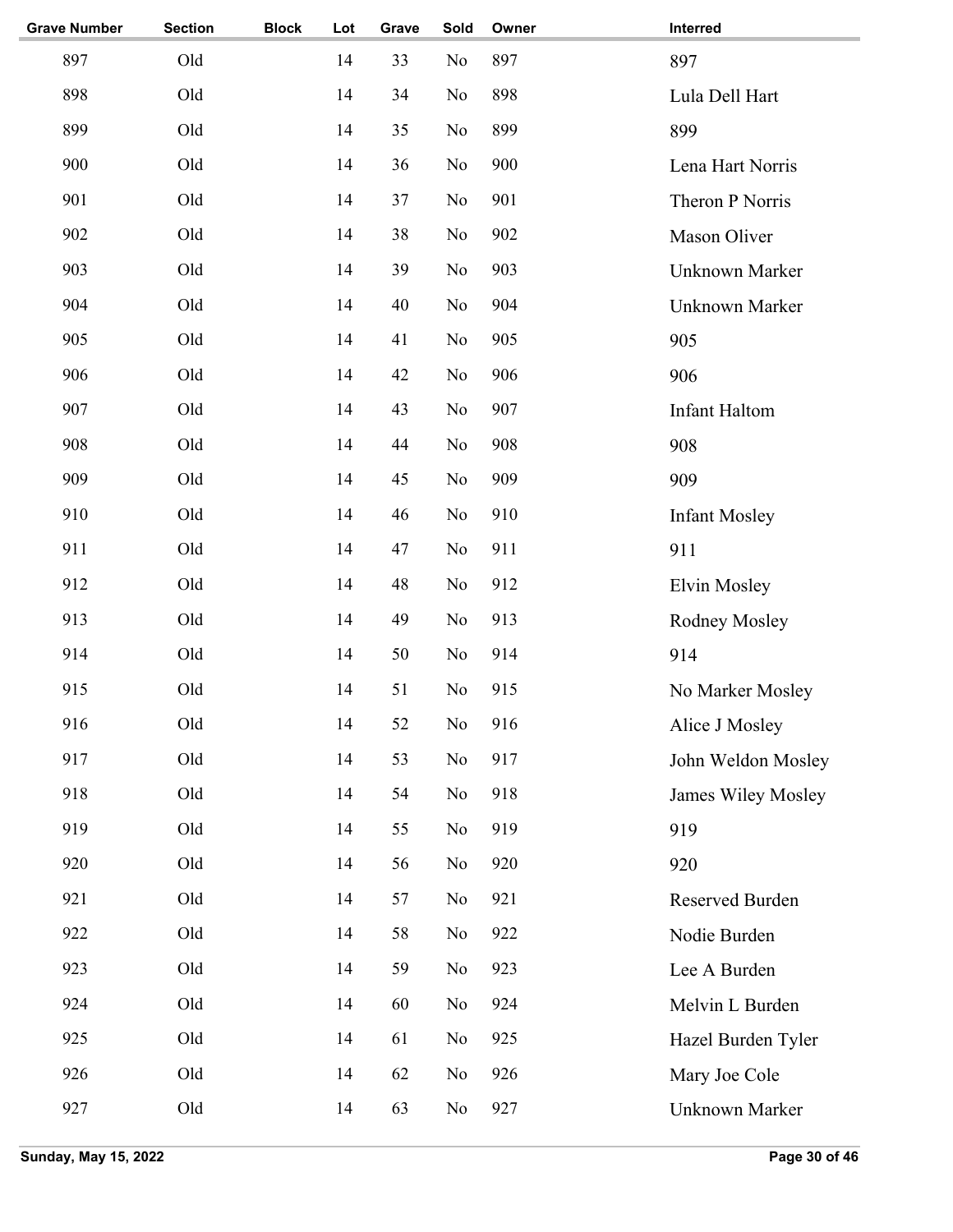| Grave Number | Section | Block | Lot | Grave | Sold | Owner | Interred |
|---|---|---|---|---|---|---|---|
| 897 | Old | | 14 | 33 | No | 897 | 897 |
| 898 | Old | | 14 | 34 | No | 898 | Lula Dell Hart |
| 899 | Old | | 14 | 35 | No | 899 | 899 |
| 900 | Old | | 14 | 36 | No | 900 | Lena Hart Norris |
| 901 | Old | | 14 | 37 | No | 901 | Theron P Norris |
| 902 | Old | | 14 | 38 | No | 902 | Mason Oliver |
| 903 | Old | | 14 | 39 | No | 903 | Unknown Marker |
| 904 | Old | | 14 | 40 | No | 904 | Unknown Marker |
| 905 | Old | | 14 | 41 | No | 905 | 905 |
| 906 | Old | | 14 | 42 | No | 906 | 906 |
| 907 | Old | | 14 | 43 | No | 907 | Infant Haltom |
| 908 | Old | | 14 | 44 | No | 908 | 908 |
| 909 | Old | | 14 | 45 | No | 909 | 909 |
| 910 | Old | | 14 | 46 | No | 910 | Infant Mosley |
| 911 | Old | | 14 | 47 | No | 911 | 911 |
| 912 | Old | | 14 | 48 | No | 912 | Elvin Mosley |
| 913 | Old | | 14 | 49 | No | 913 | Rodney Mosley |
| 914 | Old | | 14 | 50 | No | 914 | 914 |
| 915 | Old | | 14 | 51 | No | 915 | No Marker Mosley |
| 916 | Old | | 14 | 52 | No | 916 | Alice J Mosley |
| 917 | Old | | 14 | 53 | No | 917 | John Weldon Mosley |
| 918 | Old | | 14 | 54 | No | 918 | James Wiley Mosley |
| 919 | Old | | 14 | 55 | No | 919 | 919 |
| 920 | Old | | 14 | 56 | No | 920 | 920 |
| 921 | Old | | 14 | 57 | No | 921 | Reserved Burden |
| 922 | Old | | 14 | 58 | No | 922 | Nodie Burden |
| 923 | Old | | 14 | 59 | No | 923 | Lee A Burden |
| 924 | Old | | 14 | 60 | No | 924 | Melvin L Burden |
| 925 | Old | | 14 | 61 | No | 925 | Hazel Burden Tyler |
| 926 | Old | | 14 | 62 | No | 926 | Mary Joe Cole |
| 927 | Old | | 14 | 63 | No | 927 | Unknown Marker |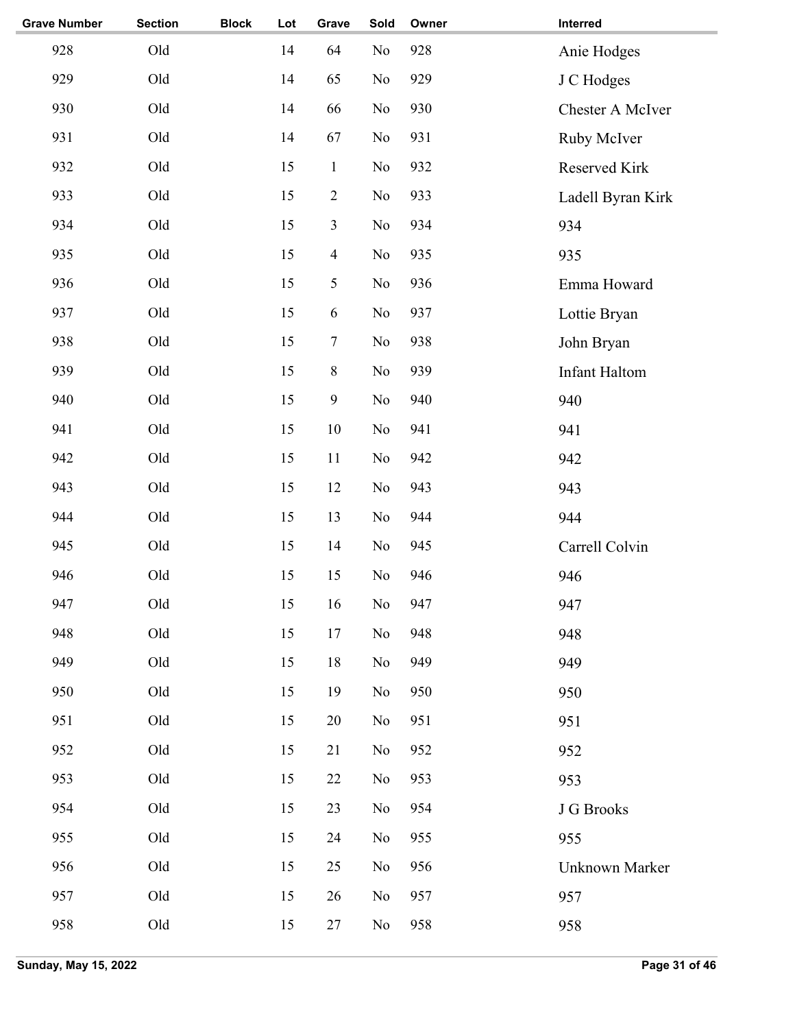| Grave Number | Section | Block | Lot | Grave | Sold | Owner | Interred |
|---|---|---|---|---|---|---|---|
| 928 | Old | | 14 | 64 | No | 928 | Anie Hodges |
| 929 | Old | | 14 | 65 | No | 929 | J C Hodges |
| 930 | Old | | 14 | 66 | No | 930 | Chester A McIver |
| 931 | Old | | 14 | 67 | No | 931 | Ruby McIver |
| 932 | Old | | 15 | 1 | No | 932 | Reserved Kirk |
| 933 | Old | | 15 | 2 | No | 933 | Ladell Byran Kirk |
| 934 | Old | | 15 | 3 | No | 934 | 934 |
| 935 | Old | | 15 | 4 | No | 935 | 935 |
| 936 | Old | | 15 | 5 | No | 936 | Emma Howard |
| 937 | Old | | 15 | 6 | No | 937 | Lottie Bryan |
| 938 | Old | | 15 | 7 | No | 938 | John Bryan |
| 939 | Old | | 15 | 8 | No | 939 | Infant Haltom |
| 940 | Old | | 15 | 9 | No | 940 | 940 |
| 941 | Old | | 15 | 10 | No | 941 | 941 |
| 942 | Old | | 15 | 11 | No | 942 | 942 |
| 943 | Old | | 15 | 12 | No | 943 | 943 |
| 944 | Old | | 15 | 13 | No | 944 | 944 |
| 945 | Old | | 15 | 14 | No | 945 | Carrell Colvin |
| 946 | Old | | 15 | 15 | No | 946 | 946 |
| 947 | Old | | 15 | 16 | No | 947 | 947 |
| 948 | Old | | 15 | 17 | No | 948 | 948 |
| 949 | Old | | 15 | 18 | No | 949 | 949 |
| 950 | Old | | 15 | 19 | No | 950 | 950 |
| 951 | Old | | 15 | 20 | No | 951 | 951 |
| 952 | Old | | 15 | 21 | No | 952 | 952 |
| 953 | Old | | 15 | 22 | No | 953 | 953 |
| 954 | Old | | 15 | 23 | No | 954 | J G Brooks |
| 955 | Old | | 15 | 24 | No | 955 | 955 |
| 956 | Old | | 15 | 25 | No | 956 | Unknown Marker |
| 957 | Old | | 15 | 26 | No | 957 | 957 |
| 958 | Old | | 15 | 27 | No | 958 | 958 |

**Sunday, May 15, 2022**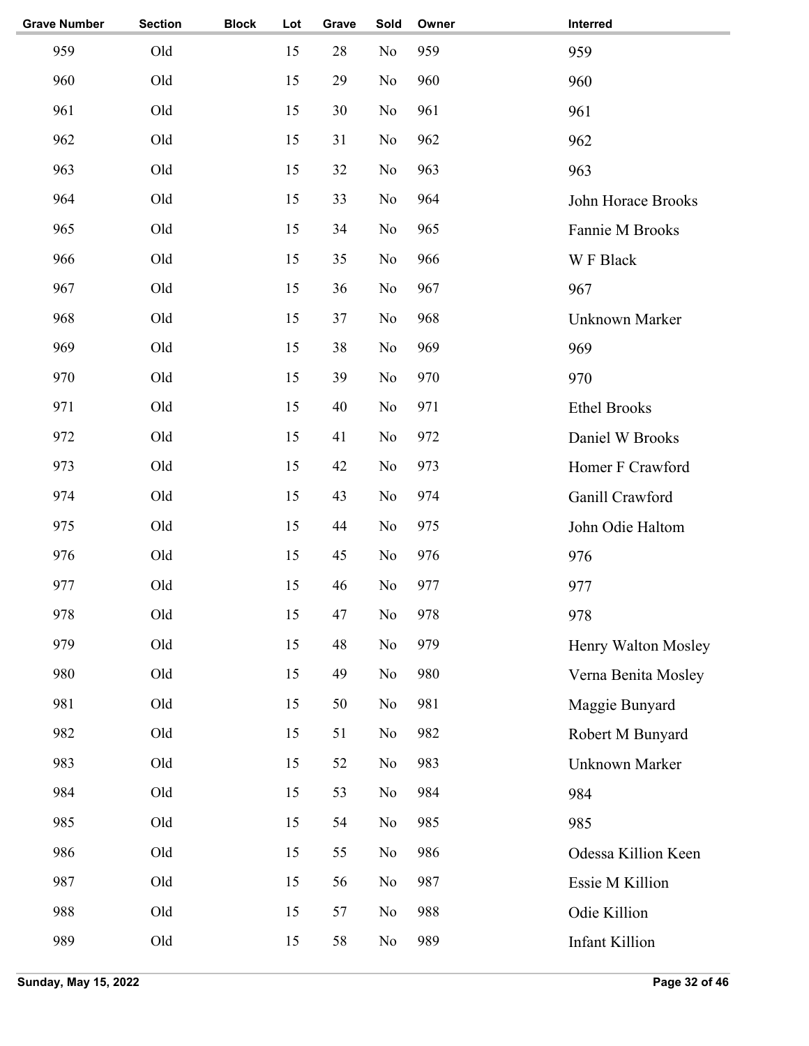| Grave Number | Section | Block | Lot | Grave | Sold | Owner | Interred |
|---|---|---|---|---|---|---|---|
| 959 | Old | | 15 | 28 | No | 959 | 959 |
| 960 | Old | | 15 | 29 | No | 960 | 960 |
| 961 | Old | | 15 | 30 | No | 961 | 961 |
| 962 | Old | | 15 | 31 | No | 962 | 962 |
| 963 | Old | | 15 | 32 | No | 963 | 963 |
| 964 | Old | | 15 | 33 | No | 964 | John Horace Brooks |
| 965 | Old | | 15 | 34 | No | 965 | Fannie M Brooks |
| 966 | Old | | 15 | 35 | No | 966 | W F Black |
| 967 | Old | | 15 | 36 | No | 967 | 967 |
| 968 | Old | | 15 | 37 | No | 968 | Unknown Marker |
| 969 | Old | | 15 | 38 | No | 969 | 969 |
| 970 | Old | | 15 | 39 | No | 970 | 970 |
| 971 | Old | | 15 | 40 | No | 971 | Ethel Brooks |
| 972 | Old | | 15 | 41 | No | 972 | Daniel W Brooks |
| 973 | Old | | 15 | 42 | No | 973 | Homer F Crawford |
| 974 | Old | | 15 | 43 | No | 974 | Ganill Crawford |
| 975 | Old | | 15 | 44 | No | 975 | John Odie Haltom |
| 976 | Old | | 15 | 45 | No | 976 | 976 |
| 977 | Old | | 15 | 46 | No | 977 | 977 |
| 978 | Old | | 15 | 47 | No | 978 | 978 |
| 979 | Old | | 15 | 48 | No | 979 | Henry Walton Mosley |
| 980 | Old | | 15 | 49 | No | 980 | Verna Benita Mosley |
| 981 | Old | | 15 | 50 | No | 981 | Maggie Bunyard |
| 982 | Old | | 15 | 51 | No | 982 | Robert M Bunyard |
| 983 | Old | | 15 | 52 | No | 983 | Unknown Marker |
| 984 | Old | | 15 | 53 | No | 984 | 984 |
| 985 | Old | | 15 | 54 | No | 985 | 985 |
| 986 | Old | | 15 | 55 | No | 986 | Odessa Killion Keen |
| 987 | Old | | 15 | 56 | No | 987 | Essie M Killion |
| 988 | Old | | 15 | 57 | No | 988 | Odie Killion |
| 989 | Old | | 15 | 58 | No | 989 | Infant Killion |

Sunday, May 15, 2022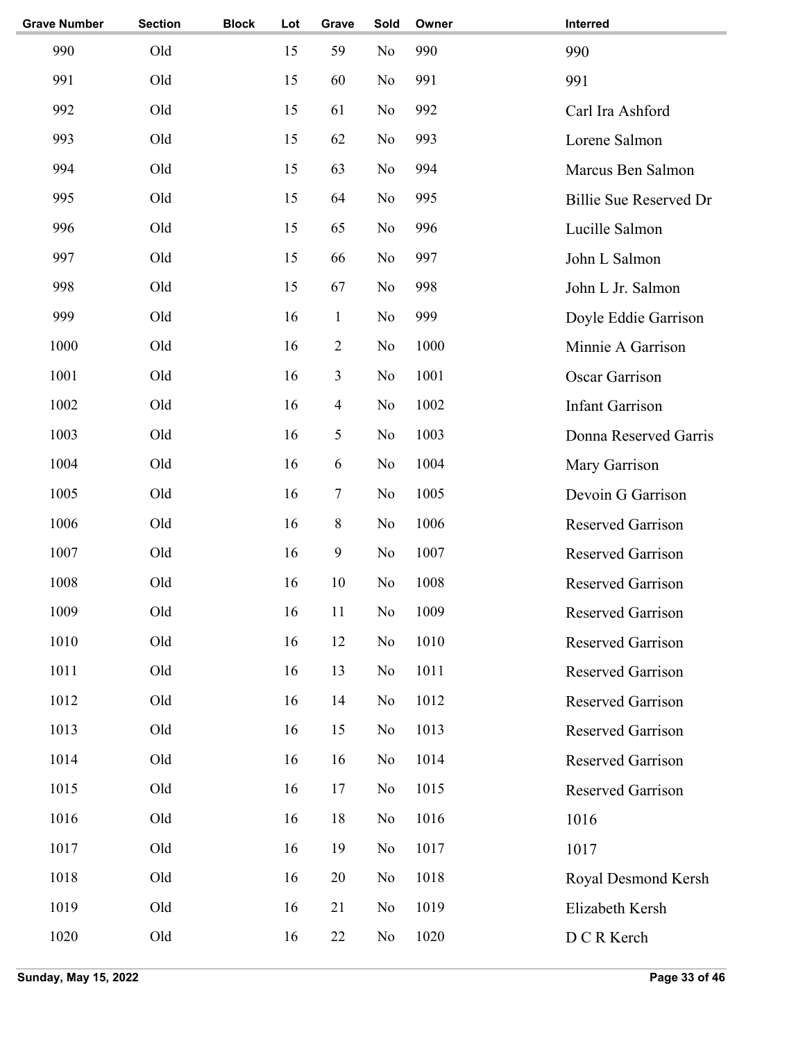| Grave Number | Section | Block | Lot | Grave | Sold | Owner | Interred |
|---|---|---|---|---|---|---|---|
| 990 | Old | | 15 | 59 | No | 990 | 990 |
| 991 | Old | | 15 | 60 | No | 991 | 991 |
| 992 | Old | | 15 | 61 | No | 992 | Carl Ira Ashford |
| 993 | Old | | 15 | 62 | No | 993 | Lorene Salmon |
| 994 | Old | | 15 | 63 | No | 994 | Marcus Ben Salmon |
| 995 | Old | | 15 | 64 | No | 995 | Billie Sue Reserved Dr |
| 996 | Old | | 15 | 65 | No | 996 | Lucille Salmon |
| 997 | Old | | 15 | 66 | No | 997 | John L Salmon |
| 998 | Old | | 15 | 67 | No | 998 | John L Jr. Salmon |
| 999 | Old | | 16 | 1 | No | 999 | Doyle Eddie Garrison |
| 1000 | Old | | 16 | 2 | No | 1000 | Minnie A Garrison |
| 1001 | Old | | 16 | 3 | No | 1001 | Oscar Garrison |
| 1002 | Old | | 16 | 4 | No | 1002 | Infant Garrison |
| 1003 | Old | | 16 | 5 | No | 1003 | Donna Reserved Garris |
| 1004 | Old | | 16 | 6 | No | 1004 | Mary Garrison |
| 1005 | Old | | 16 | 7 | No | 1005 | Devoin G Garrison |
| 1006 | Old | | 16 | 8 | No | 1006 | Reserved Garrison |
| 1007 | Old | | 16 | 9 | No | 1007 | Reserved Garrison |
| 1008 | Old | | 16 | 10 | No | 1008 | Reserved Garrison |
| 1009 | Old | | 16 | 11 | No | 1009 | Reserved Garrison |
| 1010 | Old | | 16 | 12 | No | 1010 | Reserved Garrison |
| 1011 | Old | | 16 | 13 | No | 1011 | Reserved Garrison |
| 1012 | Old | | 16 | 14 | No | 1012 | Reserved Garrison |
| 1013 | Old | | 16 | 15 | No | 1013 | Reserved Garrison |
| 1014 | Old | | 16 | 16 | No | 1014 | Reserved Garrison |
| 1015 | Old | | 16 | 17 | No | 1015 | Reserved Garrison |
| 1016 | Old | | 16 | 18 | No | 1016 | 1016 |
| 1017 | Old | | 16 | 19 | No | 1017 | 1017 |
| 1018 | Old | | 16 | 20 | No | 1018 | Royal Desmond Kersh |
| 1019 | Old | | 16 | 21 | No | 1019 | Elizabeth Kersh |
| 1020 | Old | | 16 | 22 | No | 1020 | D C R Kerch |

Sunday, May 15, 2022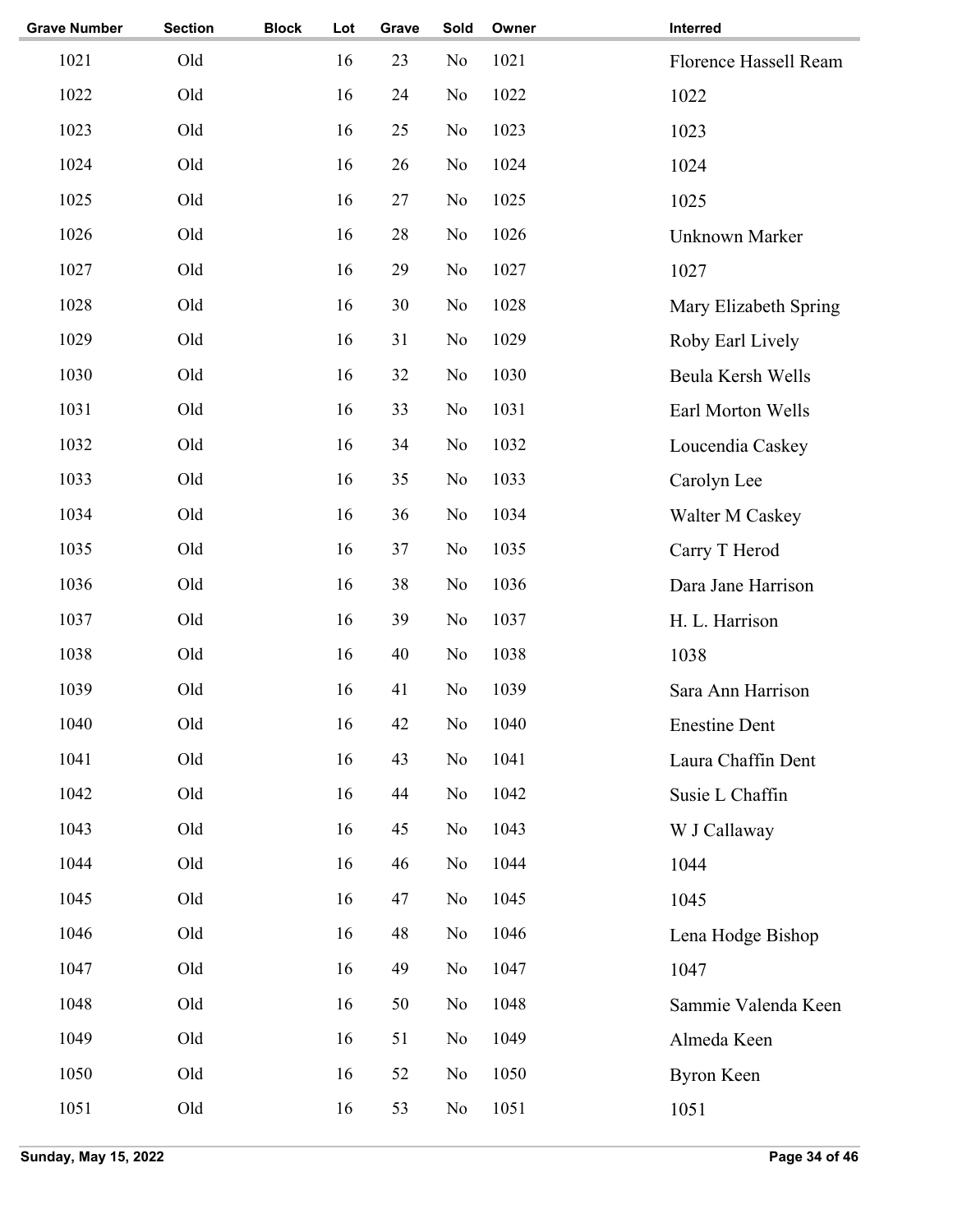| Grave Number | Section | Block | Lot | Grave | Sold | Owner | Interred |
|---|---|---|---|---|---|---|---|
| 1021 | Old | | 16 | 23 | No | 1021 | Florence Hassell Ream |
| 1022 | Old | | 16 | 24 | No | 1022 | 1022 |
| 1023 | Old | | 16 | 25 | No | 1023 | 1023 |
| 1024 | Old | | 16 | 26 | No | 1024 | 1024 |
| 1025 | Old | | 16 | 27 | No | 1025 | 1025 |
| 1026 | Old | | 16 | 28 | No | 1026 | Unknown Marker |
| 1027 | Old | | 16 | 29 | No | 1027 | 1027 |
| 1028 | Old | | 16 | 30 | No | 1028 | Mary Elizabeth Spring |
| 1029 | Old | | 16 | 31 | No | 1029 | Roby Earl Lively |
| 1030 | Old | | 16 | 32 | No | 1030 | Beula Kersh Wells |
| 1031 | Old | | 16 | 33 | No | 1031 | Earl Morton Wells |
| 1032 | Old | | 16 | 34 | No | 1032 | Loucendia Caskey |
| 1033 | Old | | 16 | 35 | No | 1033 | Carolyn Lee |
| 1034 | Old | | 16 | 36 | No | 1034 | Walter M Caskey |
| 1035 | Old | | 16 | 37 | No | 1035 | Carry T Herod |
| 1036 | Old | | 16 | 38 | No | 1036 | Dara Jane Harrison |
| 1037 | Old | | 16 | 39 | No | 1037 | H. L. Harrison |
| 1038 | Old | | 16 | 40 | No | 1038 | 1038 |
| 1039 | Old | | 16 | 41 | No | 1039 | Sara Ann Harrison |
| 1040 | Old | | 16 | 42 | No | 1040 | Enestine Dent |
| 1041 | Old | | 16 | 43 | No | 1041 | Laura Chaffin Dent |
| 1042 | Old | | 16 | 44 | No | 1042 | Susie L Chaffin |
| 1043 | Old | | 16 | 45 | No | 1043 | W J Callaway |
| 1044 | Old | | 16 | 46 | No | 1044 | 1044 |
| 1045 | Old | | 16 | 47 | No | 1045 | 1045 |
| 1046 | Old | | 16 | 48 | No | 1046 | Lena Hodge Bishop |
| 1047 | Old | | 16 | 49 | No | 1047 | 1047 |
| 1048 | Old | | 16 | 50 | No | 1048 | Sammie Valenda Keen |
| 1049 | Old | | 16 | 51 | No | 1049 | Almeda Keen |
| 1050 | Old | | 16 | 52 | No | 1050 | Byron Keen |
| 1051 | Old | | 16 | 53 | No | 1051 | 1051 |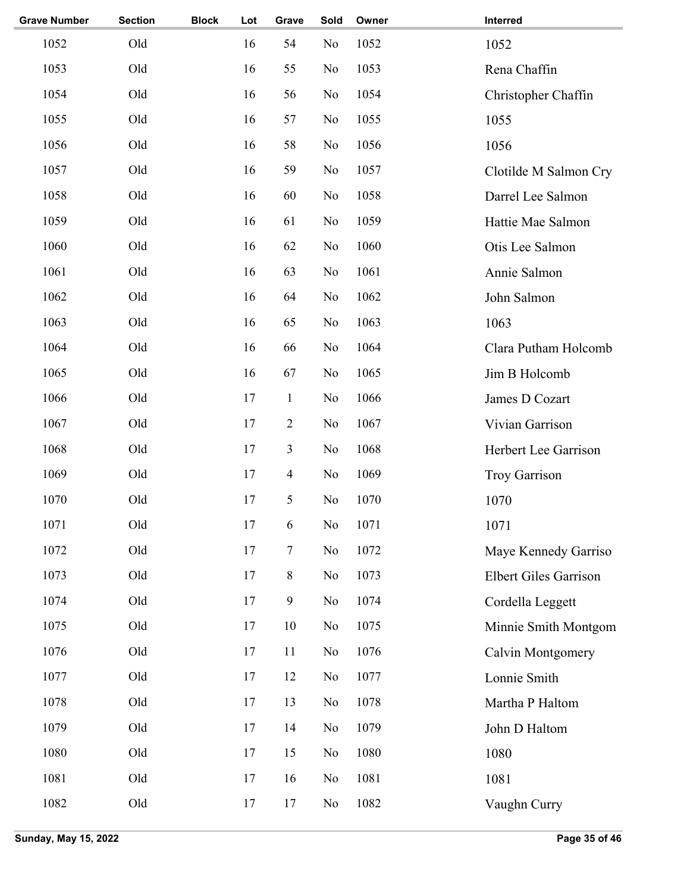| Grave Number | Section | Block | Lot | Grave | Sold | Owner | Interred |
|---|---|---|---|---|---|---|---|
| 1052 | Old | | 16 | 54 | No | 1052 | 1052 |
| 1053 | Old | | 16 | 55 | No | 1053 | Rena Chaffin |
| 1054 | Old | | 16 | 56 | No | 1054 | Christopher Chaffin |
| 1055 | Old | | 16 | 57 | No | 1055 | 1055 |
| 1056 | Old | | 16 | 58 | No | 1056 | 1056 |
| 1057 | Old | | 16 | 59 | No | 1057 | Clotilde M Salmon Cry |
| 1058 | Old | | 16 | 60 | No | 1058 | Darrel Lee Salmon |
| 1059 | Old | | 16 | 61 | No | 1059 | Hattie Mae Salmon |
| 1060 | Old | | 16 | 62 | No | 1060 | Otis Lee Salmon |
| 1061 | Old | | 16 | 63 | No | 1061 | Annie Salmon |
| 1062 | Old | | 16 | 64 | No | 1062 | John Salmon |
| 1063 | Old | | 16 | 65 | No | 1063 | 1063 |
| 1064 | Old | | 16 | 66 | No | 1064 | Clara Putham Holcomb |
| 1065 | Old | | 16 | 67 | No | 1065 | Jim B Holcomb |
| 1066 | Old | | 17 | 1 | No | 1066 | James D Cozart |
| 1067 | Old | | 17 | 2 | No | 1067 | Vivian Garrison |
| 1068 | Old | | 17 | 3 | No | 1068 | Herbert Lee Garrison |
| 1069 | Old | | 17 | 4 | No | 1069 | Troy Garrison |
| 1070 | Old | | 17 | 5 | No | 1070 | 1070 |
| 1071 | Old | | 17 | 6 | No | 1071 | 1071 |
| 1072 | Old | | 17 | 7 | No | 1072 | Maye Kennedy Garriso |
| 1073 | Old | | 17 | 8 | No | 1073 | Elbert Giles Garrison |
| 1074 | Old | | 17 | 9 | No | 1074 | Cordella Leggett |
| 1075 | Old | | 17 | 10 | No | 1075 | Minnie Smith Montgom |
| 1076 | Old | | 17 | 11 | No | 1076 | Calvin Montgomery |
| 1077 | Old | | 17 | 12 | No | 1077 | Lonnie Smith |
| 1078 | Old | | 17 | 13 | No | 1078 | Martha P Haltom |
| 1079 | Old | | 17 | 14 | No | 1079 | John D Haltom |
| 1080 | Old | | 17 | 15 | No | 1080 | 1080 |
| 1081 | Old | | 17 | 16 | No | 1081 | 1081 |
| 1082 | Old | | 17 | 17 | No | 1082 | Vaughn Curry |

Sunday, May 15, 2022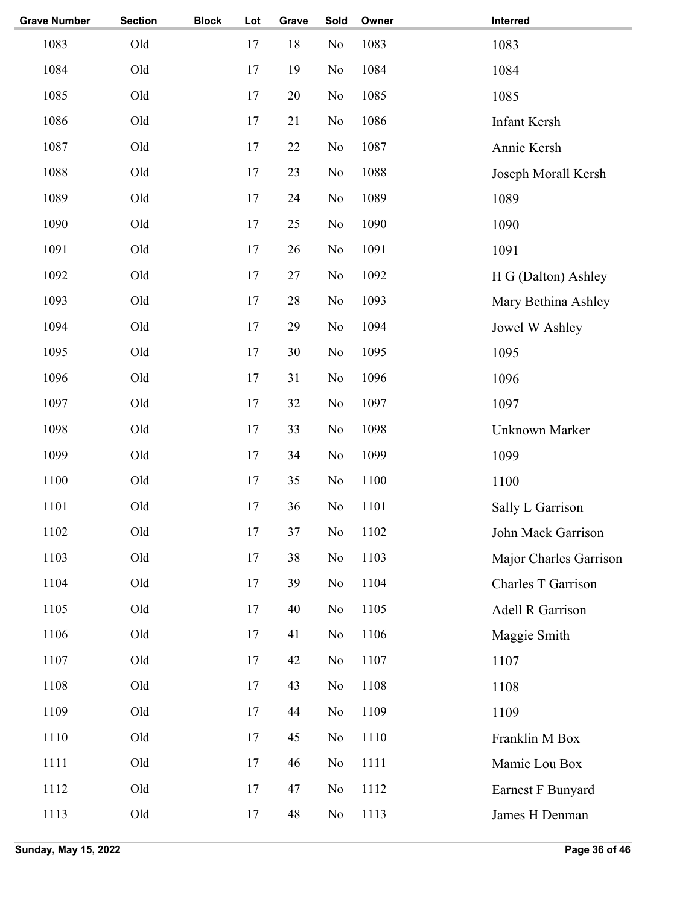| Grave Number | Section | Block | Lot | Grave | Sold | Owner | Interred |
|---|---|---|---|---|---|---|---|
| 1083 | Old | | 17 | 18 | No | 1083 | 1083 |
| 1084 | Old | | 17 | 19 | No | 1084 | 1084 |
| 1085 | Old | | 17 | 20 | No | 1085 | 1085 |
| 1086 | Old | | 17 | 21 | No | 1086 | Infant Kersh |
| 1087 | Old | | 17 | 22 | No | 1087 | Annie Kersh |
| 1088 | Old | | 17 | 23 | No | 1088 | Joseph Morall Kersh |
| 1089 | Old | | 17 | 24 | No | 1089 | 1089 |
| 1090 | Old | | 17 | 25 | No | 1090 | 1090 |
| 1091 | Old | | 17 | 26 | No | 1091 | 1091 |
| 1092 | Old | | 17 | 27 | No | 1092 | H G (Dalton) Ashley |
| 1093 | Old | | 17 | 28 | No | 1093 | Mary Bethina Ashley |
| 1094 | Old | | 17 | 29 | No | 1094 | Jowel W Ashley |
| 1095 | Old | | 17 | 30 | No | 1095 | 1095 |
| 1096 | Old | | 17 | 31 | No | 1096 | 1096 |
| 1097 | Old | | 17 | 32 | No | 1097 | 1097 |
| 1098 | Old | | 17 | 33 | No | 1098 | Unknown Marker |
| 1099 | Old | | 17 | 34 | No | 1099 | 1099 |
| 1100 | Old | | 17 | 35 | No | 1100 | 1100 |
| 1101 | Old | | 17 | 36 | No | 1101 | Sally L Garrison |
| 1102 | Old | | 17 | 37 | No | 1102 | John Mack Garrison |
| 1103 | Old | | 17 | 38 | No | 1103 | Major Charles Garrison |
| 1104 | Old | | 17 | 39 | No | 1104 | Charles T Garrison |
| 1105 | Old | | 17 | 40 | No | 1105 | Adell R Garrison |
| 1106 | Old | | 17 | 41 | No | 1106 | Maggie Smith |
| 1107 | Old | | 17 | 42 | No | 1107 | 1107 |
| 1108 | Old | | 17 | 43 | No | 1108 | 1108 |
| 1109 | Old | | 17 | 44 | No | 1109 | 1109 |
| 1110 | Old | | 17 | 45 | No | 1110 | Franklin M Box |
| 1111 | Old | | 17 | 46 | No | 1111 | Mamie Lou Box |
| 1112 | Old | | 17 | 47 | No | 1112 | Earnest F Bunyard |
| 1113 | Old | | 17 | 48 | No | 1113 | James H Denman |

Sunday, May 15, 2022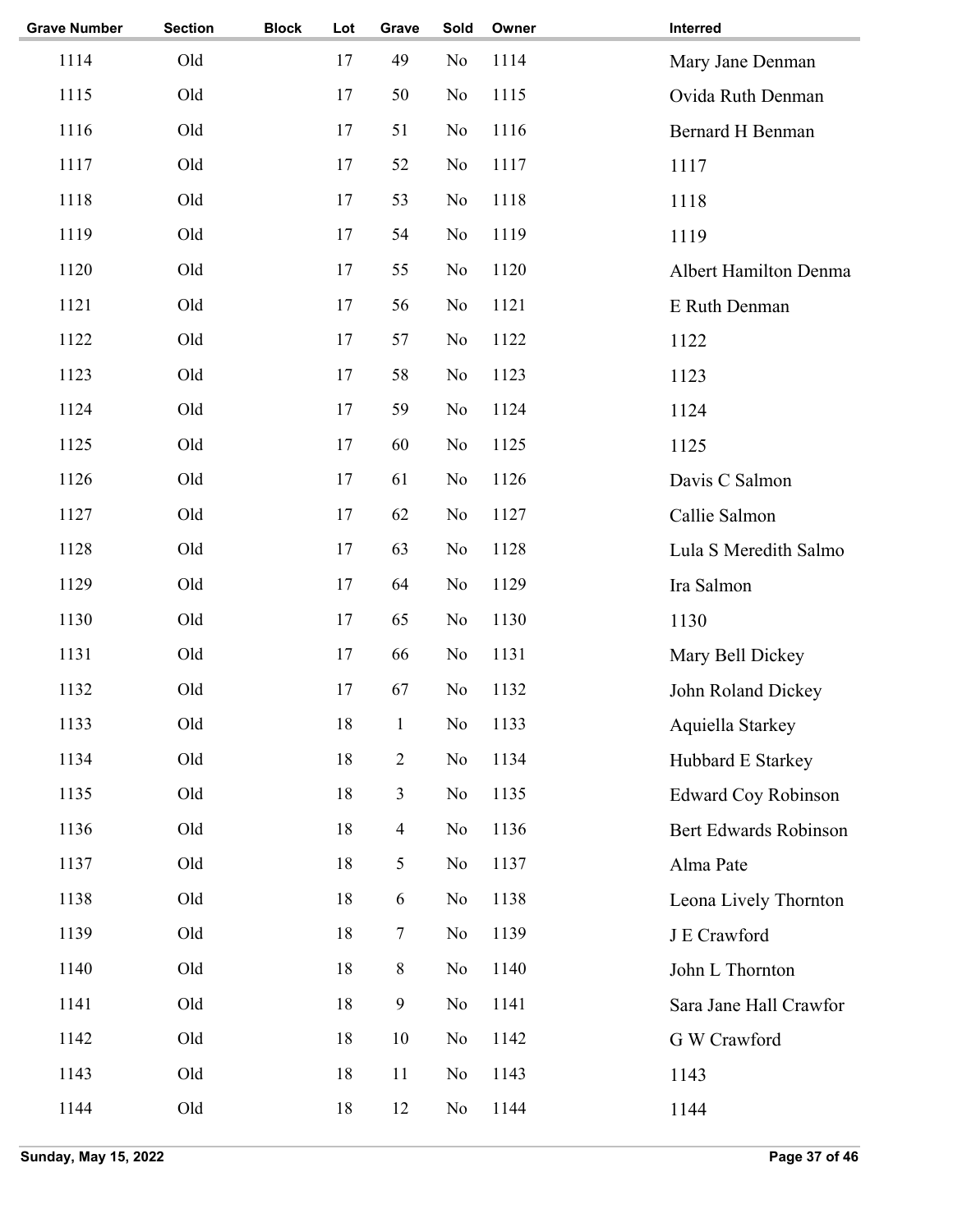| Grave Number | Section | Block | Lot | Grave | Sold | Owner | Interred |
|---|---|---|---|---|---|---|---|
| 1114 | Old | | 17 | 49 | No | 1114 | Mary Jane Denman |
| 1115 | Old | | 17 | 50 | No | 1115 | Ovida Ruth Denman |
| 1116 | Old | | 17 | 51 | No | 1116 | Bernard H Benman |
| 1117 | Old | | 17 | 52 | No | 1117 | 1117 |
| 1118 | Old | | 17 | 53 | No | 1118 | 1118 |
| 1119 | Old | | 17 | 54 | No | 1119 | 1119 |
| 1120 | Old | | 17 | 55 | No | 1120 | Albert Hamilton Denma |
| 1121 | Old | | 17 | 56 | No | 1121 | E Ruth Denman |
| 1122 | Old | | 17 | 57 | No | 1122 | 1122 |
| 1123 | Old | | 17 | 58 | No | 1123 | 1123 |
| 1124 | Old | | 17 | 59 | No | 1124 | 1124 |
| 1125 | Old | | 17 | 60 | No | 1125 | 1125 |
| 1126 | Old | | 17 | 61 | No | 1126 | Davis C Salmon |
| 1127 | Old | | 17 | 62 | No | 1127 | Callie Salmon |
| 1128 | Old | | 17 | 63 | No | 1128 | Lula S Meredith Salmo |
| 1129 | Old | | 17 | 64 | No | 1129 | Ira Salmon |
| 1130 | Old | | 17 | 65 | No | 1130 | 1130 |
| 1131 | Old | | 17 | 66 | No | 1131 | Mary Bell Dickey |
| 1132 | Old | | 17 | 67 | No | 1132 | John Roland Dickey |
| 1133 | Old | | 18 | 1 | No | 1133 | Aquiella Starkey |
| 1134 | Old | | 18 | 2 | No | 1134 | Hubbard E Starkey |
| 1135 | Old | | 18 | 3 | No | 1135 | Edward Coy Robinson |
| 1136 | Old | | 18 | 4 | No | 1136 | Bert Edwards Robinson |
| 1137 | Old | | 18 | 5 | No | 1137 | Alma Pate |
| 1138 | Old | | 18 | 6 | No | 1138 | Leona Lively Thornton |
| 1139 | Old | | 18 | 7 | No | 1139 | J E Crawford |
| 1140 | Old | | 18 | 8 | No | 1140 | John L Thornton |
| 1141 | Old | | 18 | 9 | No | 1141 | Sara Jane Hall Crawfor |
| 1142 | Old | | 18 | 10 | No | 1142 | G W Crawford |
| 1143 | Old | | 18 | 11 | No | 1143 | 1143 |
| 1144 | Old | | 18 | 12 | No | 1144 | 1144 |

Sunday, May 15, 2022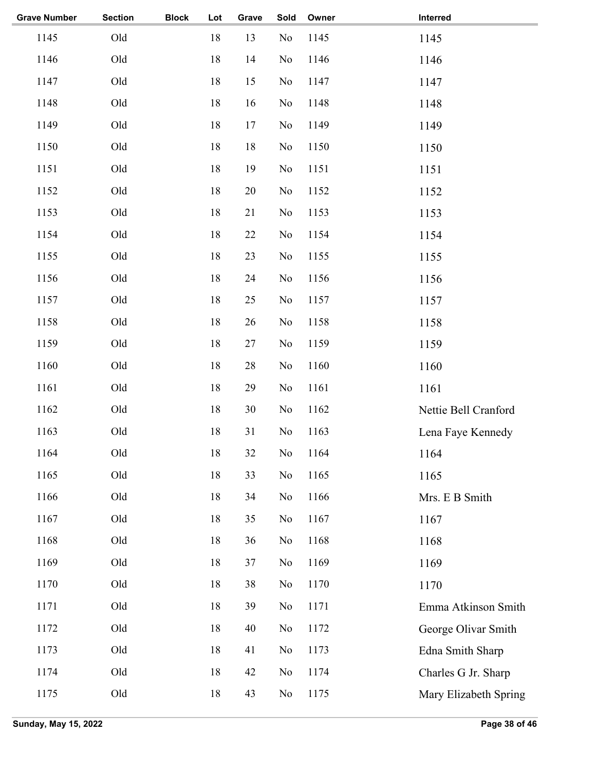| Grave Number | Section | Block | Lot | Grave | Sold | Owner | Interred |
|---|---|---|---|---|---|---|---|
| 1145 | Old | | 18 | 13 | No | 1145 | 1145 |
| 1146 | Old | | 18 | 14 | No | 1146 | 1146 |
| 1147 | Old | | 18 | 15 | No | 1147 | 1147 |
| 1148 | Old | | 18 | 16 | No | 1148 | 1148 |
| 1149 | Old | | 18 | 17 | No | 1149 | 1149 |
| 1150 | Old | | 18 | 18 | No | 1150 | 1150 |
| 1151 | Old | | 18 | 19 | No | 1151 | 1151 |
| 1152 | Old | | 18 | 20 | No | 1152 | 1152 |
| 1153 | Old | | 18 | 21 | No | 1153 | 1153 |
| 1154 | Old | | 18 | 22 | No | 1154 | 1154 |
| 1155 | Old | | 18 | 23 | No | 1155 | 1155 |
| 1156 | Old | | 18 | 24 | No | 1156 | 1156 |
| 1157 | Old | | 18 | 25 | No | 1157 | 1157 |
| 1158 | Old | | 18 | 26 | No | 1158 | 1158 |
| 1159 | Old | | 18 | 27 | No | 1159 | 1159 |
| 1160 | Old | | 18 | 28 | No | 1160 | 1160 |
| 1161 | Old | | 18 | 29 | No | 1161 | 1161 |
| 1162 | Old | | 18 | 30 | No | 1162 | Nettie Bell Cranford |
| 1163 | Old | | 18 | 31 | No | 1163 | Lena Faye Kennedy |
| 1164 | Old | | 18 | 32 | No | 1164 | 1164 |
| 1165 | Old | | 18 | 33 | No | 1165 | 1165 |
| 1166 | Old | | 18 | 34 | No | 1166 | Mrs. E B Smith |
| 1167 | Old | | 18 | 35 | No | 1167 | 1167 |
| 1168 | Old | | 18 | 36 | No | 1168 | 1168 |
| 1169 | Old | | 18 | 37 | No | 1169 | 1169 |
| 1170 | Old | | 18 | 38 | No | 1170 | 1170 |
| 1171 | Old | | 18 | 39 | No | 1171 | Emma Atkinson Smith |
| 1172 | Old | | 18 | 40 | No | 1172 | George Olivar Smith |
| 1173 | Old | | 18 | 41 | No | 1173 | Edna Smith Sharp |
| 1174 | Old | | 18 | 42 | No | 1174 | Charles G Jr. Sharp |
| 1175 | Old | | 18 | 43 | No | 1175 | Mary Elizabeth Spring |

Sunday, May 15, 2022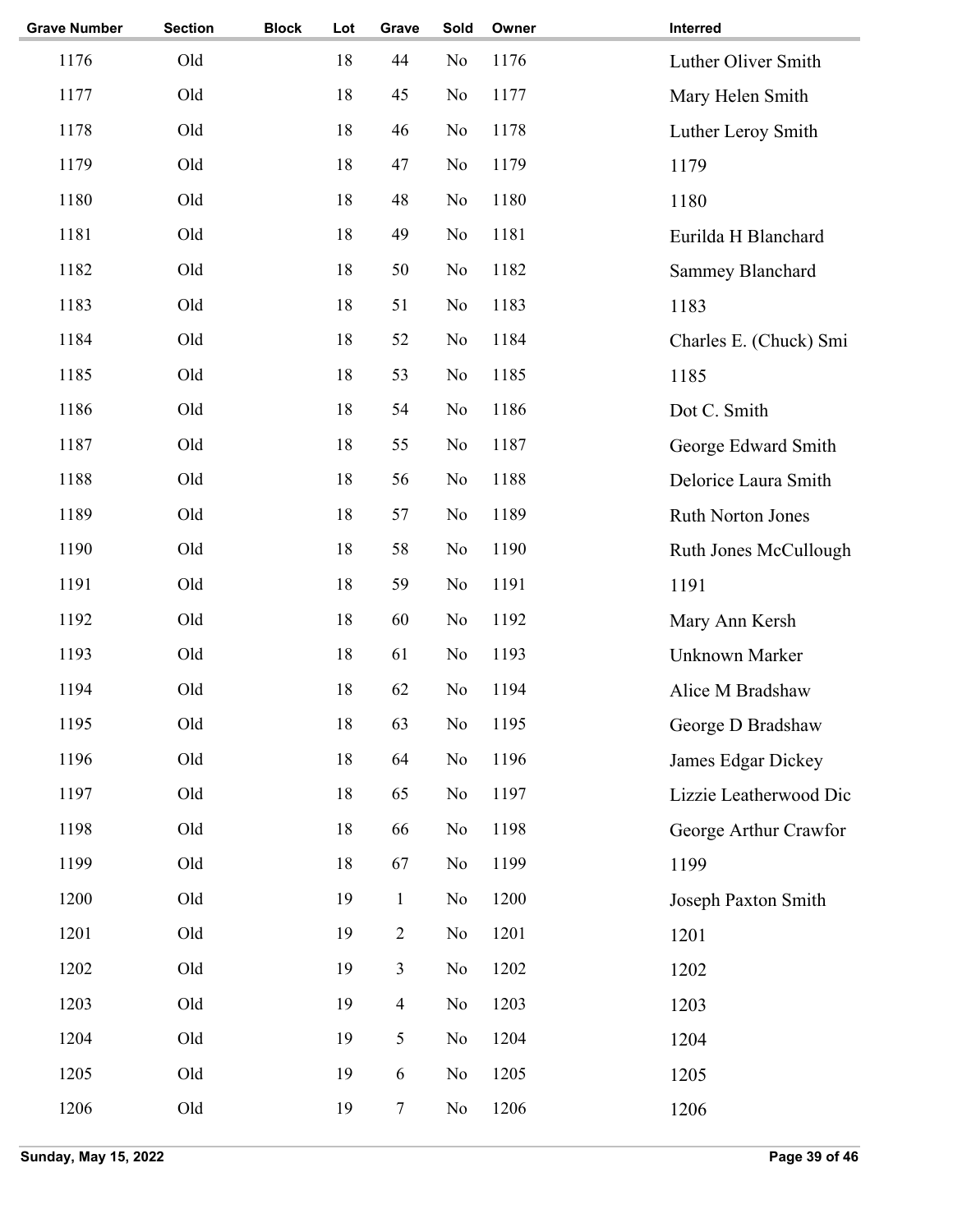| Grave Number | Section | Block | Lot | Grave | Sold | Owner | Interred |
|---|---|---|---|---|---|---|---|
| 1176 | Old | | 18 | 44 | No | 1176 | Luther Oliver Smith |
| 1177 | Old | | 18 | 45 | No | 1177 | Mary Helen Smith |
| 1178 | Old | | 18 | 46 | No | 1178 | Luther Leroy Smith |
| 1179 | Old | | 18 | 47 | No | 1179 | 1179 |
| 1180 | Old | | 18 | 48 | No | 1180 | 1180 |
| 1181 | Old | | 18 | 49 | No | 1181 | Eurilda H Blanchard |
| 1182 | Old | | 18 | 50 | No | 1182 | Sammey Blanchard |
| 1183 | Old | | 18 | 51 | No | 1183 | 1183 |
| 1184 | Old | | 18 | 52 | No | 1184 | Charles E. (Chuck) Smi |
| 1185 | Old | | 18 | 53 | No | 1185 | 1185 |
| 1186 | Old | | 18 | 54 | No | 1186 | Dot C. Smith |
| 1187 | Old | | 18 | 55 | No | 1187 | George Edward Smith |
| 1188 | Old | | 18 | 56 | No | 1188 | Delorice Laura Smith |
| 1189 | Old | | 18 | 57 | No | 1189 | Ruth Norton Jones |
| 1190 | Old | | 18 | 58 | No | 1190 | Ruth Jones McCullough |
| 1191 | Old | | 18 | 59 | No | 1191 | 1191 |
| 1192 | Old | | 18 | 60 | No | 1192 | Mary Ann Kersh |
| 1193 | Old | | 18 | 61 | No | 1193 | Unknown Marker |
| 1194 | Old | | 18 | 62 | No | 1194 | Alice M Bradshaw |
| 1195 | Old | | 18 | 63 | No | 1195 | George D Bradshaw |
| 1196 | Old | | 18 | 64 | No | 1196 | James Edgar Dickey |
| 1197 | Old | | 18 | 65 | No | 1197 | Lizzie Leatherwood Dic |
| 1198 | Old | | 18 | 66 | No | 1198 | George Arthur Crawfor |
| 1199 | Old | | 18 | 67 | No | 1199 | 1199 |
| 1200 | Old | | 19 | 1 | No | 1200 | Joseph Paxton Smith |
| 1201 | Old | | 19 | 2 | No | 1201 | 1201 |
| 1202 | Old | | 19 | 3 | No | 1202 | 1202 |
| 1203 | Old | | 19 | 4 | No | 1203 | 1203 |
| 1204 | Old | | 19 | 5 | No | 1204 | 1204 |
| 1205 | Old | | 19 | 6 | No | 1205 | 1205 |
| 1206 | Old | | 19 | 7 | No | 1206 | 1206 |

Sunday, May 15, 2022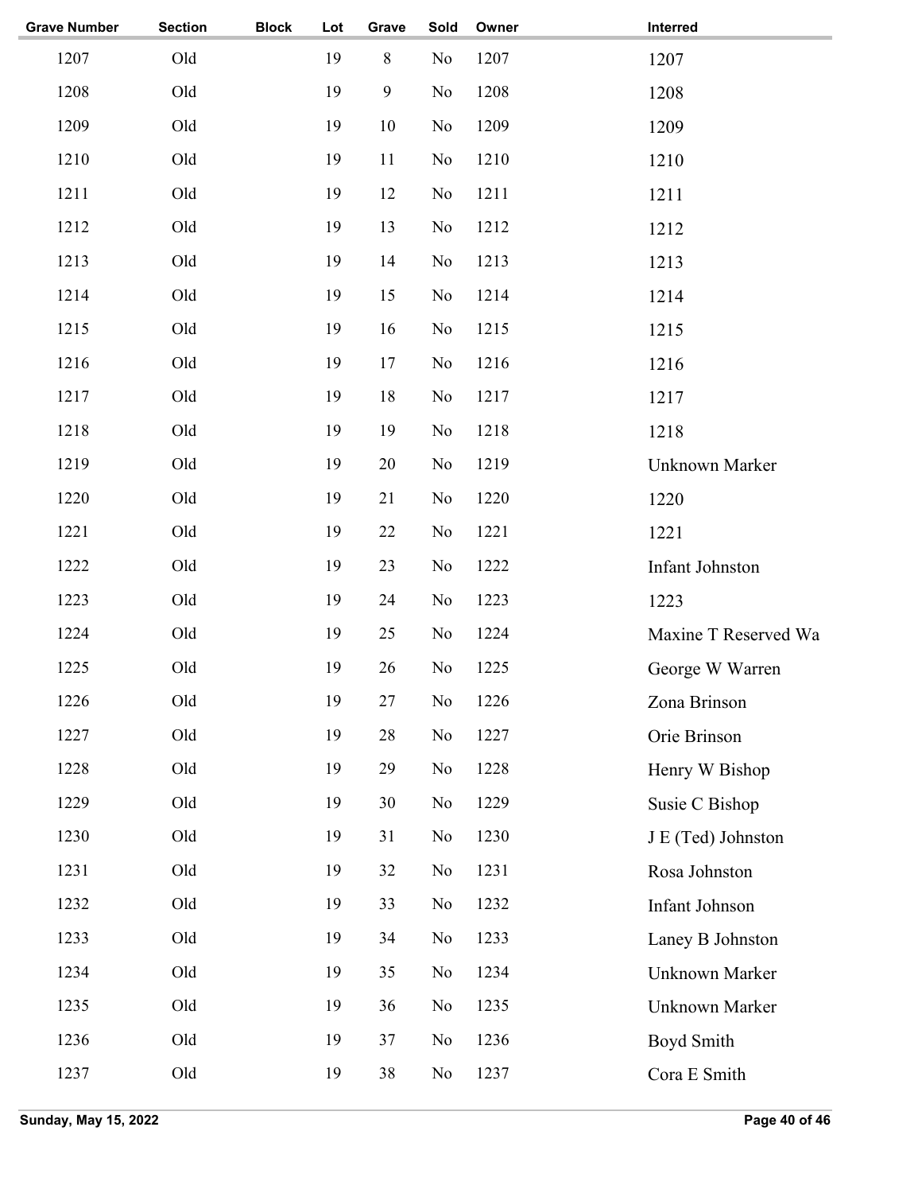| Grave Number | Section | Block | Lot | Grave | Sold | Owner | Interred |
|---|---|---|---|---|---|---|---|
| 1207 | Old | | 19 | 8 | No | 1207 | 1207 |
| 1208 | Old | | 19 | 9 | No | 1208 | 1208 |
| 1209 | Old | | 19 | 10 | No | 1209 | 1209 |
| 1210 | Old | | 19 | 11 | No | 1210 | 1210 |
| 1211 | Old | | 19 | 12 | No | 1211 | 1211 |
| 1212 | Old | | 19 | 13 | No | 1212 | 1212 |
| 1213 | Old | | 19 | 14 | No | 1213 | 1213 |
| 1214 | Old | | 19 | 15 | No | 1214 | 1214 |
| 1215 | Old | | 19 | 16 | No | 1215 | 1215 |
| 1216 | Old | | 19 | 17 | No | 1216 | 1216 |
| 1217 | Old | | 19 | 18 | No | 1217 | 1217 |
| 1218 | Old | | 19 | 19 | No | 1218 | 1218 |
| 1219 | Old | | 19 | 20 | No | 1219 | Unknown Marker |
| 1220 | Old | | 19 | 21 | No | 1220 | 1220 |
| 1221 | Old | | 19 | 22 | No | 1221 | 1221 |
| 1222 | Old | | 19 | 23 | No | 1222 | Infant Johnston |
| 1223 | Old | | 19 | 24 | No | 1223 | 1223 |
| 1224 | Old | | 19 | 25 | No | 1224 | Maxine T Reserved Wa |
| 1225 | Old | | 19 | 26 | No | 1225 | George W Warren |
| 1226 | Old | | 19 | 27 | No | 1226 | Zona Brinson |
| 1227 | Old | | 19 | 28 | No | 1227 | Orie Brinson |
| 1228 | Old | | 19 | 29 | No | 1228 | Henry W Bishop |
| 1229 | Old | | 19 | 30 | No | 1229 | Susie C Bishop |
| 1230 | Old | | 19 | 31 | No | 1230 | J E (Ted) Johnston |
| 1231 | Old | | 19 | 32 | No | 1231 | Rosa Johnston |
| 1232 | Old | | 19 | 33 | No | 1232 | Infant Johnson |
| 1233 | Old | | 19 | 34 | No | 1233 | Laney B Johnston |
| 1234 | Old | | 19 | 35 | No | 1234 | Unknown Marker |
| 1235 | Old | | 19 | 36 | No | 1235 | Unknown Marker |
| 1236 | Old | | 19 | 37 | No | 1236 | Boyd Smith |
| 1237 | Old | | 19 | 38 | No | 1237 | Cora E Smith |

Sunday, May 15, 2022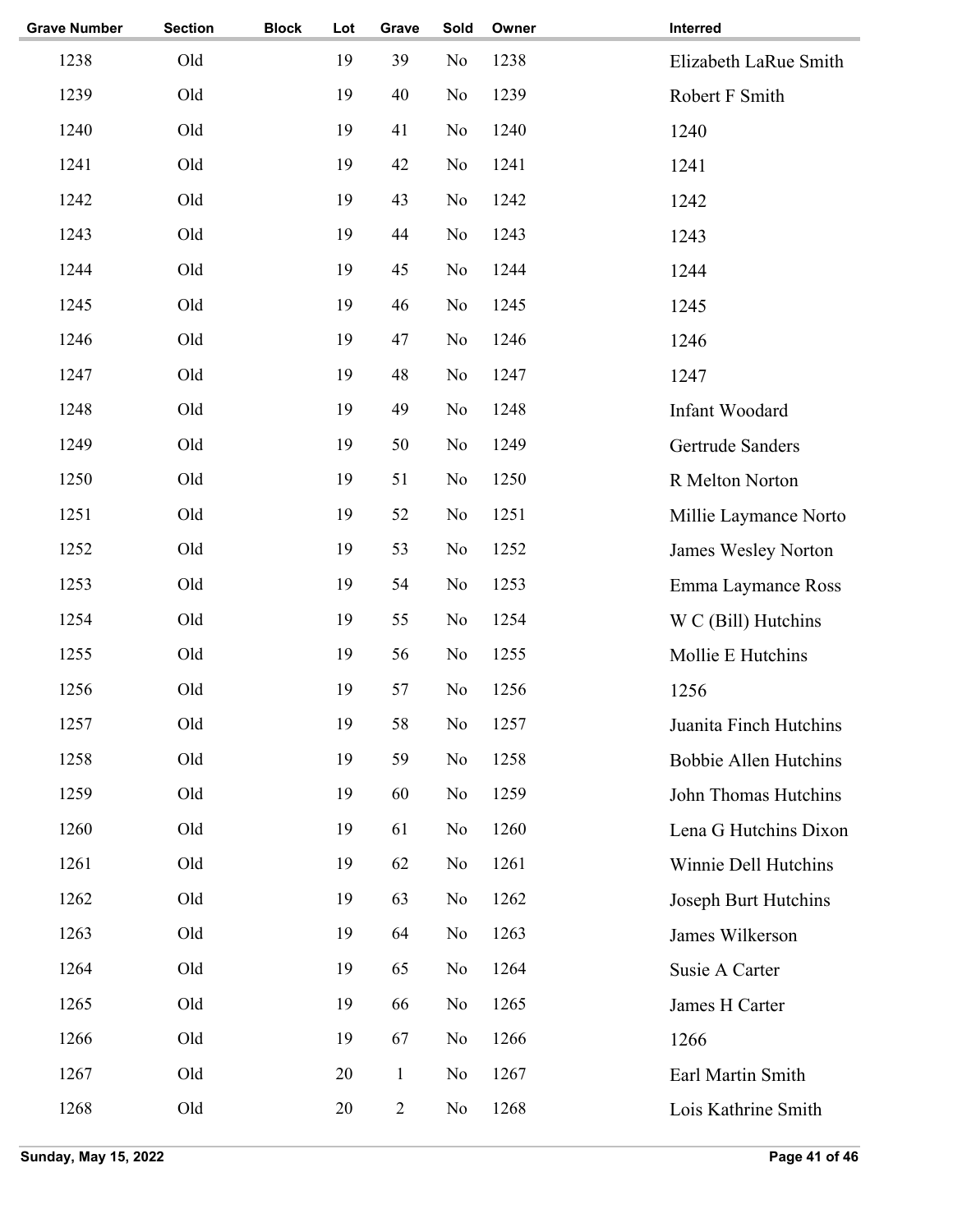| Grave Number | Section | Block | Lot | Grave | Sold | Owner | Interred |
|---|---|---|---|---|---|---|---|
| 1238 | Old | | 19 | 39 | No | 1238 | Elizabeth LaRue Smith |
| 1239 | Old | | 19 | 40 | No | 1239 | Robert F Smith |
| 1240 | Old | | 19 | 41 | No | 1240 | 1240 |
| 1241 | Old | | 19 | 42 | No | 1241 | 1241 |
| 1242 | Old | | 19 | 43 | No | 1242 | 1242 |
| 1243 | Old | | 19 | 44 | No | 1243 | 1243 |
| 1244 | Old | | 19 | 45 | No | 1244 | 1244 |
| 1245 | Old | | 19 | 46 | No | 1245 | 1245 |
| 1246 | Old | | 19 | 47 | No | 1246 | 1246 |
| 1247 | Old | | 19 | 48 | No | 1247 | 1247 |
| 1248 | Old | | 19 | 49 | No | 1248 | Infant Woodard |
| 1249 | Old | | 19 | 50 | No | 1249 | Gertrude Sanders |
| 1250 | Old | | 19 | 51 | No | 1250 | R Melton Norton |
| 1251 | Old | | 19 | 52 | No | 1251 | Millie Laymance Norto |
| 1252 | Old | | 19 | 53 | No | 1252 | James Wesley Norton |
| 1253 | Old | | 19 | 54 | No | 1253 | Emma Laymance Ross |
| 1254 | Old | | 19 | 55 | No | 1254 | W C (Bill) Hutchins |
| 1255 | Old | | 19 | 56 | No | 1255 | Mollie E Hutchins |
| 1256 | Old | | 19 | 57 | No | 1256 | 1256 |
| 1257 | Old | | 19 | 58 | No | 1257 | Juanita Finch Hutchins |
| 1258 | Old | | 19 | 59 | No | 1258 | Bobbie Allen Hutchins |
| 1259 | Old | | 19 | 60 | No | 1259 | John Thomas Hutchins |
| 1260 | Old | | 19 | 61 | No | 1260 | Lena G Hutchins Dixon |
| 1261 | Old | | 19 | 62 | No | 1261 | Winnie Dell Hutchins |
| 1262 | Old | | 19 | 63 | No | 1262 | Joseph Burt Hutchins |
| 1263 | Old | | 19 | 64 | No | 1263 | James Wilkerson |
| 1264 | Old | | 19 | 65 | No | 1264 | Susie A Carter |
| 1265 | Old | | 19 | 66 | No | 1265 | James H Carter |
| 1266 | Old | | 19 | 67 | No | 1266 | 1266 |
| 1267 | Old | | 20 | 1 | No | 1267 | Earl Martin Smith |
| 1268 | Old | | 20 | 2 | No | 1268 | Lois Kathrine Smith |

Sunday, May 15, 2022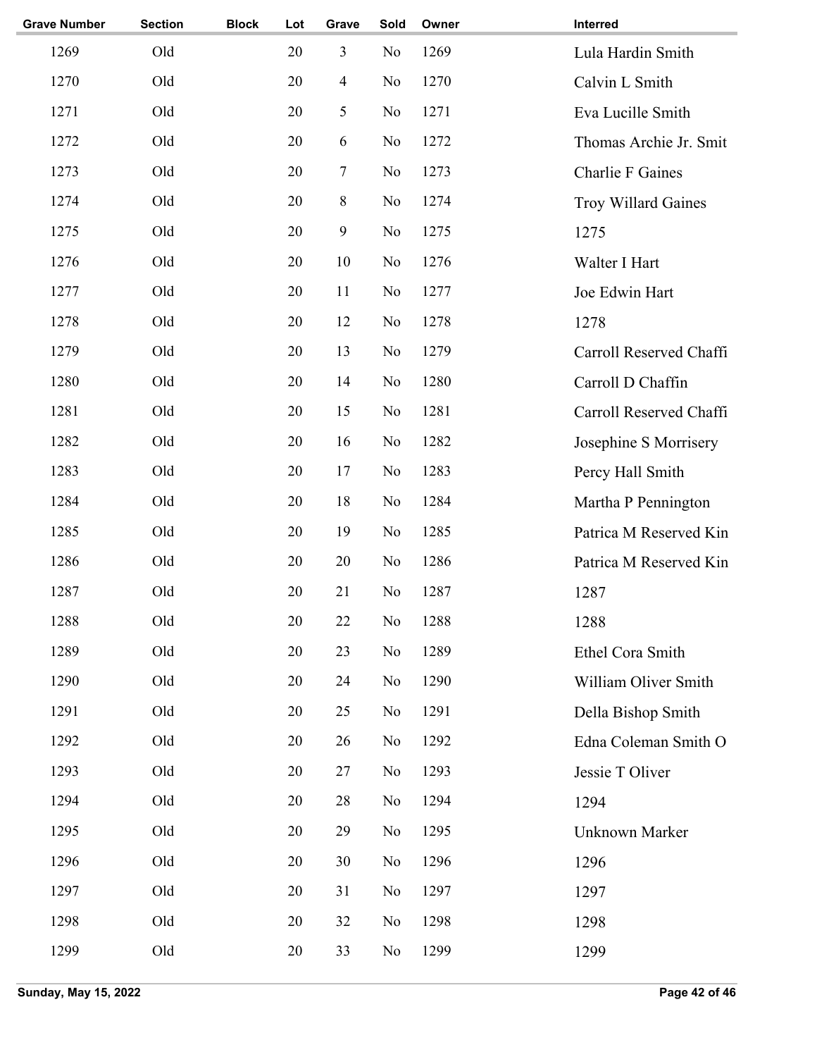| Grave Number | Section | Block | Lot | Grave | Sold | Owner | Interred |
|---|---|---|---|---|---|---|---|
| 1269 | Old | | 20 | 3 | No | 1269 | Lula Hardin Smith |
| 1270 | Old | | 20 | 4 | No | 1270 | Calvin L Smith |
| 1271 | Old | | 20 | 5 | No | 1271 | Eva Lucille Smith |
| 1272 | Old | | 20 | 6 | No | 1272 | Thomas Archie Jr. Smit |
| 1273 | Old | | 20 | 7 | No | 1273 | Charlie F Gaines |
| 1274 | Old | | 20 | 8 | No | 1274 | Troy Willard Gaines |
| 1275 | Old | | 20 | 9 | No | 1275 | 1275 |
| 1276 | Old | | 20 | 10 | No | 1276 | Walter I Hart |
| 1277 | Old | | 20 | 11 | No | 1277 | Joe Edwin Hart |
| 1278 | Old | | 20 | 12 | No | 1278 | 1278 |
| 1279 | Old | | 20 | 13 | No | 1279 | Carroll Reserved Chaffi |
| 1280 | Old | | 20 | 14 | No | 1280 | Carroll D Chaffin |
| 1281 | Old | | 20 | 15 | No | 1281 | Carroll Reserved Chaffi |
| 1282 | Old | | 20 | 16 | No | 1282 | Josephine S Morrisery |
| 1283 | Old | | 20 | 17 | No | 1283 | Percy Hall Smith |
| 1284 | Old | | 20 | 18 | No | 1284 | Martha P Pennington |
| 1285 | Old | | 20 | 19 | No | 1285 | Patrica M Reserved Kin |
| 1286 | Old | | 20 | 20 | No | 1286 | Patrica M Reserved Kin |
| 1287 | Old | | 20 | 21 | No | 1287 | 1287 |
| 1288 | Old | | 20 | 22 | No | 1288 | 1288 |
| 1289 | Old | | 20 | 23 | No | 1289 | Ethel Cora Smith |
| 1290 | Old | | 20 | 24 | No | 1290 | William Oliver Smith |
| 1291 | Old | | 20 | 25 | No | 1291 | Della Bishop Smith |
| 1292 | Old | | 20 | 26 | No | 1292 | Edna Coleman Smith O |
| 1293 | Old | | 20 | 27 | No | 1293 | Jessie T Oliver |
| 1294 | Old | | 20 | 28 | No | 1294 | 1294 |
| 1295 | Old | | 20 | 29 | No | 1295 | Unknown Marker |
| 1296 | Old | | 20 | 30 | No | 1296 | 1296 |
| 1297 | Old | | 20 | 31 | No | 1297 | 1297 |
| 1298 | Old | | 20 | 32 | No | 1298 | 1298 |
| 1299 | Old | | 20 | 33 | No | 1299 | 1299 |

**Sunday, May 15, 2022**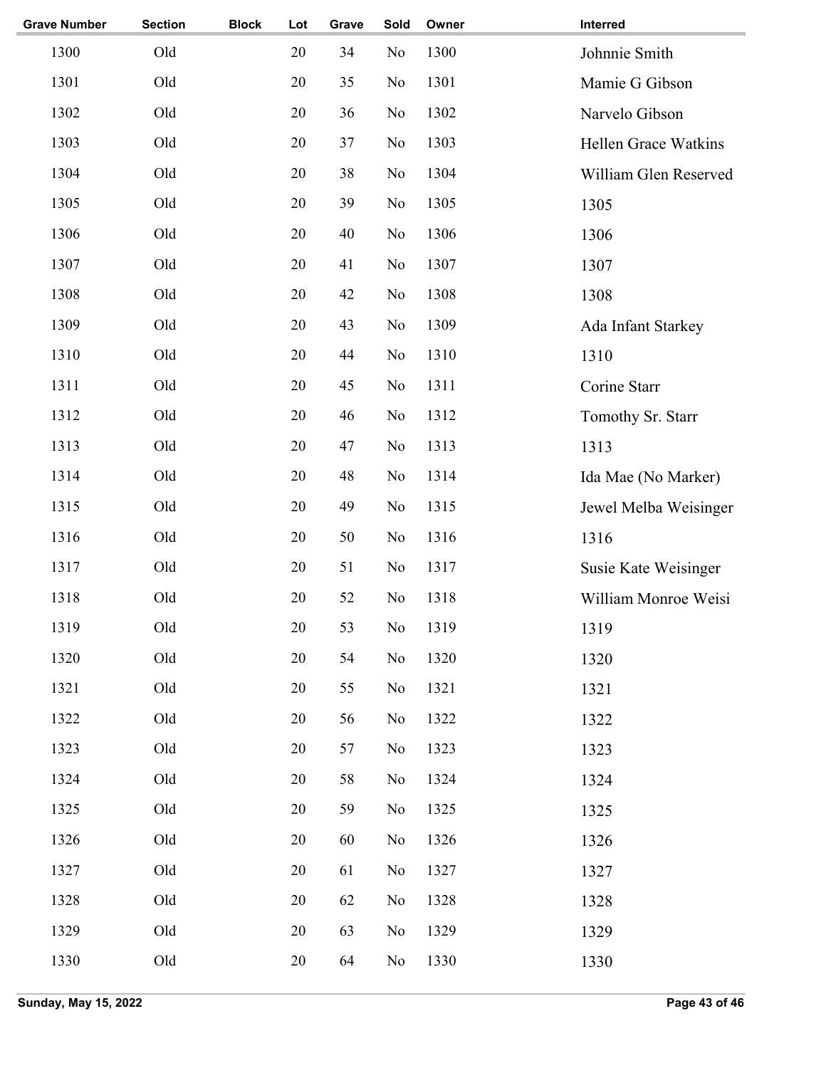| Grave Number | Section | Block | Lot | Grave | Sold | Owner | Interred |
|---|---|---|---|---|---|---|---|
| 1300 | Old | | 20 | 34 | No | 1300 | Johnnie Smith |
| 1301 | Old | | 20 | 35 | No | 1301 | Mamie G Gibson |
| 1302 | Old | | 20 | 36 | No | 1302 | Narvelo Gibson |
| 1303 | Old | | 20 | 37 | No | 1303 | Hellen Grace Watkins |
| 1304 | Old | | 20 | 38 | No | 1304 | William Glen Reserved |
| 1305 | Old | | 20 | 39 | No | 1305 | 1305 |
| 1306 | Old | | 20 | 40 | No | 1306 | 1306 |
| 1307 | Old | | 20 | 41 | No | 1307 | 1307 |
| 1308 | Old | | 20 | 42 | No | 1308 | 1308 |
| 1309 | Old | | 20 | 43 | No | 1309 | Ada Infant Starkey |
| 1310 | Old | | 20 | 44 | No | 1310 | 1310 |
| 1311 | Old | | 20 | 45 | No | 1311 | Corine Starr |
| 1312 | Old | | 20 | 46 | No | 1312 | Tomothy Sr. Starr |
| 1313 | Old | | 20 | 47 | No | 1313 | 1313 |
| 1314 | Old | | 20 | 48 | No | 1314 | Ida Mae (No Marker) |
| 1315 | Old | | 20 | 49 | No | 1315 | Jewel Melba Weisinger |
| 1316 | Old | | 20 | 50 | No | 1316 | 1316 |
| 1317 | Old | | 20 | 51 | No | 1317 | Susie Kate Weisinger |
| 1318 | Old | | 20 | 52 | No | 1318 | William Monroe Weisi |
| 1319 | Old | | 20 | 53 | No | 1319 | 1319 |
| 1320 | Old | | 20 | 54 | No | 1320 | 1320 |
| 1321 | Old | | 20 | 55 | No | 1321 | 1321 |
| 1322 | Old | | 20 | 56 | No | 1322 | 1322 |
| 1323 | Old | | 20 | 57 | No | 1323 | 1323 |
| 1324 | Old | | 20 | 58 | No | 1324 | 1324 |
| 1325 | Old | | 20 | 59 | No | 1325 | 1325 |
| 1326 | Old | | 20 | 60 | No | 1326 | 1326 |
| 1327 | Old | | 20 | 61 | No | 1327 | 1327 |
| 1328 | Old | | 20 | 62 | No | 1328 | 1328 |
| 1329 | Old | | 20 | 63 | No | 1329 | 1329 |
| 1330 | Old | | 20 | 64 | No | 1330 | 1330 |

Sunday, May 15, 2022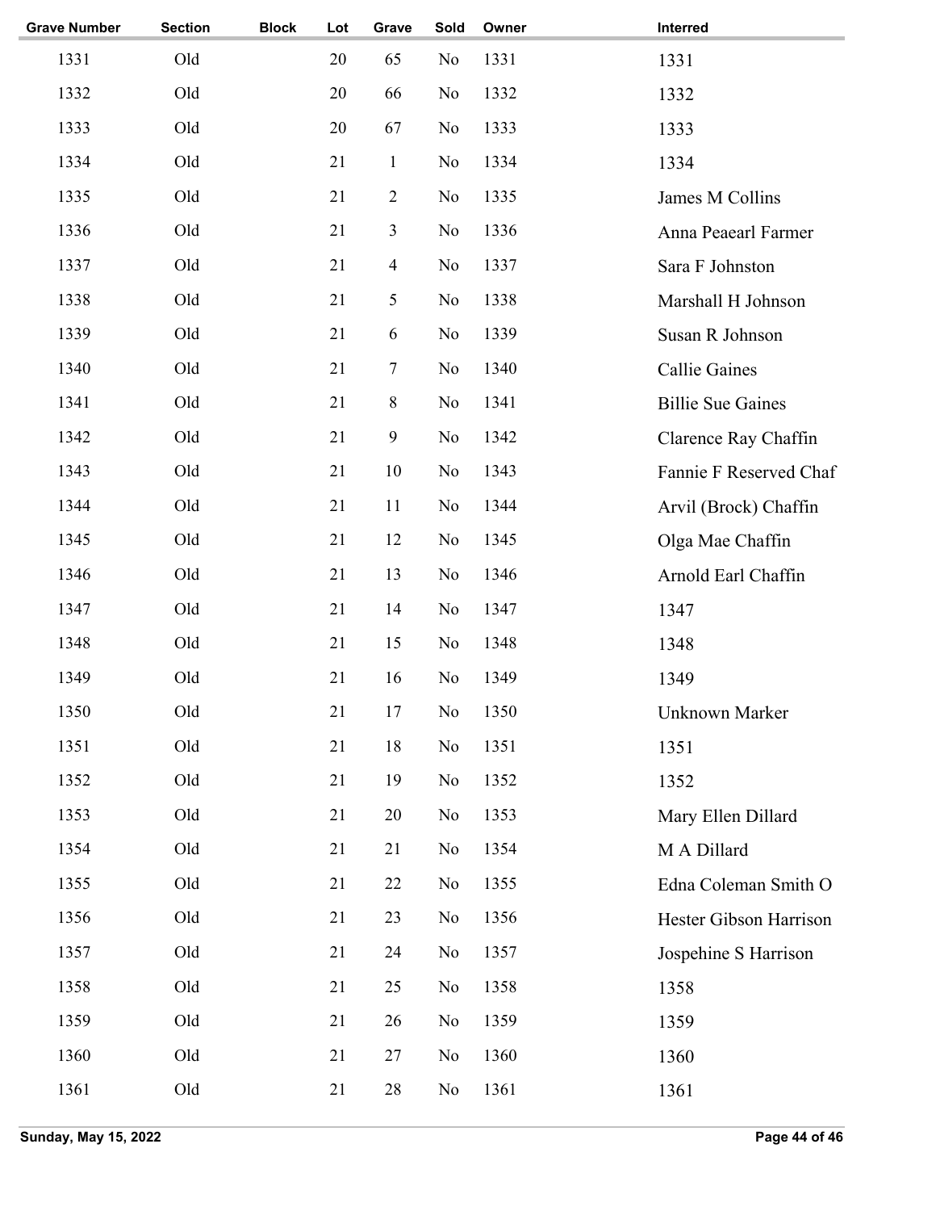| Grave Number | Section | Block | Lot | Grave | Sold | Owner | Interred |
|---|---|---|---|---|---|---|---|
| 1331 | Old | | 20 | 65 | No | 1331 | 1331 |
| 1332 | Old | | 20 | 66 | No | 1332 | 1332 |
| 1333 | Old | | 20 | 67 | No | 1333 | 1333 |
| 1334 | Old | | 21 | 1 | No | 1334 | 1334 |
| 1335 | Old | | 21 | 2 | No | 1335 | James M Collins |
| 1336 | Old | | 21 | 3 | No | 1336 | Anna Peaearl Farmer |
| 1337 | Old | | 21 | 4 | No | 1337 | Sara F Johnston |
| 1338 | Old | | 21 | 5 | No | 1338 | Marshall H Johnson |
| 1339 | Old | | 21 | 6 | No | 1339 | Susan R Johnson |
| 1340 | Old | | 21 | 7 | No | 1340 | Callie Gaines |
| 1341 | Old | | 21 | 8 | No | 1341 | Billie Sue Gaines |
| 1342 | Old | | 21 | 9 | No | 1342 | Clarence Ray Chaffin |
| 1343 | Old | | 21 | 10 | No | 1343 | Fannie F Reserved Chaf |
| 1344 | Old | | 21 | 11 | No | 1344 | Arvil (Brock) Chaffin |
| 1345 | Old | | 21 | 12 | No | 1345 | Olga Mae Chaffin |
| 1346 | Old | | 21 | 13 | No | 1346 | Arnold Earl Chaffin |
| 1347 | Old | | 21 | 14 | No | 1347 | 1347 |
| 1348 | Old | | 21 | 15 | No | 1348 | 1348 |
| 1349 | Old | | 21 | 16 | No | 1349 | 1349 |
| 1350 | Old | | 21 | 17 | No | 1350 | Unknown Marker |
| 1351 | Old | | 21 | 18 | No | 1351 | 1351 |
| 1352 | Old | | 21 | 19 | No | 1352 | 1352 |
| 1353 | Old | | 21 | 20 | No | 1353 | Mary Ellen Dillard |
| 1354 | Old | | 21 | 21 | No | 1354 | M A Dillard |
| 1355 | Old | | 21 | 22 | No | 1355 | Edna Coleman Smith O |
| 1356 | Old | | 21 | 23 | No | 1356 | Hester Gibson Harrison |
| 1357 | Old | | 21 | 24 | No | 1357 | Jospehine S Harrison |
| 1358 | Old | | 21 | 25 | No | 1358 | 1358 |
| 1359 | Old | | 21 | 26 | No | 1359 | 1359 |
| 1360 | Old | | 21 | 27 | No | 1360 | 1360 |
| 1361 | Old | | 21 | 28 | No | 1361 | 1361 |

Sunday, May 15, 2022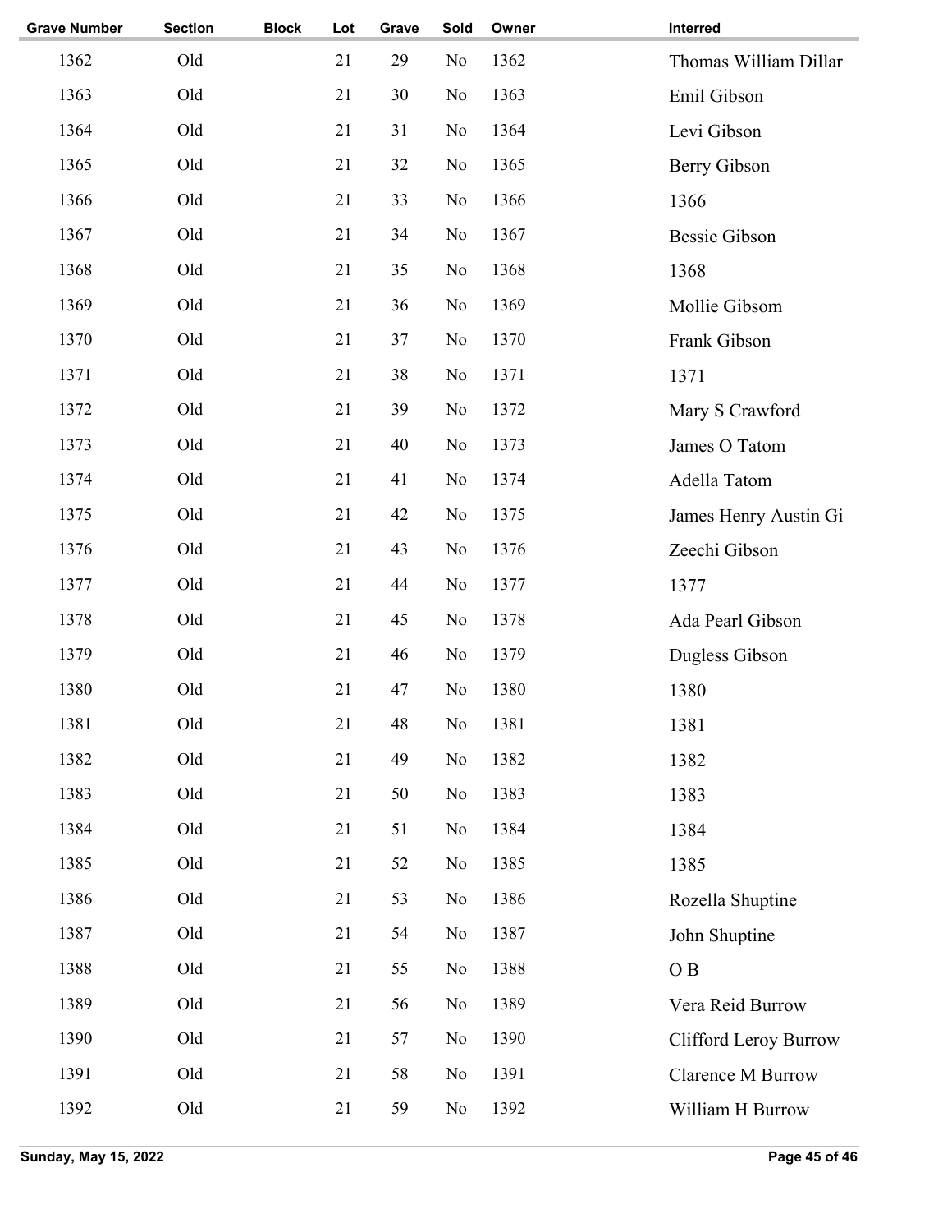| Grave Number | Section | Block | Lot | Grave | Sold | Owner | Interred |
|---|---|---|---|---|---|---|---|
| 1362 | Old | | 21 | 29 | No | 1362 | Thomas William Dillar |
| 1363 | Old | | 21 | 30 | No | 1363 | Emil Gibson |
| 1364 | Old | | 21 | 31 | No | 1364 | Levi Gibson |
| 1365 | Old | | 21 | 32 | No | 1365 | Berry Gibson |
| 1366 | Old | | 21 | 33 | No | 1366 | 1366 |
| 1367 | Old | | 21 | 34 | No | 1367 | Bessie Gibson |
| 1368 | Old | | 21 | 35 | No | 1368 | 1368 |
| 1369 | Old | | 21 | 36 | No | 1369 | Mollie Gibsom |
| 1370 | Old | | 21 | 37 | No | 1370 | Frank Gibson |
| 1371 | Old | | 21 | 38 | No | 1371 | 1371 |
| 1372 | Old | | 21 | 39 | No | 1372 | Mary S Crawford |
| 1373 | Old | | 21 | 40 | No | 1373 | James O Tatom |
| 1374 | Old | | 21 | 41 | No | 1374 | Adella Tatom |
| 1375 | Old | | 21 | 42 | No | 1375 | James Henry Austin Gi |
| 1376 | Old | | 21 | 43 | No | 1376 | Zeechi Gibson |
| 1377 | Old | | 21 | 44 | No | 1377 | 1377 |
| 1378 | Old | | 21 | 45 | No | 1378 | Ada Pearl Gibson |
| 1379 | Old | | 21 | 46 | No | 1379 | Dugless Gibson |
| 1380 | Old | | 21 | 47 | No | 1380 | 1380 |
| 1381 | Old | | 21 | 48 | No | 1381 | 1381 |
| 1382 | Old | | 21 | 49 | No | 1382 | 1382 |
| 1383 | Old | | 21 | 50 | No | 1383 | 1383 |
| 1384 | Old | | 21 | 51 | No | 1384 | 1384 |
| 1385 | Old | | 21 | 52 | No | 1385 | 1385 |
| 1386 | Old | | 21 | 53 | No | 1386 | Rozella Shuptine |
| 1387 | Old | | 21 | 54 | No | 1387 | John Shuptine |
| 1388 | Old | | 21 | 55 | No | 1388 | O B |
| 1389 | Old | | 21 | 56 | No | 1389 | Vera Reid Burrow |
| 1390 | Old | | 21 | 57 | No | 1390 | Clifford Leroy Burrow |
| 1391 | Old | | 21 | 58 | No | 1391 | Clarence M Burrow |
| 1392 | Old | | 21 | 59 | No | 1392 | William H Burrow |

**Sunday, May 15, 2022**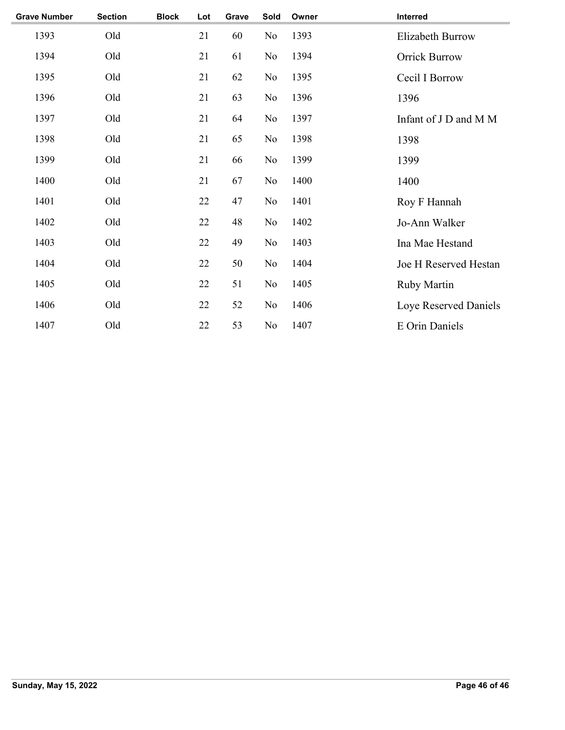| Grave Number | Section | Block | Lot | Grave | Sold | Owner | Interred |
|---|---|---|---|---|---|---|---|
| 1393 | Old | | 21 | 60 | No | 1393 | Elizabeth Burrow |
| 1394 | Old | | 21 | 61 | No | 1394 | Orrick Burrow |
| 1395 | Old | | 21 | 62 | No | 1395 | Cecil I Borrow |
| 1396 | Old | | 21 | 63 | No | 1396 | 1396 |
| 1397 | Old | | 21 | 64 | No | 1397 | Infant of J D and M M |
| 1398 | Old | | 21 | 65 | No | 1398 | 1398 |
| 1399 | Old | | 21 | 66 | No | 1399 | 1399 |
| 1400 | Old | | 21 | 67 | No | 1400 | 1400 |
| 1401 | Old | | 22 | 47 | No | 1401 | Roy F Hannah |
| 1402 | Old | | 22 | 48 | No | 1402 | Jo-Ann Walker |
| 1403 | Old | | 22 | 49 | No | 1403 | Ina Mae Hestand |
| 1404 | Old | | 22 | 50 | No | 1404 | Joe H Reserved Hestan |
| 1405 | Old | | 22 | 51 | No | 1405 | Ruby Martin |
| 1406 | Old | | 22 | 52 | No | 1406 | Loye Reserved Daniels |
| 1407 | Old | | 22 | 53 | No | 1407 | E Orin Daniels |

Sunday, May 15, 2022